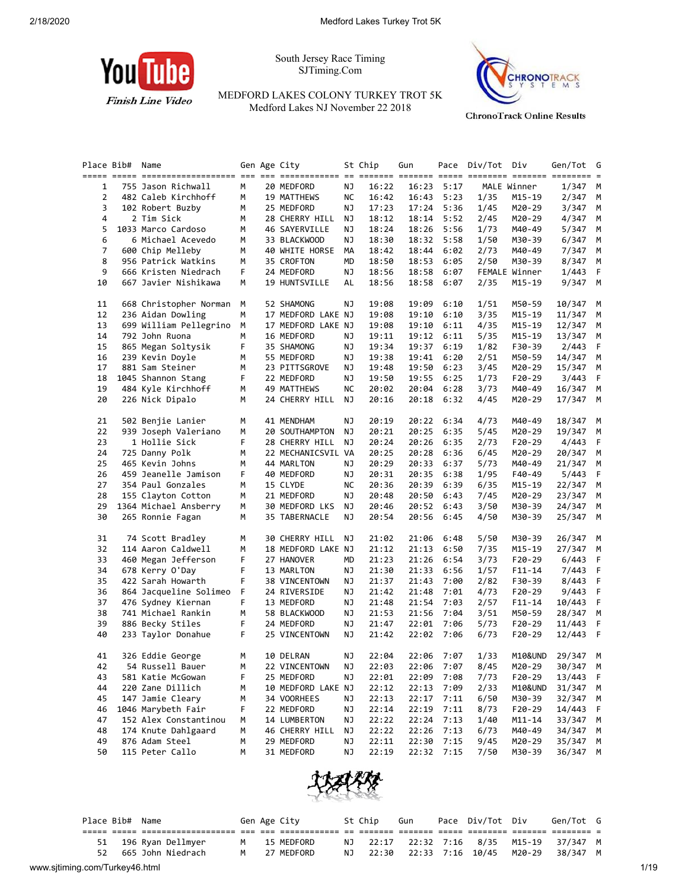South Jersey Race Timing
SJTiming.Com

MEDFORD LAKES COLONY TURKEY TROT 5K
Medford Lakes NJ November 22 2018

YouTube Finish Line Video

ChronoTrack Online Results

| Place | Bib# | Name | Gen | Age | City | St | Chip | Gun | Pace | Div/Tot | Div | Gen/Tot | G |
|---|---|---|---|---|---|---|---|---|---|---|---|---|---|
| 1 | 755 | Jason Richwall | M | 20 | MEDFORD | NJ | 16:22 | 16:23 | 5:17 | MALE | Winner | 1/347 | M |
| 2 | 482 | Caleb Kirchhoff | M | 19 | MATTHEWS | NC | 16:42 | 16:43 | 5:23 | 1/35 | M15-19 | 2/347 | M |
| 3 | 102 | Robert Buzby | M | 25 | MEDFORD | NJ | 17:23 | 17:24 | 5:36 | 1/45 | M20-29 | 3/347 | M |
| 4 | 2 | Tim Sick | M | 28 | CHERRY HILL | NJ | 18:12 | 18:14 | 5:52 | 2/45 | M20-29 | 4/347 | M |
| 5 | 1033 | Marco Cardoso | M | 46 | SAYERVILLE | NJ | 18:24 | 18:26 | 5:56 | 1/73 | M40-49 | 5/347 | M |
| 6 | 6 | Michael Acevedo | M | 33 | BLACKWOOD | NJ | 18:30 | 18:32 | 5:58 | 1/50 | M30-39 | 6/347 | M |
| 7 | 600 | Chip Melleby | M | 40 | WHITE HORSE | MA | 18:42 | 18:44 | 6:02 | 2/73 | M40-49 | 7/347 | M |
| 8 | 956 | Patrick Watkins | M | 35 | CROFTON | MD | 18:50 | 18:53 | 6:05 | 2/50 | M30-39 | 8/347 | M |
| 9 | 666 | Kristen Niedrach | F | 24 | MEDFORD | NJ | 18:56 | 18:58 | 6:07 | FEMALE | Winner | 1/443 | F |
| 10 | 667 | Javier Nishikawa | M | 19 | HUNTSVILLE | AL | 18:56 | 18:58 | 6:07 | 2/35 | M15-19 | 9/347 | M |
| 11 | 668 | Christopher Norman | M | 52 | SHAMONG | NJ | 19:08 | 19:09 | 6:10 | 1/51 | M50-59 | 10/347 | M |
| 12 | 236 | Aidan Dowling | M | 17 | MEDFORD LAKE | NJ | 19:08 | 19:10 | 6:10 | 3/35 | M15-19 | 11/347 | M |
| 13 | 699 | William Pellegrino | M | 17 | MEDFORD LAKE | NJ | 19:08 | 19:10 | 6:11 | 4/35 | M15-19 | 12/347 | M |
| 14 | 792 | John Ruona | M | 16 | MEDFORD | NJ | 19:11 | 19:12 | 6:11 | 5/35 | M15-19 | 13/347 | M |
| 15 | 865 | Megan Soltysik | F | 35 | SHAMONG | NJ | 19:34 | 19:37 | 6:19 | 1/82 | F30-39 | 2/443 | F |
| 16 | 239 | Kevin Doyle | M | 55 | MEDFORD | NJ | 19:38 | 19:41 | 6:20 | 2/51 | M50-59 | 14/347 | M |
| 17 | 881 | Sam Steiner | M | 23 | PITTSGROVE | NJ | 19:48 | 19:50 | 6:23 | 3/45 | M20-29 | 15/347 | M |
| 18 | 1045 | Shannon Stang | F | 22 | MEDFORD | NJ | 19:50 | 19:55 | 6:25 | 1/73 | F20-29 | 3/443 | F |
| 19 | 484 | Kyle Kirchhoff | M | 49 | MATTHEWS | NC | 20:02 | 20:04 | 6:28 | 3/73 | M40-49 | 16/347 | M |
| 20 | 226 | Nick Dipalo | M | 24 | CHERRY HILL | NJ | 20:16 | 20:18 | 6:32 | 4/45 | M20-29 | 17/347 | M |
| 21 | 502 | Benjie Lanier | M | 41 | MENDHAM | NJ | 20:19 | 20:22 | 6:34 | 4/73 | M40-49 | 18/347 | M |
| 22 | 939 | Joseph Valeriano | M | 20 | SOUTHAMPTON | NJ | 20:21 | 20:25 | 6:35 | 5/45 | M20-29 | 19/347 | M |
| 23 | 1 | Hollie Sick | F | 28 | CHERRY HILL | NJ | 20:24 | 20:26 | 6:35 | 2/73 | F20-29 | 4/443 | F |
| 24 | 725 | Danny Polk | M | 22 | MECHANICSVIL | VA | 20:25 | 20:28 | 6:36 | 6/45 | M20-29 | 20/347 | M |
| 25 | 465 | Kevin Johns | M | 44 | MARLTON | NJ | 20:29 | 20:33 | 6:37 | 5/73 | M40-49 | 21/347 | M |
| 26 | 459 | Jeanelle Jamison | F | 40 | MEDFORD | NJ | 20:31 | 20:35 | 6:38 | 1/95 | F40-49 | 5/443 | F |
| 27 | 354 | Paul Gonzales | M | 15 | CLYDE | NC | 20:36 | 20:39 | 6:39 | 6/35 | M15-19 | 22/347 | M |
| 28 | 155 | Clayton Cotton | M | 21 | MEDFORD | NJ | 20:48 | 20:50 | 6:43 | 7/45 | M20-29 | 23/347 | M |
| 29 | 1364 | Michael Ansberry | M | 30 | MEDFORD LKS | NJ | 20:46 | 20:52 | 6:43 | 3/50 | M30-39 | 24/347 | M |
| 30 | 265 | Ronnie Fagan | M | 35 | TABERNACLE | NJ | 20:54 | 20:56 | 6:45 | 4/50 | M30-39 | 25/347 | M |
| 31 | 74 | Scott Bradley | M | 30 | CHERRY HILL | NJ | 21:02 | 21:06 | 6:48 | 5/50 | M30-39 | 26/347 | M |
| 32 | 114 | Aaron Caldwell | M | 18 | MEDFORD LAKE | NJ | 21:12 | 21:13 | 6:50 | 7/35 | M15-19 | 27/347 | M |
| 33 | 460 | Megan Jefferson | F | 27 | HANOVER | MD | 21:23 | 21:26 | 6:54 | 3/73 | F20-29 | 6/443 | F |
| 34 | 678 | Kerry O'Day | F | 13 | MARLTON | NJ | 21:30 | 21:33 | 6:56 | 1/57 | F11-14 | 7/443 | F |
| 35 | 422 | Sarah Howarth | F | 38 | VINCENTOWN | NJ | 21:37 | 21:43 | 7:00 | 2/82 | F30-39 | 8/443 | F |
| 36 | 864 | Jacqueline Solimeo | F | 24 | RIVERSIDE | NJ | 21:42 | 21:48 | 7:01 | 4/73 | F20-29 | 9/443 | F |
| 37 | 476 | Sydney Kiernan | F | 13 | MEDFORD | NJ | 21:48 | 21:54 | 7:03 | 2/57 | F11-14 | 10/443 | F |
| 38 | 741 | Michael Rankin | M | 58 | BLACKWOOD | NJ | 21:53 | 21:56 | 7:04 | 3/51 | M50-59 | 28/347 | M |
| 39 | 886 | Becky Stiles | F | 24 | MEDFORD | NJ | 21:47 | 22:01 | 7:06 | 5/73 | F20-29 | 11/443 | F |
| 40 | 233 | Taylor Donahue | F | 25 | VINCENTOWN | NJ | 21:42 | 22:02 | 7:06 | 6/73 | F20-29 | 12/443 | F |
| 41 | 326 | Eddie George | M | 10 | DELRAN | NJ | 22:04 | 22:06 | 7:07 | 1/33 | M10&UND | 29/347 | M |
| 42 | 54 | Russell Bauer | M | 22 | VINCENTOWN | NJ | 22:03 | 22:06 | 7:07 | 8/45 | M20-29 | 30/347 | M |
| 43 | 581 | Katie McGowan | F | 25 | MEDFORD | NJ | 22:01 | 22:09 | 7:08 | 7/73 | F20-29 | 13/443 | F |
| 44 | 220 | Zane Dillich | M | 10 | MEDFORD LAKE | NJ | 22:12 | 22:13 | 7:09 | 2/33 | M10&UND | 31/347 | M |
| 45 | 147 | Jamie Cleary | M | 34 | VOORHEES | NJ | 22:13 | 22:17 | 7:11 | 6/50 | M30-39 | 32/347 | M |
| 46 | 1046 | Marybeth Fair | F | 22 | MEDFORD | NJ | 22:14 | 22:19 | 7:11 | 8/73 | F20-29 | 14/443 | F |
| 47 | 152 | Alex Constantinou | M | 14 | LUMBERTON | NJ | 22:22 | 22:24 | 7:13 | 1/40 | M11-14 | 33/347 | M |
| 48 | 174 | Knute Dahlgaard | M | 46 | CHERRY HILL | NJ | 22:22 | 22:26 | 7:13 | 6/73 | M40-49 | 34/347 | M |
| 49 | 876 | Adam Steel | M | 29 | MEDFORD | NJ | 22:11 | 22:30 | 7:15 | 9/45 | M20-29 | 35/347 | M |
| 50 | 115 | Peter Callo | M | 31 | MEDFORD | NJ | 22:19 | 22:32 | 7:15 | 7/50 | M30-39 | 36/347 | M |
| 51 | 196 | Ryan Dellmyer | M | 15 | MEDFORD | NJ | 22:17 | 22:32 | 7:16 | 8/35 | M15-19 | 37/347 | M |
| 52 | 665 | John Niedrach | M | 27 | MEDFORD | NJ | 22:30 | 22:33 | 7:16 | 10/45 | M20-29 | 38/347 | M |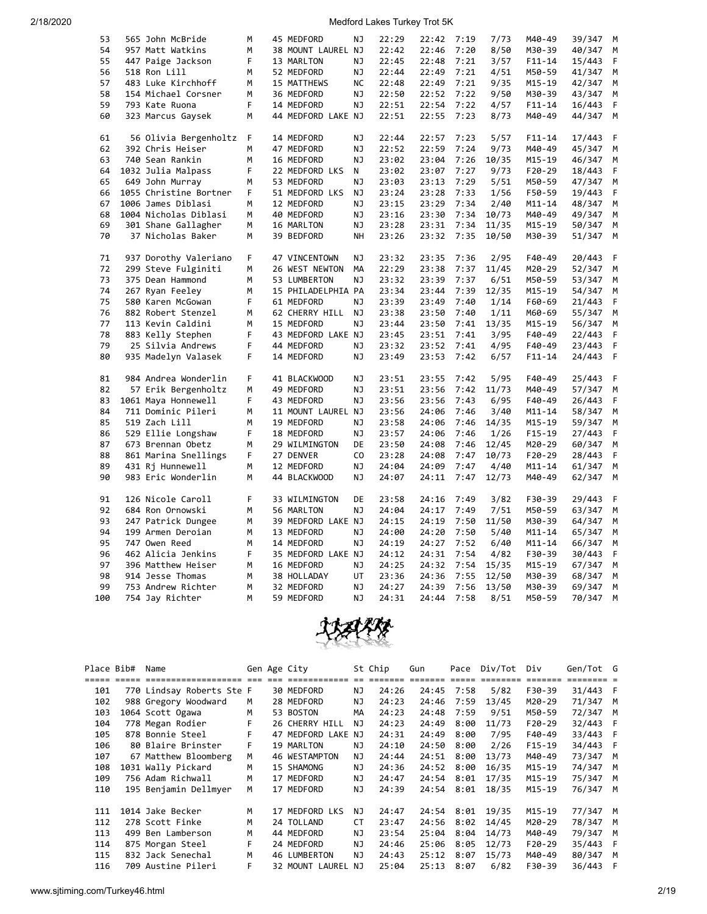| Place | Bib# | Name | Gen | Age | City | St | Chip | Gun | Pace | Div/Tot | Div | Gen/Tot | G |
|---|---|---|---|---|---|---|---|---|---|---|---|---|---|
| 53 | 565 | John McBride | M | 45 | MEDFORD | NJ | 22:29 | 22:42 | 7:19 | 7/73 | M40-49 | 39/347 | M |
| 54 | 957 | Matt Watkins | M | 38 | MOUNT LAUREL | NJ | 22:42 | 22:46 | 7:20 | 8/50 | M30-39 | 40/347 | M |
| 55 | 447 | Paige Jackson | F | 13 | MARLTON | NJ | 22:45 | 22:48 | 7:21 | 3/57 | F11-14 | 15/443 | F |
| 56 | 518 | Ron Lill | M | 52 | MEDFORD | NJ | 22:44 | 22:49 | 7:21 | 4/51 | M50-59 | 41/347 | M |
| 57 | 483 | Luke Kirchhoff | M | 15 | MATTHEWS | NC | 22:48 | 22:49 | 7:21 | 9/35 | M15-19 | 42/347 | M |
| 58 | 154 | Michael Corsner | M | 36 | MEDFORD | NJ | 22:50 | 22:52 | 7:22 | 9/50 | M30-39 | 43/347 | M |
| 59 | 793 | Kate Ruona | F | 14 | MEDFORD | NJ | 22:51 | 22:54 | 7:22 | 4/57 | F11-14 | 16/443 | F |
| 60 | 323 | Marcus Gaysek | M | 44 | MEDFORD LAKE | NJ | 22:51 | 22:55 | 7:23 | 8/73 | M40-49 | 44/347 | M |
| 61 | 56 | Olivia Bergenholtz | F | 14 | MEDFORD | NJ | 22:44 | 22:57 | 7:23 | 5/57 | F11-14 | 17/443 | F |
| 62 | 392 | Chris Heiser | M | 47 | MEDFORD | NJ | 22:52 | 22:59 | 7:24 | 9/73 | M40-49 | 45/347 | M |
| 63 | 740 | Sean Rankin | M | 16 | MEDFORD | NJ | 23:02 | 23:04 | 7:26 | 10/35 | M15-19 | 46/347 | M |
| 64 | 1032 | Julia Malpass | F | 22 | MEDFORD LKS | N | 23:02 | 23:07 | 7:27 | 9/73 | F20-29 | 18/443 | F |
| 65 | 649 | John Murray | M | 53 | MEDFORD | NJ | 23:03 | 23:13 | 7:29 | 5/51 | M50-59 | 47/347 | M |
| 66 | 1055 | Christine Bortner | F | 51 | MEDFORD LKS | NJ | 23:24 | 23:28 | 7:33 | 1/56 | F50-59 | 19/443 | F |
| 67 | 1006 | James Diblasi | M | 12 | MEDFORD | NJ | 23:15 | 23:29 | 7:34 | 2/40 | M11-14 | 48/347 | M |
| 68 | 1004 | Nicholas Diblasi | M | 40 | MEDFORD | NJ | 23:16 | 23:30 | 7:34 | 10/73 | M40-49 | 49/347 | M |
| 69 | 301 | Shane Gallagher | M | 16 | MARLTON | NJ | 23:28 | 23:31 | 7:34 | 11/35 | M15-19 | 50/347 | M |
| 70 | 37 | Nicholas Baker | M | 39 | BEDFORD | NH | 23:26 | 23:32 | 7:35 | 10/50 | M30-39 | 51/347 | M |
| 71 | 937 | Dorothy Valeriano | F | 47 | VINCENTOWN | NJ | 23:32 | 23:35 | 7:36 | 2/95 | F40-49 | 20/443 | F |
| 72 | 299 | Steve Fulginiti | M | 26 | WEST NEWTON | MA | 22:29 | 23:38 | 7:37 | 11/45 | M20-29 | 52/347 | M |
| 73 | 375 | Dean Hammond | M | 53 | LUMBERTON | NJ | 23:32 | 23:39 | 7:37 | 6/51 | M50-59 | 53/347 | M |
| 74 | 267 | Ryan Feeley | M | 15 | PHILADELPHIA | PA | 23:34 | 23:44 | 7:39 | 12/35 | M15-19 | 54/347 | M |
| 75 | 580 | Karen McGowan | F | 61 | MEDFORD | NJ | 23:39 | 23:49 | 7:40 | 1/14 | F60-69 | 21/443 | F |
| 76 | 882 | Robert Stenzel | M | 62 | CHERRY HILL | NJ | 23:38 | 23:50 | 7:40 | 1/11 | M60-69 | 55/347 | M |
| 77 | 113 | Kevin Caldini | M | 15 | MEDFORD | NJ | 23:44 | 23:50 | 7:41 | 13/35 | M15-19 | 56/347 | M |
| 78 | 883 | Kelly Stephen | F | 43 | MEDFORD LAKE | NJ | 23:45 | 23:51 | 7:41 | 3/95 | F40-49 | 22/443 | F |
| 79 | 25 | Silvia Andrews | F | 44 | MEDFORD | NJ | 23:32 | 23:52 | 7:41 | 4/95 | F40-49 | 23/443 | F |
| 80 | 935 | Madelyn Valasek | F | 14 | MEDFORD | NJ | 23:49 | 23:53 | 7:42 | 6/57 | F11-14 | 24/443 | F |
| 81 | 984 | Andrea Wonderlin | F | 41 | BLACKWOOD | NJ | 23:51 | 23:55 | 7:42 | 5/95 | F40-49 | 25/443 | F |
| 82 | 57 | Erik Bergenholtz | M | 49 | MEDFORD | NJ | 23:51 | 23:56 | 7:42 | 11/73 | M40-49 | 57/347 | M |
| 83 | 1061 | Maya Honnewell | F | 43 | MEDFORD | NJ | 23:56 | 23:56 | 7:43 | 6/95 | F40-49 | 26/443 | F |
| 84 | 711 | Dominic Pileri | M | 11 | MOUNT LAUREL | NJ | 23:56 | 24:06 | 7:46 | 3/40 | M11-14 | 58/347 | M |
| 85 | 519 | Zach Lill | M | 19 | MEDFORD | NJ | 23:58 | 24:06 | 7:46 | 14/35 | M15-19 | 59/347 | M |
| 86 | 529 | Ellie Longshaw | F | 18 | MEDFORD | NJ | 23:57 | 24:06 | 7:46 | 1/26 | F15-19 | 27/443 | F |
| 87 | 673 | Brennan Obetz | M | 29 | WILMINGTON | DE | 23:50 | 24:08 | 7:46 | 12/45 | M20-29 | 60/347 | M |
| 88 | 861 | Marina Snellings | F | 27 | DENVER | CO | 23:28 | 24:08 | 7:47 | 10/73 | F20-29 | 28/443 | F |
| 89 | 431 | Rj Hunnewell | M | 12 | MEDFORD | NJ | 24:04 | 24:09 | 7:47 | 4/40 | M11-14 | 61/347 | M |
| 90 | 983 | Eric Wonderlin | M | 44 | BLACKWOOD | NJ | 24:07 | 24:11 | 7:47 | 12/73 | M40-49 | 62/347 | M |
| 91 | 126 | Nicole Caroll | F | 33 | WILMINGTON | DE | 23:58 | 24:16 | 7:49 | 3/82 | F30-39 | 29/443 | F |
| 92 | 684 | Ron Ornowski | M | 56 | MARLTON | NJ | 24:04 | 24:17 | 7:49 | 7/51 | M50-59 | 63/347 | M |
| 93 | 247 | Patrick Dungee | M | 39 | MEDFORD LAKE | NJ | 24:15 | 24:19 | 7:50 | 11/50 | M30-39 | 64/347 | M |
| 94 | 199 | Armen Deroian | M | 13 | MEDFORD | NJ | 24:00 | 24:20 | 7:50 | 5/40 | M11-14 | 65/347 | M |
| 95 | 747 | Owen Reed | M | 14 | MEDFORD | NJ | 24:19 | 24:27 | 7:52 | 6/40 | M11-14 | 66/347 | M |
| 96 | 462 | Alicia Jenkins | F | 35 | MEDFORD LAKE | NJ | 24:12 | 24:31 | 7:54 | 4/82 | F30-39 | 30/443 | F |
| 97 | 396 | Matthew Heiser | M | 16 | MEDFORD | NJ | 24:25 | 24:32 | 7:54 | 15/35 | M15-19 | 67/347 | M |
| 98 | 914 | Jesse Thomas | M | 38 | HOLLADAY | UT | 23:36 | 24:36 | 7:55 | 12/50 | M30-39 | 68/347 | M |
| 99 | 753 | Andrew Richter | M | 32 | MEDFORD | NJ | 24:27 | 24:39 | 7:56 | 13/50 | M30-39 | 69/347 | M |
| 100 | 754 | Jay Richter | M | 59 | MEDFORD | NJ | 24:31 | 24:44 | 7:58 | 8/51 | M50-59 | 70/347 | M |
| 101 | 770 | Lindsay Roberts Ste | F | 30 | MEDFORD | NJ | 24:26 | 24:45 | 7:58 | 5/82 | F30-39 | 31/443 | F |
| 102 | 988 | Gregory Woodward | M | 28 | MEDFORD | NJ | 24:23 | 24:46 | 7:59 | 13/45 | M20-29 | 71/347 | M |
| 103 | 1064 | Scott Ogawa | M | 53 | BOSTON | MA | 24:23 | 24:48 | 7:59 | 9/51 | M50-59 | 72/347 | M |
| 104 | 778 | Megan Rodier | F | 26 | CHERRY HILL | NJ | 24:23 | 24:49 | 8:00 | 11/73 | F20-29 | 32/443 | F |
| 105 | 878 | Bonnie Steel | F | 47 | MEDFORD LAKE | NJ | 24:31 | 24:49 | 8:00 | 7/95 | F40-49 | 33/443 | F |
| 106 | 80 | Blaire Brinster | F | 19 | MARLTON | NJ | 24:10 | 24:50 | 8:00 | 2/26 | F15-19 | 34/443 | F |
| 107 | 67 | Matthew Bloomberg | M | 46 | WESTAMPTON | NJ | 24:44 | 24:51 | 8:00 | 13/73 | M40-49 | 73/347 | M |
| 108 | 1031 | Wally Pickard | M | 15 | SHAMONG | NJ | 24:36 | 24:52 | 8:00 | 16/35 | M15-19 | 74/347 | M |
| 109 | 756 | Adam Richwall | M | 17 | MEDFORD | NJ | 24:47 | 24:54 | 8:01 | 17/35 | M15-19 | 75/347 | M |
| 110 | 195 | Benjamin Dellmyer | M | 17 | MEDFORD | NJ | 24:39 | 24:54 | 8:01 | 18/35 | M15-19 | 76/347 | M |
| 111 | 1014 | Jake Becker | M | 17 | MEDFORD LKS | NJ | 24:47 | 24:54 | 8:01 | 19/35 | M15-19 | 77/347 | M |
| 112 | 278 | Scott Finke | M | 24 | TOLLAND | CT | 23:47 | 24:56 | 8:02 | 14/45 | M20-29 | 78/347 | M |
| 113 | 499 | Ben Lamberson | M | 44 | MEDFORD | NJ | 23:54 | 25:04 | 8:04 | 14/73 | M40-49 | 79/347 | M |
| 114 | 875 | Morgan Steel | F | 24 | MEDFORD | NJ | 24:46 | 25:06 | 8:05 | 12/73 | F20-29 | 35/443 | F |
| 115 | 832 | Jack Senechal | M | 46 | LUMBERTON | NJ | 24:43 | 25:12 | 8:07 | 15/73 | M40-49 | 80/347 | M |
| 116 | 709 | Austine Pileri | F | 32 | MOUNT LAUREL | NJ | 25:04 | 25:13 | 8:07 | 6/82 | F30-39 | 36/443 | F |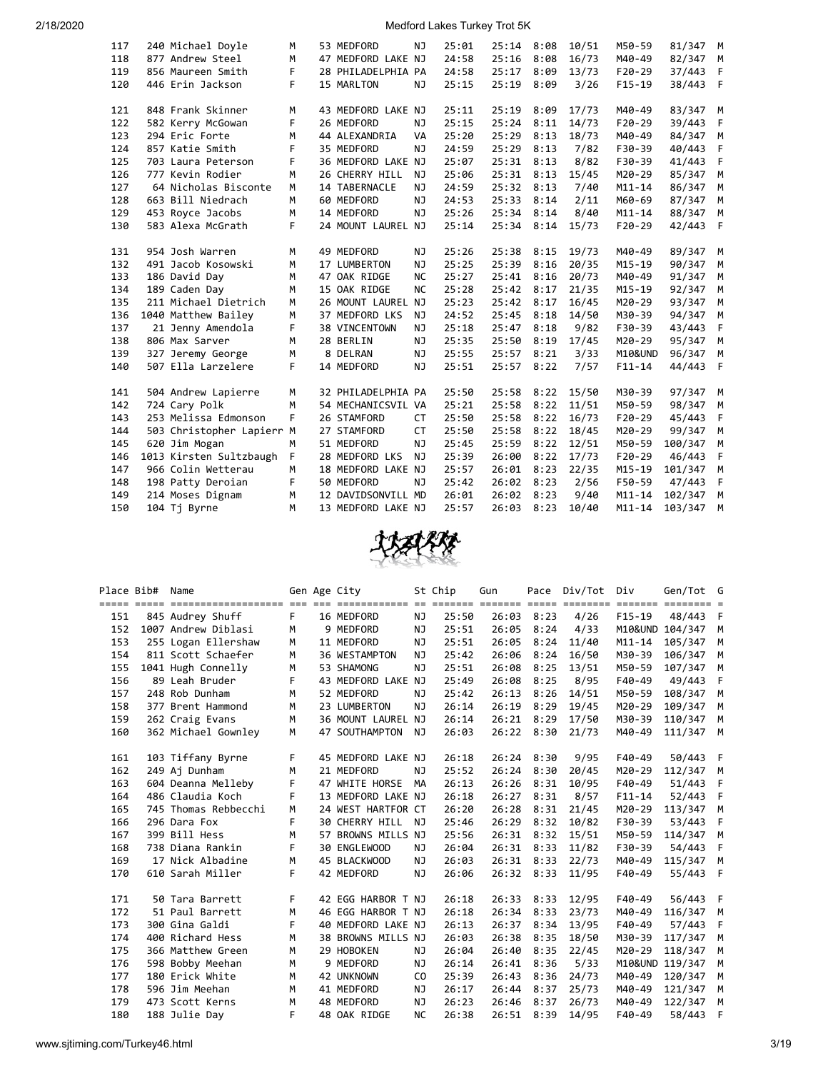| Place | Bib# | Name | Gen | Age | City | St | Chip | Gun | Pace | Div/Tot | Div | Gen/Tot | G |
|---|---|---|---|---|---|---|---|---|---|---|---|---|---|
| 117 | 240 | Michael Doyle | M | 53 | MEDFORD | NJ | 25:01 | 25:14 | 8:08 | 10/51 | M50-59 | 81/347 | M |
| 118 | 877 | Andrew Steel | M | 47 | MEDFORD LAKE | NJ | 24:58 | 25:16 | 8:08 | 16/73 | M40-49 | 82/347 | M |
| 119 | 856 | Maureen Smith | F | 28 | PHILADELPHIA | PA | 24:58 | 25:17 | 8:09 | 13/73 | F20-29 | 37/443 | F |
| 120 | 446 | Erin Jackson | F | 15 | MARLTON | NJ | 25:15 | 25:19 | 8:09 | 3/26 | F15-19 | 38/443 | F |
| 121 | 848 | Frank Skinner | M | 43 | MEDFORD LAKE | NJ | 25:11 | 25:19 | 8:09 | 17/73 | M40-49 | 83/347 | M |
| 122 | 582 | Kerry McGowan | F | 26 | MEDFORD | NJ | 25:15 | 25:24 | 8:11 | 14/73 | F20-29 | 39/443 | F |
| 123 | 294 | Eric Forte | M | 44 | ALEXANDRIA | VA | 25:20 | 25:29 | 8:13 | 18/73 | M40-49 | 84/347 | M |
| 124 | 857 | Katie Smith | F | 35 | MEDFORD | NJ | 24:59 | 25:29 | 8:13 | 7/82 | F30-39 | 40/443 | F |
| 125 | 703 | Laura Peterson | F | 36 | MEDFORD LAKE | NJ | 25:07 | 25:31 | 8:13 | 8/82 | F30-39 | 41/443 | F |
| 126 | 777 | Kevin Rodier | M | 26 | CHERRY HILL | NJ | 25:06 | 25:31 | 8:13 | 15/45 | M20-29 | 85/347 | M |
| 127 | 64 | Nicholas Bisconte | M | 14 | TABERNACLE | NJ | 24:59 | 25:32 | 8:13 | 7/40 | M11-14 | 86/347 | M |
| 128 | 663 | Bill Niedrach | M | 60 | MEDFORD | NJ | 24:53 | 25:33 | 8:14 | 2/11 | M60-69 | 87/347 | M |
| 129 | 453 | Royce Jacobs | M | 14 | MEDFORD | NJ | 25:26 | 25:34 | 8:14 | 8/40 | M11-14 | 88/347 | M |
| 130 | 583 | Alexa McGrath | F | 24 | MOUNT LAUREL | NJ | 25:14 | 25:34 | 8:14 | 15/73 | F20-29 | 42/443 | F |
| 131 | 954 | Josh Warren | M | 49 | MEDFORD | NJ | 25:26 | 25:38 | 8:15 | 19/73 | M40-49 | 89/347 | M |
| 132 | 491 | Jacob Kosowski | M | 17 | LUMBERTON | NJ | 25:25 | 25:39 | 8:16 | 20/35 | M15-19 | 90/347 | M |
| 133 | 186 | David Day | M | 47 | OAK RIDGE | NC | 25:27 | 25:41 | 8:16 | 20/73 | M40-49 | 91/347 | M |
| 134 | 189 | Caden Day | M | 15 | OAK RIDGE | NC | 25:28 | 25:42 | 8:17 | 21/35 | M15-19 | 92/347 | M |
| 135 | 211 | Michael Dietrich | M | 26 | MOUNT LAUREL | NJ | 25:23 | 25:42 | 8:17 | 16/45 | M20-29 | 93/347 | M |
| 136 | 1040 | Matthew Bailey | M | 37 | MEDFORD LKS | NJ | 24:52 | 25:45 | 8:18 | 14/50 | M30-39 | 94/347 | M |
| 137 | 21 | Jenny Amendola | F | 38 | VINCENTOWN | NJ | 25:18 | 25:47 | 8:18 | 9/82 | F30-39 | 43/443 | F |
| 138 | 806 | Max Sarver | M | 28 | BERLIN | NJ | 25:35 | 25:50 | 8:19 | 17/45 | M20-29 | 95/347 | M |
| 139 | 327 | Jeremy George | M | 8 | DELRAN | NJ | 25:55 | 25:57 | 8:21 | 3/33 | M10&UND | 96/347 | M |
| 140 | 507 | Ella Larzelere | F | 14 | MEDFORD | NJ | 25:51 | 25:57 | 8:22 | 7/57 | F11-14 | 44/443 | F |
| 141 | 504 | Andrew Lapierre | M | 32 | PHILADELPHIA | PA | 25:50 | 25:58 | 8:22 | 15/50 | M30-39 | 97/347 | M |
| 142 | 724 | Cary Polk | M | 54 | MECHANICSVIL | VA | 25:21 | 25:58 | 8:22 | 11/51 | M50-59 | 98/347 | M |
| 143 | 253 | Melissa Edmonson | F | 26 | STAMFORD | CT | 25:50 | 25:58 | 8:22 | 16/73 | F20-29 | 45/443 | F |
| 144 | 503 | Christopher Lapierr | M | 27 | STAMFORD | CT | 25:50 | 25:58 | 8:22 | 18/45 | M20-29 | 99/347 | M |
| 145 | 620 | Jim Mogan | M | 51 | MEDFORD | NJ | 25:45 | 25:59 | 8:22 | 12/51 | M50-59 | 100/347 | M |
| 146 | 1013 | Kirsten Sultzbaugh | F | 28 | MEDFORD LKS | NJ | 25:39 | 26:00 | 8:22 | 17/73 | F20-29 | 46/443 | F |
| 147 | 966 | Colin Wetterau | M | 18 | MEDFORD LAKE | NJ | 25:57 | 26:01 | 8:23 | 22/35 | M15-19 | 101/347 | M |
| 148 | 198 | Patty Deroian | F | 50 | MEDFORD | NJ | 25:42 | 26:02 | 8:23 | 2/56 | F50-59 | 47/443 | F |
| 149 | 214 | Moses Dignam | M | 12 | DAVIDSONVILL | MD | 26:01 | 26:02 | 8:23 | 9/40 | M11-14 | 102/347 | M |
| 150 | 104 | Tj Byrne | M | 13 | MEDFORD LAKE | NJ | 25:57 | 26:03 | 8:23 | 10/40 | M11-14 | 103/347 | M |
| 151 | 845 | Audrey Shuff | F | 16 | MEDFORD | NJ | 25:50 | 26:03 | 8:23 | 4/26 | F15-19 | 48/443 | F |
| 152 | 1007 | Andrew Diblasi | M | 9 | MEDFORD | NJ | 25:51 | 26:05 | 8:24 | 4/33 | M10&UND | 104/347 | M |
| 153 | 255 | Logan Ellershaw | M | 11 | MEDFORD | NJ | 25:51 | 26:05 | 8:24 | 11/40 | M11-14 | 105/347 | M |
| 154 | 811 | Scott Schaefer | M | 36 | WESTAMPTON | NJ | 25:42 | 26:06 | 8:24 | 16/50 | M30-39 | 106/347 | M |
| 155 | 1041 | Hugh Connelly | M | 53 | SHAMONG | NJ | 25:51 | 26:08 | 8:25 | 13/51 | M50-59 | 107/347 | M |
| 156 | 89 | Leah Bruder | F | 43 | MEDFORD LAKE | NJ | 25:49 | 26:08 | 8:25 | 8/95 | F40-49 | 49/443 | F |
| 157 | 248 | Rob Dunham | M | 52 | MEDFORD | NJ | 25:42 | 26:13 | 8:26 | 14/51 | M50-59 | 108/347 | M |
| 158 | 377 | Brent Hammond | M | 23 | LUMBERTON | NJ | 26:14 | 26:19 | 8:29 | 19/45 | M20-29 | 109/347 | M |
| 159 | 262 | Craig Evans | M | 36 | MOUNT LAUREL | NJ | 26:14 | 26:21 | 8:29 | 17/50 | M30-39 | 110/347 | M |
| 160 | 362 | Michael Gownley | M | 47 | SOUTHAMPTON | NJ | 26:03 | 26:22 | 8:30 | 21/73 | M40-49 | 111/347 | M |
| 161 | 103 | Tiffany Byrne | F | 45 | MEDFORD LAKE | NJ | 26:18 | 26:24 | 8:30 | 9/95 | F40-49 | 50/443 | F |
| 162 | 249 | Aj Dunham | M | 21 | MEDFORD | NJ | 25:52 | 26:24 | 8:30 | 20/45 | M20-29 | 112/347 | M |
| 163 | 604 | Deanna Melleby | F | 47 | WHITE HORSE | MA | 26:13 | 26:26 | 8:31 | 10/95 | F40-49 | 51/443 | F |
| 164 | 486 | Claudia Koch | F | 13 | MEDFORD LAKE | NJ | 26:18 | 26:27 | 8:31 | 8/57 | F11-14 | 52/443 | F |
| 165 | 745 | Thomas Rebbecchi | M | 24 | WEST HARTFOR | CT | 26:20 | 26:28 | 8:31 | 21/45 | M20-29 | 113/347 | M |
| 166 | 296 | Dara Fox | F | 30 | CHERRY HILL | NJ | 25:46 | 26:29 | 8:32 | 10/82 | F30-39 | 53/443 | F |
| 167 | 399 | Bill Hess | M | 57 | BROWNS MILLS | NJ | 25:56 | 26:31 | 8:32 | 15/51 | M50-59 | 114/347 | M |
| 168 | 738 | Diana Rankin | F | 30 | ENGLEWOOD | NJ | 26:04 | 26:31 | 8:33 | 11/82 | F30-39 | 54/443 | F |
| 169 | 17 | Nick Albadine | M | 45 | BLACKWOOD | NJ | 26:03 | 26:31 | 8:33 | 22/73 | M40-49 | 115/347 | M |
| 170 | 610 | Sarah Miller | F | 42 | MEDFORD | NJ | 26:06 | 26:32 | 8:33 | 11/95 | F40-49 | 55/443 | F |
| 171 | 50 | Tara Barrett | F | 42 | EGG HARBOR T | NJ | 26:18 | 26:33 | 8:33 | 12/95 | F40-49 | 56/443 | F |
| 172 | 51 | Paul Barrett | M | 46 | EGG HARBOR T | NJ | 26:18 | 26:34 | 8:33 | 23/73 | M40-49 | 116/347 | M |
| 173 | 300 | Gina Galdi | F | 40 | MEDFORD LAKE | NJ | 26:13 | 26:37 | 8:34 | 13/95 | F40-49 | 57/443 | F |
| 174 | 400 | Richard Hess | M | 38 | BROWNS MILLS | NJ | 26:03 | 26:38 | 8:35 | 18/50 | M30-39 | 117/347 | M |
| 175 | 366 | Matthew Green | M | 29 | HOBOKEN | NJ | 26:04 | 26:40 | 8:35 | 22/45 | M20-29 | 118/347 | M |
| 176 | 598 | Bobby Meehan | M | 9 | MEDFORD | NJ | 26:14 | 26:41 | 8:36 | 5/33 | M10&UND | 119/347 | M |
| 177 | 180 | Erick White | M | 42 | UNKNOWN | CO | 25:39 | 26:43 | 8:36 | 24/73 | M40-49 | 120/347 | M |
| 178 | 596 | Jim Meehan | M | 41 | MEDFORD | NJ | 26:17 | 26:44 | 8:37 | 25/73 | M40-49 | 121/347 | M |
| 179 | 473 | Scott Kerns | M | 48 | MEDFORD | NJ | 26:23 | 26:46 | 8:37 | 26/73 | M40-49 | 122/347 | M |
| 180 | 188 | Julie Day | F | 48 | OAK RIDGE | NC | 26:38 | 26:51 | 8:39 | 14/95 | F40-49 | 58/443 | F |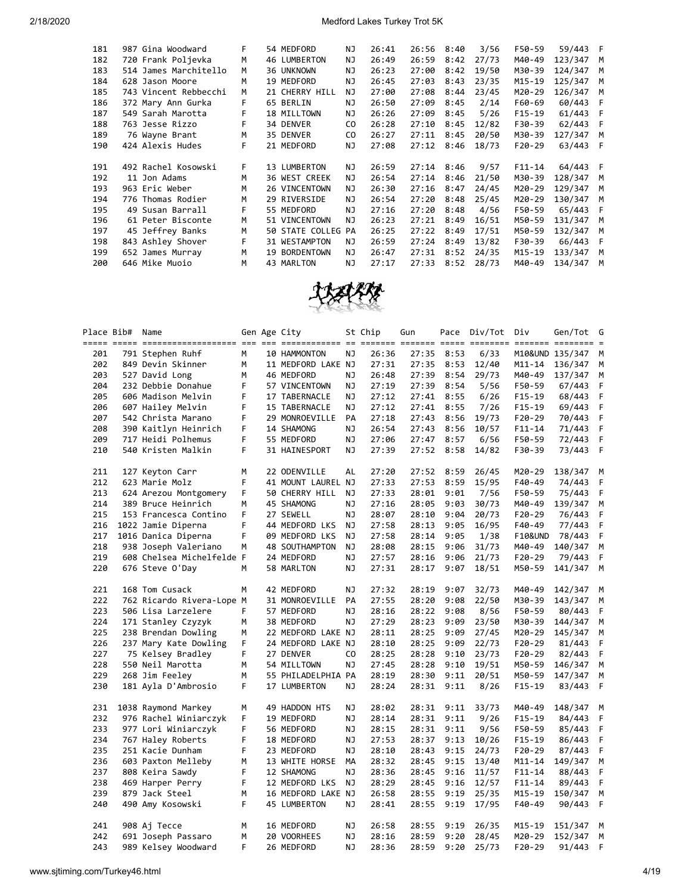| Place | Bib# | Name | Gen | Age | City | St | Chip | Gun | Pace | Div/Tot | Div | Gen/Tot | G |
|---|---|---|---|---|---|---|---|---|---|---|---|---|---|
| 181 | 987 | Gina Woodward | F | 54 | MEDFORD | NJ | 26:41 | 26:56 | 8:40 | 3/56 | F50-59 | 59/443 | F |
| 182 | 720 | Frank Poljevka | M | 46 | LUMBERTON | NJ | 26:49 | 26:59 | 8:42 | 27/73 | M40-49 | 123/347 | M |
| 183 | 514 | James Marchitello | M | 36 | UNKNOWN | NJ | 26:23 | 27:00 | 8:42 | 19/50 | M30-39 | 124/347 | M |
| 184 | 628 | Jason Moore | M | 19 | MEDFORD | NJ | 26:45 | 27:03 | 8:43 | 23/35 | M15-19 | 125/347 | M |
| 185 | 743 | Vincent Rebbecchi | M | 21 | CHERRY HILL | NJ | 27:00 | 27:08 | 8:44 | 23/45 | M20-29 | 126/347 | M |
| 186 | 372 | Mary Ann Gurka | F | 65 | BERLIN | NJ | 26:50 | 27:09 | 8:45 | 2/14 | F60-69 | 60/443 | F |
| 187 | 549 | Sarah Marotta | F | 18 | MILLTOWN | NJ | 26:26 | 27:09 | 8:45 | 2/26 | F15-19 | 61/443 | F |
| 188 | 763 | Jesse Rizzo | F | 34 | DENVER | CO | 26:28 | 27:10 | 8:45 | 12/82 | F30-39 | 62/443 | F |
| 189 | 76 | Wayne Brant | M | 35 | DENVER | CO | 26:27 | 27:11 | 8:45 | 20/50 | M30-39 | 127/347 | M |
| 190 | 424 | Alexis Hudes | F | 21 | MEDFORD | NJ | 27:08 | 27:12 | 8:46 | 18/73 | F20-29 | 63/443 | F |
| 191 | 492 | Rachel Kosowski | F | 13 | LUMBERTON | NJ | 26:59 | 27:14 | 8:46 | 9/57 | F11-14 | 64/443 | F |
| 192 | 11 | Jon Adams | M | 36 | WEST CREEK | NJ | 26:54 | 27:14 | 8:46 | 21/50 | M30-39 | 128/347 | M |
| 193 | 963 | Eric Weber | M | 26 | VINCENTOWN | NJ | 26:30 | 27:16 | 8:47 | 24/45 | M20-29 | 129/347 | M |
| 194 | 776 | Thomas Rodier | M | 29 | RIVERSIDE | NJ | 26:54 | 27:20 | 8:48 | 25/45 | M20-29 | 130/347 | M |
| 195 | 49 | Susan Barrall | F | 55 | MEDFORD | NJ | 27:16 | 27:20 | 8:48 | 4/56 | F50-59 | 65/443 | F |
| 196 | 61 | Peter Bisconte | M | 51 | VINCENTOWN | NJ | 26:23 | 27:21 | 8:49 | 16/51 | M50-59 | 131/347 | M |
| 197 | 45 | Jeffrey Banks | M | 50 | STATE COLLEG | PA | 26:25 | 27:22 | 8:49 | 17/51 | M50-59 | 132/347 | M |
| 198 | 843 | Ashley Shover | F | 31 | WESTAMPTON | NJ | 26:59 | 27:24 | 8:49 | 13/82 | F30-39 | 66/443 | F |
| 199 | 652 | James Murray | M | 19 | BORDENTOWN | NJ | 26:47 | 27:31 | 8:52 | 24/35 | M15-19 | 133/347 | M |
| 200 | 646 | Mike Muoio | M | 43 | MARLTON | NJ | 27:17 | 27:33 | 8:52 | 28/73 | M40-49 | 134/347 | M |

| Place | Bib# | Name | Gen | Age | City | St | Chip | Gun | Pace | Div/Tot | Div | Gen/Tot | G |
|---|---|---|---|---|---|---|---|---|---|---|---|---|---|
| 201 | 791 | Stephen Ruhf | M | 10 | HAMMONTON | NJ | 26:36 | 27:35 | 8:53 | 6/33 | M10&UND | 135/347 | M |
| 202 | 849 | Devin Skinner | M | 11 | MEDFORD LAKE | NJ | 27:31 | 27:35 | 8:53 | 12/40 | M11-14 | 136/347 | M |
| 203 | 527 | David Long | M | 46 | MEDFORD | NJ | 26:48 | 27:39 | 8:54 | 29/73 | M40-49 | 137/347 | M |
| 204 | 232 | Debbie Donahue | F | 57 | VINCENTOWN | NJ | 27:19 | 27:39 | 8:54 | 5/56 | F50-59 | 67/443 | F |
| 205 | 606 | Madison Melvin | F | 17 | TABERNACLE | NJ | 27:12 | 27:41 | 8:55 | 6/26 | F15-19 | 68/443 | F |
| 206 | 607 | Hailey Melvin | F | 15 | TABERNACLE | NJ | 27:12 | 27:41 | 8:55 | 7/26 | F15-19 | 69/443 | F |
| 207 | 542 | Christa Marano | F | 29 | MONROEVILLE | PA | 27:18 | 27:43 | 8:56 | 19/73 | F20-29 | 70/443 | F |
| 208 | 390 | Kaitlyn Heinrich | F | 14 | SHAMONG | NJ | 26:54 | 27:43 | 8:56 | 10/57 | F11-14 | 71/443 | F |
| 209 | 717 | Heidi Polhemus | F | 55 | MEDFORD | NJ | 27:06 | 27:47 | 8:57 | 6/56 | F50-59 | 72/443 | F |
| 210 | 540 | Kristen Malkin | F | 31 | HAINESPORT | NJ | 27:39 | 27:52 | 8:58 | 14/82 | F30-39 | 73/443 | F |
| 211 | 127 | Keyton Carr | M | 22 | ODENVILLE | AL | 27:20 | 27:52 | 8:59 | 26/45 | M20-29 | 138/347 | M |
| 212 | 623 | Marie Molz | F | 41 | MOUNT LAUREL | NJ | 27:33 | 27:53 | 8:59 | 15/95 | F40-49 | 74/443 | F |
| 213 | 624 | Arezou Montgomery | F | 50 | CHERRY HILL | NJ | 27:33 | 28:01 | 9:01 | 7/56 | F50-59 | 75/443 | F |
| 214 | 389 | Bruce Heinrich | M | 45 | SHAMONG | NJ | 27:16 | 28:05 | 9:03 | 30/73 | M40-49 | 139/347 | M |
| 215 | 153 | Francesca Contino | F | 27 | SEWELL | NJ | 28:07 | 28:10 | 9:04 | 20/73 | F20-29 | 76/443 | F |
| 216 | 1022 | Jamie Diperna | F | 44 | MEDFORD LKS | NJ | 27:58 | 28:13 | 9:05 | 16/95 | F40-49 | 77/443 | F |
| 217 | 1016 | Danica Diperna | F | 09 | MEDFORD LKS | NJ | 27:58 | 28:14 | 9:05 | 1/38 | F10&UND | 78/443 | F |
| 218 | 938 | Joseph Valeriano | M | 48 | SOUTHAMPTON | NJ | 28:08 | 28:15 | 9:06 | 31/73 | M40-49 | 140/347 | M |
| 219 | 608 | Chelsea Michelfelde | F | 24 | MEDFORD | NJ | 27:57 | 28:16 | 9:06 | 21/73 | F20-29 | 79/443 | F |
| 220 | 676 | Steve O'Day | M | 58 | MARLTON | NJ | 27:31 | 28:17 | 9:07 | 18/51 | M50-59 | 141/347 | M |
| 221 | 168 | Tom Cusack | M | 42 | MEDFORD | NJ | 27:32 | 28:19 | 9:07 | 32/73 | M40-49 | 142/347 | M |
| 222 | 762 | Ricardo Rivera-Lope | M | 31 | MONROEVILLE | PA | 27:55 | 28:20 | 9:08 | 22/50 | M30-39 | 143/347 | M |
| 223 | 506 | Lisa Larzelere | F | 57 | MEDFORD | NJ | 28:16 | 28:22 | 9:08 | 8/56 | F50-59 | 80/443 | F |
| 224 | 171 | Stanley Czyzyk | M | 38 | MEDFORD | NJ | 27:29 | 28:23 | 9:09 | 23/50 | M30-39 | 144/347 | M |
| 225 | 238 | Brendan Dowling | M | 22 | MEDFORD LAKE | NJ | 28:11 | 28:25 | 9:09 | 27/45 | M20-29 | 145/347 | M |
| 226 | 237 | Mary Kate Dowling | F | 24 | MEDFORD LAKE | NJ | 28:10 | 28:25 | 9:09 | 22/73 | F20-29 | 81/443 | F |
| 227 | 75 | Kelsey Bradley | F | 27 | DENVER | CO | 28:25 | 28:28 | 9:10 | 23/73 | F20-29 | 82/443 | F |
| 228 | 550 | Neil Marotta | M | 54 | MILLTOWN | NJ | 27:45 | 28:28 | 9:10 | 19/51 | M50-59 | 146/347 | M |
| 229 | 268 | Jim Feeley | M | 55 | PHILADELPHIA | PA | 28:19 | 28:30 | 9:11 | 20/51 | M50-59 | 147/347 | M |
| 230 | 181 | Ayla D'Ambrosio | F | 17 | LUMBERTON | NJ | 28:24 | 28:31 | 9:11 | 8/26 | F15-19 | 83/443 | F |
| 231 | 1038 | Raymond Markey | M | 49 | HADDON HTS | NJ | 28:02 | 28:31 | 9:11 | 33/73 | M40-49 | 148/347 | M |
| 232 | 976 | Rachel Winiarczyk | F | 19 | MEDFORD | NJ | 28:14 | 28:31 | 9:11 | 9/26 | F15-19 | 84/443 | F |
| 233 | 977 | Lori Winiarczyk | F | 56 | MEDFORD | NJ | 28:15 | 28:31 | 9:11 | 9/56 | F50-59 | 85/443 | F |
| 234 | 767 | Haley Roberts | F | 18 | MEDFORD | NJ | 27:53 | 28:37 | 9:13 | 10/26 | F15-19 | 86/443 | F |
| 235 | 251 | Kacie Dunham | F | 23 | MEDFORD | NJ | 28:10 | 28:43 | 9:15 | 24/73 | F20-29 | 87/443 | F |
| 236 | 603 | Paxton Melleby | M | 13 | WHITE HORSE | MA | 28:32 | 28:45 | 9:15 | 13/40 | M11-14 | 149/347 | M |
| 237 | 808 | Keira Sawdy | F | 12 | SHAMONG | NJ | 28:36 | 28:45 | 9:16 | 11/57 | F11-14 | 88/443 | F |
| 238 | 469 | Harper Perry | F | 12 | MEDFORD LKS | NJ | 28:29 | 28:45 | 9:16 | 12/57 | F11-14 | 89/443 | F |
| 239 | 879 | Jack Steel | M | 16 | MEDFORD LAKE | NJ | 26:58 | 28:55 | 9:19 | 25/35 | M15-19 | 150/347 | M |
| 240 | 490 | Amy Kosowski | F | 45 | LUMBERTON | NJ | 28:41 | 28:55 | 9:19 | 17/95 | F40-49 | 90/443 | F |
| 241 | 908 | Aj Tecce | M | 16 | MEDFORD | NJ | 26:58 | 28:55 | 9:19 | 26/35 | M15-19 | 151/347 | M |
| 242 | 691 | Joseph Passaro | M | 20 | VOORHEES | NJ | 28:16 | 28:59 | 9:20 | 28/45 | M20-29 | 152/347 | M |
| 243 | 989 | Kelsey Woodward | F | 26 | MEDFORD | NJ | 28:36 | 28:59 | 9:20 | 25/73 | F20-29 | 91/443 | F |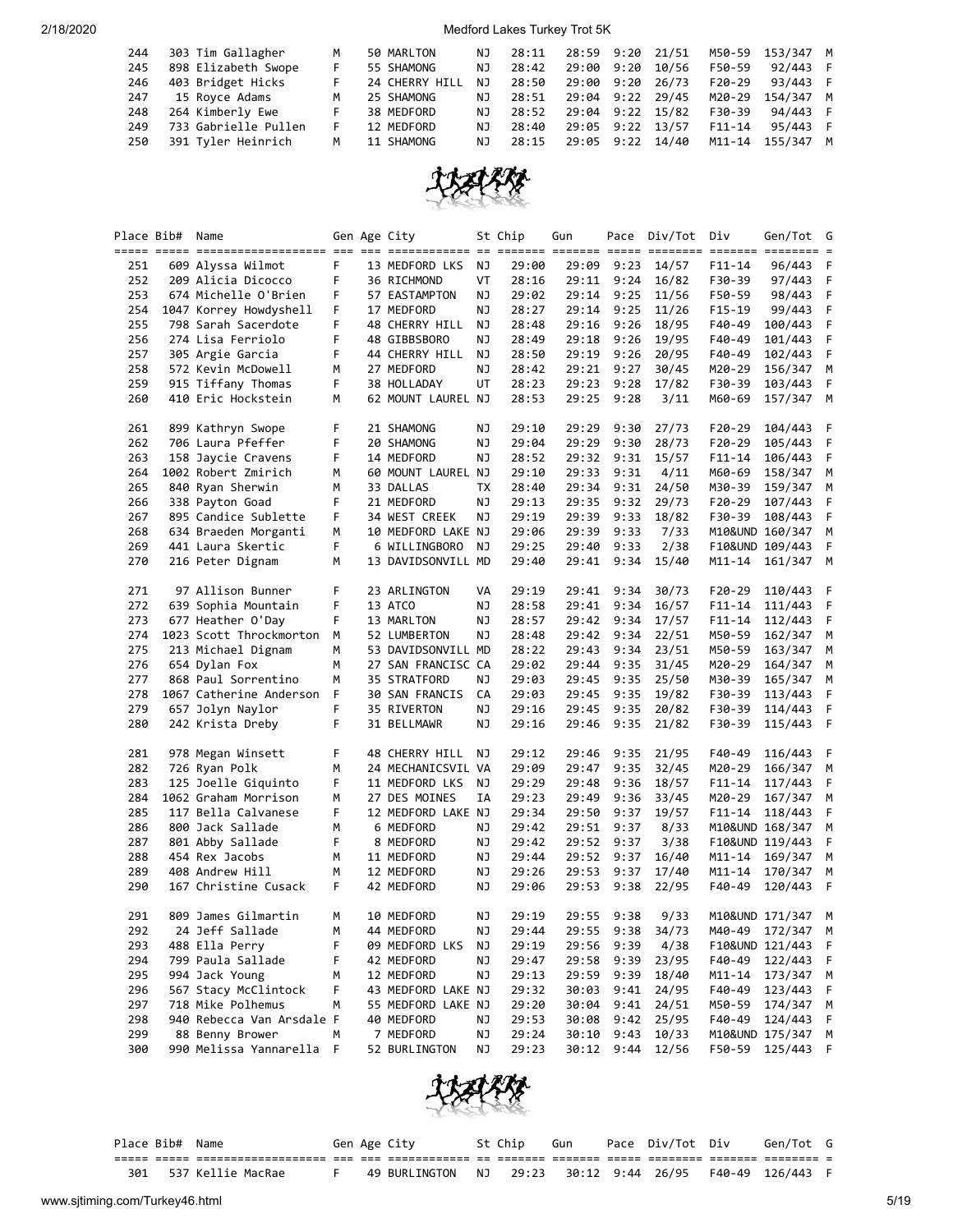| Place | Bib# | Name | Gen | Age | City | St | Chip | Gun | Pace | Div/Tot | Div | Gen/Tot | G |
|---|---|---|---|---|---|---|---|---|---|---|---|---|---|
| 244 | 303 | Tim Gallagher | M | 50 | MARLTON | NJ | 28:11 | 28:59 | 9:20 | 21/51 | M50-59 | 153/347 | M |
| 245 | 898 | Elizabeth Swope | F | 55 | SHAMONG | NJ | 28:42 | 29:00 | 9:20 | 10/56 | F50-59 | 92/443 | F |
| 246 | 403 | Bridget Hicks | F | 24 | CHERRY HILL | NJ | 28:50 | 29:00 | 9:20 | 26/73 | F20-29 | 93/443 | F |
| 247 | 15 | Royce Adams | M | 25 | SHAMONG | NJ | 28:51 | 29:04 | 9:22 | 29/45 | M20-29 | 154/347 | M |
| 248 | 264 | Kimberly Ewe | F | 38 | MEDFORD | NJ | 28:52 | 29:04 | 9:22 | 15/82 | F30-39 | 94/443 | F |
| 249 | 733 | Gabrielle Pullen | F | 12 | MEDFORD | NJ | 28:40 | 29:05 | 9:22 | 13/57 | F11-14 | 95/443 | F |
| 250 | 391 | Tyler Heinrich | M | 11 | SHAMONG | NJ | 28:15 | 29:05 | 9:22 | 14/40 | M11-14 | 155/347 | M |
| 251 | 609 | Alyssa Wilmot | F | 13 | MEDFORD LKS | NJ | 29:00 | 29:09 | 9:23 | 14/57 | F11-14 | 96/443 | F |
| 252 | 209 | Alicia Dicocco | F | 36 | RICHMOND | VT | 28:16 | 29:11 | 9:24 | 16/82 | F30-39 | 97/443 | F |
| 253 | 674 | Michelle O'Brien | F | 57 | EASTAMPTON | NJ | 29:02 | 29:14 | 9:25 | 11/56 | F50-59 | 98/443 | F |
| 254 | 1047 | Korrey Howdyshell | F | 17 | MEDFORD | NJ | 28:27 | 29:14 | 9:25 | 11/26 | F15-19 | 99/443 | F |
| 255 | 798 | Sarah Sacerdote | F | 48 | CHERRY HILL | NJ | 28:48 | 29:16 | 9:26 | 18/95 | F40-49 | 100/443 | F |
| 256 | 274 | Lisa Ferriolo | F | 48 | GIBBSBORO | NJ | 28:49 | 29:18 | 9:26 | 19/95 | F40-49 | 101/443 | F |
| 257 | 305 | Argie Garcia | F | 44 | CHERRY HILL | NJ | 28:50 | 29:19 | 9:26 | 20/95 | F40-49 | 102/443 | F |
| 258 | 572 | Kevin McDowell | M | 27 | MEDFORD | NJ | 28:42 | 29:21 | 9:27 | 30/45 | M20-29 | 156/347 | M |
| 259 | 915 | Tiffany Thomas | F | 38 | HOLLADAY | UT | 28:23 | 29:23 | 9:28 | 17/82 | F30-39 | 103/443 | F |
| 260 | 410 | Eric Hockstein | M | 62 | MOUNT LAUREL | NJ | 28:53 | 29:25 | 9:28 | 3/11 | M60-69 | 157/347 | M |
| 261 | 899 | Kathryn Swope | F | 21 | SHAMONG | NJ | 29:10 | 29:29 | 9:30 | 27/73 | F20-29 | 104/443 | F |
| 262 | 706 | Laura Pfeffer | F | 20 | SHAMONG | NJ | 29:04 | 29:29 | 9:30 | 28/73 | F20-29 | 105/443 | F |
| 263 | 158 | Jaycie Cravens | F | 14 | MEDFORD | NJ | 28:52 | 29:32 | 9:31 | 15/57 | F11-14 | 106/443 | F |
| 264 | 1002 | Robert Zmirich | M | 60 | MOUNT LAUREL | NJ | 29:10 | 29:33 | 9:31 | 4/11 | M60-69 | 158/347 | M |
| 265 | 840 | Ryan Sherwin | M | 33 | DALLAS | TX | 28:40 | 29:34 | 9:31 | 24/50 | M30-39 | 159/347 | M |
| 266 | 338 | Payton Goad | F | 21 | MEDFORD | NJ | 29:13 | 29:35 | 9:32 | 29/73 | F20-29 | 107/443 | F |
| 267 | 895 | Candice Sublette | F | 34 | WEST CREEK | NJ | 29:19 | 29:39 | 9:33 | 18/82 | F30-39 | 108/443 | F |
| 268 | 634 | Braeden Morganti | M | 10 | MEDFORD LAKE | NJ | 29:06 | 29:39 | 9:33 | 7/33 | M10&UND | 160/347 | M |
| 269 | 441 | Laura Skertic | F | 6 | WILLINGBORO | NJ | 29:25 | 29:40 | 9:33 | 2/38 | F10&UND | 109/443 | F |
| 270 | 216 | Peter Dignam | M | 13 | DAVIDSONVILL | MD | 29:40 | 29:41 | 9:34 | 15/40 | M11-14 | 161/347 | M |
| 271 | 97 | Allison Bunner | F | 23 | ARLINGTON | VA | 29:19 | 29:41 | 9:34 | 30/73 | F20-29 | 110/443 | F |
| 272 | 639 | Sophia Mountain | F | 13 | ATCO | NJ | 28:58 | 29:41 | 9:34 | 16/57 | F11-14 | 111/443 | F |
| 273 | 677 | Heather O'Day | F | 13 | MARLTON | NJ | 28:57 | 29:42 | 9:34 | 17/57 | F11-14 | 112/443 | F |
| 274 | 1023 | Scott Throckmorton | M | 52 | LUMBERTON | NJ | 28:48 | 29:42 | 9:34 | 22/51 | M50-59 | 162/347 | M |
| 275 | 213 | Michael Dignam | M | 53 | DAVIDSONVILL | MD | 28:22 | 29:43 | 9:34 | 23/51 | M50-59 | 163/347 | M |
| 276 | 654 | Dylan Fox | M | 27 | SAN FRANCISC | CA | 29:02 | 29:44 | 9:35 | 31/45 | M20-29 | 164/347 | M |
| 277 | 868 | Paul Sorrentino | M | 35 | STRATFORD | NJ | 29:03 | 29:45 | 9:35 | 25/50 | M30-39 | 165/347 | M |
| 278 | 1067 | Catherine Anderson | F | 30 | SAN FRANCIS | CA | 29:03 | 29:45 | 9:35 | 19/82 | F30-39 | 113/443 | F |
| 279 | 657 | Jolyn Naylor | F | 35 | RIVERTON | NJ | 29:16 | 29:45 | 9:35 | 20/82 | F30-39 | 114/443 | F |
| 280 | 242 | Krista Dreby | F | 31 | BELLMAWR | NJ | 29:16 | 29:46 | 9:35 | 21/82 | F30-39 | 115/443 | F |
| 281 | 978 | Megan Winsett | F | 48 | CHERRY HILL | NJ | 29:12 | 29:46 | 9:35 | 21/95 | F40-49 | 116/443 | F |
| 282 | 726 | Ryan Polk | M | 24 | MECHANICSVIL | VA | 29:09 | 29:47 | 9:35 | 32/45 | M20-29 | 166/347 | M |
| 283 | 125 | Joelle Giquinto | F | 11 | MEDFORD LKS | NJ | 29:29 | 29:48 | 9:36 | 18/57 | F11-14 | 117/443 | F |
| 284 | 1062 | Graham Morrison | M | 27 | DES MOINES | IA | 29:23 | 29:49 | 9:36 | 33/45 | M20-29 | 167/347 | M |
| 285 | 117 | Bella Calvanese | F | 12 | MEDFORD LAKE | NJ | 29:34 | 29:50 | 9:37 | 19/57 | F11-14 | 118/443 | F |
| 286 | 800 | Jack Sallade | M | 6 | MEDFORD | NJ | 29:42 | 29:51 | 9:37 | 8/33 | M10&UND | 168/347 | M |
| 287 | 801 | Abby Sallade | F | 8 | MEDFORD | NJ | 29:42 | 29:52 | 9:37 | 3/38 | F10&UND | 119/443 | F |
| 288 | 454 | Rex Jacobs | M | 11 | MEDFORD | NJ | 29:44 | 29:52 | 9:37 | 16/40 | M11-14 | 169/347 | M |
| 289 | 408 | Andrew Hill | M | 12 | MEDFORD | NJ | 29:26 | 29:53 | 9:37 | 17/40 | M11-14 | 170/347 | M |
| 290 | 167 | Christine Cusack | F | 42 | MEDFORD | NJ | 29:06 | 29:53 | 9:38 | 22/95 | F40-49 | 120/443 | F |
| 291 | 809 | James Gilmartin | M | 10 | MEDFORD | NJ | 29:19 | 29:55 | 9:38 | 9/33 | M10&UND | 171/347 | M |
| 292 | 24 | Jeff Sallade | M | 44 | MEDFORD | NJ | 29:44 | 29:55 | 9:38 | 34/73 | M40-49 | 172/347 | M |
| 293 | 488 | Ella Perry | F | 09 | MEDFORD LKS | NJ | 29:19 | 29:56 | 9:39 | 4/38 | F10&UND | 121/443 | F |
| 294 | 799 | Paula Sallade | F | 42 | MEDFORD | NJ | 29:47 | 29:58 | 9:39 | 23/95 | F40-49 | 122/443 | F |
| 295 | 994 | Jack Young | M | 12 | MEDFORD | NJ | 29:13 | 29:59 | 9:39 | 18/40 | M11-14 | 173/347 | M |
| 296 | 567 | Stacy McClintock | F | 43 | MEDFORD LAKE | NJ | 29:32 | 30:03 | 9:41 | 24/95 | F40-49 | 123/443 | F |
| 297 | 718 | Mike Polhemus | M | 55 | MEDFORD LAKE | NJ | 29:20 | 30:04 | 9:41 | 24/51 | M50-59 | 174/347 | M |
| 298 | 940 | Rebecca Van Arsdale | F | 40 | MEDFORD | NJ | 29:53 | 30:08 | 9:42 | 25/95 | F40-49 | 124/443 | F |
| 299 | 88 | Benny Brower | M | 7 | MEDFORD | NJ | 29:24 | 30:10 | 9:43 | 10/33 | M10&UND | 175/347 | M |
| 300 | 990 | Melissa Yannarella | F | 52 | BURLINGTON | NJ | 29:23 | 30:12 | 9:44 | 12/56 | F50-59 | 125/443 | F |
| 301 | 537 | Kellie MacRae | F | 49 | BURLINGTON | NJ | 29:23 | 30:12 | 9:44 | 26/95 | F40-49 | 126/443 | F |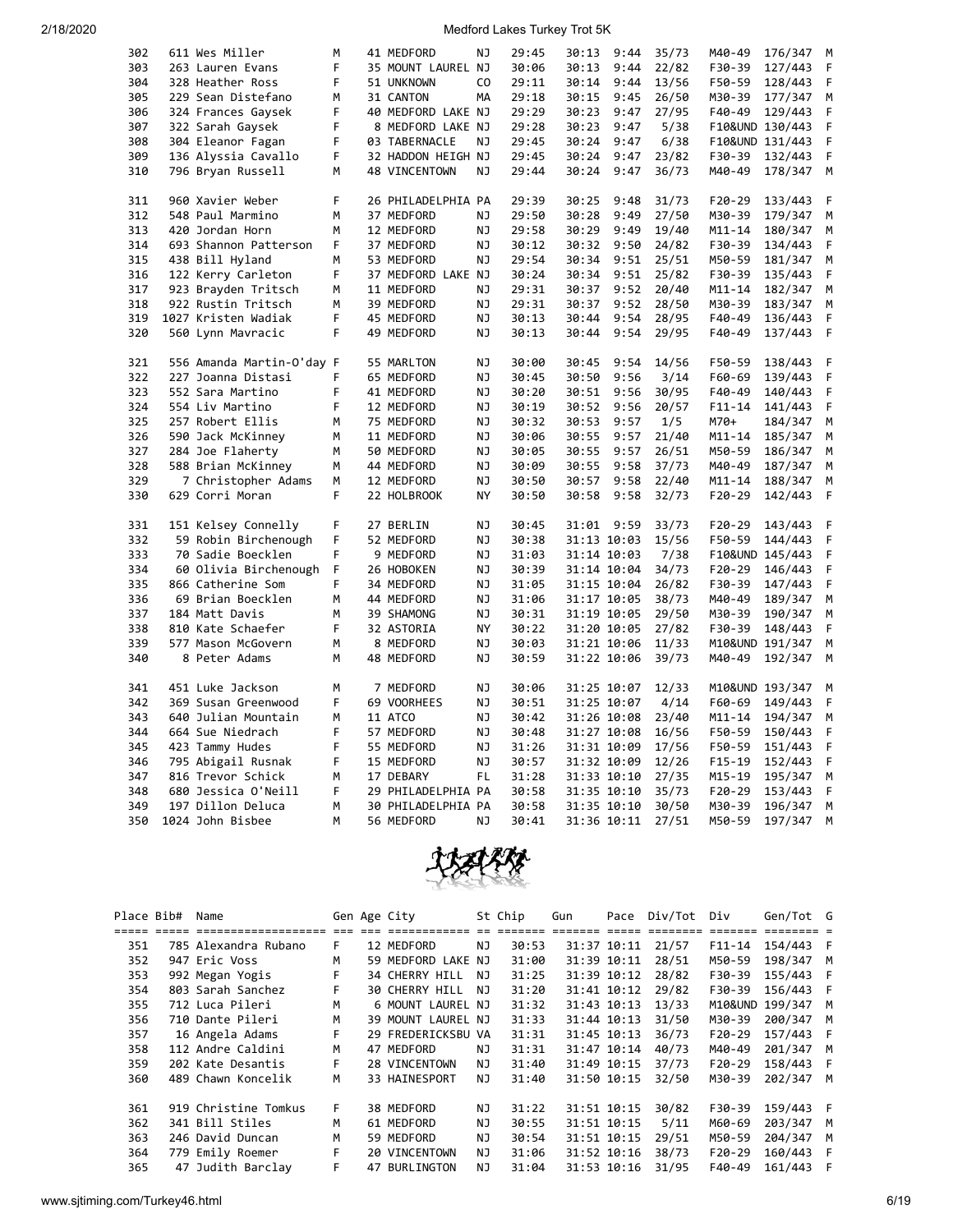| Place | Bib# | Name | Gen | Age | City | St | Chip | Gun | Pace | Div/Tot | Div | Gen/Tot | G |
|---|---|---|---|---|---|---|---|---|---|---|---|---|---|
| 302 | 611 | Wes Miller | M | 41 | MEDFORD | NJ | 29:45 | 30:13 | 9:44 | 35/73 | M40-49 | 176/347 | M |
| 303 | 263 | Lauren Evans | F | 35 | MOUNT LAUREL | NJ | 30:06 | 30:13 | 9:44 | 22/82 | F30-39 | 127/443 | F |
| 304 | 328 | Heather Ross | F | 51 | UNKNOWN | CO | 29:11 | 30:14 | 9:44 | 13/56 | F50-59 | 128/443 | F |
| 305 | 229 | Sean Distefano | M | 31 | CANTON | MA | 29:18 | 30:15 | 9:45 | 26/50 | M30-39 | 177/347 | M |
| 306 | 324 | Frances Gaysek | F | 40 | MEDFORD LAKE | NJ | 29:29 | 30:23 | 9:47 | 27/95 | F40-49 | 129/443 | F |
| 307 | 322 | Sarah Gaysek | F | 8 | MEDFORD LAKE | NJ | 29:28 | 30:23 | 9:47 | 5/38 | F10&UND | 130/443 | F |
| 308 | 304 | Eleanor Fagan | F | 03 | TABERNACLE | NJ | 29:45 | 30:24 | 9:47 | 6/38 | F10&UND | 131/443 | F |
| 309 | 136 | Alyssia Cavallo | F | 32 | HADDON HEIGH | NJ | 29:45 | 30:24 | 9:47 | 23/82 | F30-39 | 132/443 | F |
| 310 | 796 | Bryan Russell | M | 48 | VINCENTOWN | NJ | 29:44 | 30:24 | 9:47 | 36/73 | M40-49 | 178/347 | M |
| 311 | 960 | Xavier Weber | F | 26 | PHILADELPHIA | PA | 29:39 | 30:25 | 9:48 | 31/73 | F20-29 | 133/443 | F |
| 312 | 548 | Paul Marmino | M | 37 | MEDFORD | NJ | 29:50 | 30:28 | 9:49 | 27/50 | M30-39 | 179/347 | M |
| 313 | 420 | Jordan Horn | M | 12 | MEDFORD | NJ | 29:58 | 30:29 | 9:49 | 19/40 | M11-14 | 180/347 | M |
| 314 | 693 | Shannon Patterson | F | 37 | MEDFORD | NJ | 30:12 | 30:32 | 9:50 | 24/82 | F30-39 | 134/443 | F |
| 315 | 438 | Bill Hyland | M | 53 | MEDFORD | NJ | 29:54 | 30:34 | 9:51 | 25/51 | M50-59 | 181/347 | M |
| 316 | 122 | Kerry Carleton | F | 37 | MEDFORD LAKE | NJ | 30:24 | 30:34 | 9:51 | 25/82 | F30-39 | 135/443 | F |
| 317 | 923 | Brayden Tritsch | M | 11 | MEDFORD | NJ | 29:31 | 30:37 | 9:52 | 20/40 | M11-14 | 182/347 | M |
| 318 | 922 | Rustin Tritsch | M | 39 | MEDFORD | NJ | 29:31 | 30:37 | 9:52 | 28/50 | M30-39 | 183/347 | M |
| 319 | 1027 | Kristen Wadiak | F | 45 | MEDFORD | NJ | 30:13 | 30:44 | 9:54 | 28/95 | F40-49 | 136/443 | F |
| 320 | 560 | Lynn Mavracic | F | 49 | MEDFORD | NJ | 30:13 | 30:44 | 9:54 | 29/95 | F40-49 | 137/443 | F |
| 321 | 556 | Amanda Martin-O'day | F | 55 | MARLTON | NJ | 30:00 | 30:45 | 9:54 | 14/56 | F50-59 | 138/443 | F |
| 322 | 227 | Joanna Distasi | F | 65 | MEDFORD | NJ | 30:45 | 30:50 | 9:56 | 3/14 | F60-69 | 139/443 | F |
| 323 | 552 | Sara Martino | F | 41 | MEDFORD | NJ | 30:20 | 30:51 | 9:56 | 30/95 | F40-49 | 140/443 | F |
| 324 | 554 | Liv Martino | F | 12 | MEDFORD | NJ | 30:19 | 30:52 | 9:56 | 20/57 | F11-14 | 141/443 | F |
| 325 | 257 | Robert Ellis | M | 75 | MEDFORD | NJ | 30:32 | 30:53 | 9:57 | 1/5 | M70+ | 184/347 | M |
| 326 | 590 | Jack McKinney | M | 11 | MEDFORD | NJ | 30:06 | 30:55 | 9:57 | 21/40 | M11-14 | 185/347 | M |
| 327 | 284 | Joe Flaherty | M | 50 | MEDFORD | NJ | 30:05 | 30:55 | 9:57 | 26/51 | M50-59 | 186/347 | M |
| 328 | 588 | Brian McKinney | M | 44 | MEDFORD | NJ | 30:09 | 30:55 | 9:58 | 37/73 | M40-49 | 187/347 | M |
| 329 | 7 | Christopher Adams | M | 12 | MEDFORD | NJ | 30:50 | 30:57 | 9:58 | 22/40 | M11-14 | 188/347 | M |
| 330 | 629 | Corri Moran | F | 22 | HOLBROOK | NY | 30:50 | 30:58 | 9:58 | 32/73 | F20-29 | 142/443 | F |
| 331 | 151 | Kelsey Connelly | F | 27 | BERLIN | NJ | 30:45 | 31:01 | 9:59 | 33/73 | F20-29 | 143/443 | F |
| 332 | 59 | Robin Birchenough | F | 52 | MEDFORD | NJ | 30:38 | 31:13 | 10:03 | 15/56 | F50-59 | 144/443 | F |
| 333 | 70 | Sadie Boecklen | F | 9 | MEDFORD | NJ | 31:03 | 31:14 | 10:03 | 7/38 | F10&UND | 145/443 | F |
| 334 | 60 | Olivia Birchenough | F | 26 | HOBOKEN | NJ | 30:39 | 31:14 | 10:04 | 34/73 | F20-29 | 146/443 | F |
| 335 | 866 | Catherine Som | F | 34 | MEDFORD | NJ | 31:05 | 31:15 | 10:04 | 26/82 | F30-39 | 147/443 | F |
| 336 | 69 | Brian Boecklen | M | 44 | MEDFORD | NJ | 31:06 | 31:17 | 10:05 | 38/73 | M40-49 | 189/347 | M |
| 337 | 184 | Matt Davis | M | 39 | SHAMONG | NJ | 30:31 | 31:19 | 10:05 | 29/50 | M30-39 | 190/347 | M |
| 338 | 810 | Kate Schaefer | F | 32 | ASTORIA | NY | 30:22 | 31:20 | 10:05 | 27/82 | F30-39 | 148/443 | F |
| 339 | 577 | Mason McGovern | M | 8 | MEDFORD | NJ | 30:03 | 31:21 | 10:06 | 11/33 | M10&UND | 191/347 | M |
| 340 | 8 | Peter Adams | M | 48 | MEDFORD | NJ | 30:59 | 31:22 | 10:06 | 39/73 | M40-49 | 192/347 | M |
| 341 | 451 | Luke Jackson | M | 7 | MEDFORD | NJ | 30:06 | 31:25 | 10:07 | 12/33 | M10&UND | 193/347 | M |
| 342 | 369 | Susan Greenwood | F | 69 | VOORHEES | NJ | 30:51 | 31:25 | 10:07 | 4/14 | F60-69 | 149/443 | F |
| 343 | 640 | Julian Mountain | M | 11 | ATCO | NJ | 30:42 | 31:26 | 10:08 | 23/40 | M11-14 | 194/347 | M |
| 344 | 664 | Sue Niedrach | F | 57 | MEDFORD | NJ | 30:48 | 31:27 | 10:08 | 16/56 | F50-59 | 150/443 | F |
| 345 | 423 | Tammy Hudes | F | 55 | MEDFORD | NJ | 31:26 | 31:31 | 10:09 | 17/56 | F50-59 | 151/443 | F |
| 346 | 795 | Abigail Rusnak | F | 15 | MEDFORD | NJ | 30:57 | 31:32 | 10:09 | 12/26 | F15-19 | 152/443 | F |
| 347 | 816 | Trevor Schick | M | 17 | DEBARY | FL | 31:28 | 31:33 | 10:10 | 27/35 | M15-19 | 195/347 | M |
| 348 | 680 | Jessica O'Neill | F | 29 | PHILADELPHIA | PA | 30:58 | 31:35 | 10:10 | 35/73 | F20-29 | 153/443 | F |
| 349 | 197 | Dillon Deluca | M | 30 | PHILADELPHIA | PA | 30:58 | 31:35 | 10:10 | 30/50 | M30-39 | 196/347 | M |
| 350 | 1024 | John Bisbee | M | 56 | MEDFORD | NJ | 30:41 | 31:36 | 10:11 | 27/51 | M50-59 | 197/347 | M |
| 351 | 785 | Alexandra Rubano | F | 12 | MEDFORD | NJ | 30:53 | 31:37 | 10:11 | 21/57 | F11-14 | 154/443 | F |
| 352 | 947 | Eric Voss | M | 59 | MEDFORD LAKE | NJ | 31:00 | 31:39 | 10:11 | 28/51 | M50-59 | 198/347 | M |
| 353 | 992 | Megan Yogis | F | 34 | CHERRY HILL | NJ | 31:25 | 31:39 | 10:12 | 28/82 | F30-39 | 155/443 | F |
| 354 | 803 | Sarah Sanchez | F | 30 | CHERRY HILL | NJ | 31:20 | 31:41 | 10:12 | 29/82 | F30-39 | 156/443 | F |
| 355 | 712 | Luca Pileri | M | 6 | MOUNT LAUREL | NJ | 31:32 | 31:43 | 10:13 | 13/33 | M10&UND | 199/347 | M |
| 356 | 710 | Dante Pileri | M | 39 | MOUNT LAUREL | NJ | 31:33 | 31:44 | 10:13 | 31/50 | M30-39 | 200/347 | M |
| 357 | 16 | Angela Adams | F | 29 | FREDERICKSBU | VA | 31:31 | 31:45 | 10:13 | 36/73 | F20-29 | 157/443 | F |
| 358 | 112 | Andre Caldini | M | 47 | MEDFORD | NJ | 31:31 | 31:47 | 10:14 | 40/73 | M40-49 | 201/347 | M |
| 359 | 202 | Kate Desantis | F | 28 | VINCENTOWN | NJ | 31:40 | 31:49 | 10:15 | 37/73 | F20-29 | 158/443 | F |
| 360 | 489 | Chawn Koncelik | M | 33 | HAINESPORT | NJ | 31:40 | 31:50 | 10:15 | 32/50 | M30-39 | 202/347 | M |
| 361 | 919 | Christine Tomkus | F | 38 | MEDFORD | NJ | 31:22 | 31:51 | 10:15 | 30/82 | F30-39 | 159/443 | F |
| 362 | 341 | Bill Stiles | M | 61 | MEDFORD | NJ | 30:55 | 31:51 | 10:15 | 5/11 | M60-69 | 203/347 | M |
| 363 | 246 | David Duncan | M | 59 | MEDFORD | NJ | 30:54 | 31:51 | 10:15 | 29/51 | M50-59 | 204/347 | M |
| 364 | 779 | Emily Roemer | F | 20 | VINCENTOWN | NJ | 31:06 | 31:52 | 10:16 | 38/73 | F20-29 | 160/443 | F |
| 365 | 47 | Judith Barclay | F | 47 | BURLINGTON | NJ | 31:04 | 31:53 | 10:16 | 31/95 | F40-49 | 161/443 | F |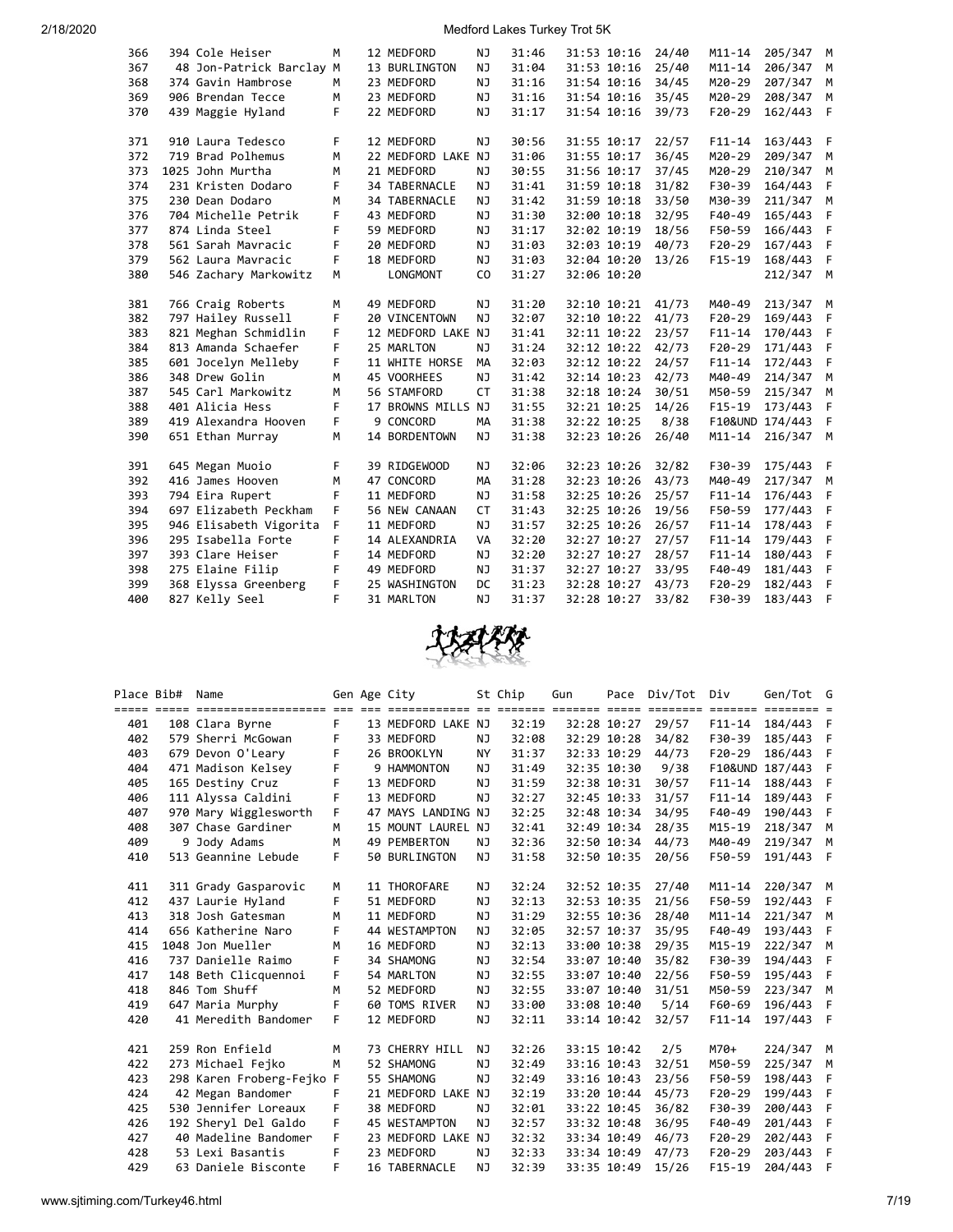| Place | Bib# | Name | Gen | Age | City | St | Chip | Gun | Pace | Div/Tot | Div | Gen/Tot | G |
|---|---|---|---|---|---|---|---|---|---|---|---|---|---|
| 366 | 394 | Cole Heiser | M | 12 | MEDFORD | NJ | 31:46 | 31:53 | 10:16 | 24/40 | M11-14 | 205/347 | M |
| 367 | 48 | Jon-Patrick Barclay | M | 13 | BURLINGTON | NJ | 31:04 | 31:53 | 10:16 | 25/40 | M11-14 | 206/347 | M |
| 368 | 374 | Gavin Hambrose | M | 23 | MEDFORD | NJ | 31:16 | 31:54 | 10:16 | 34/45 | M20-29 | 207/347 | M |
| 369 | 906 | Brendan Tecce | M | 23 | MEDFORD | NJ | 31:16 | 31:54 | 10:16 | 35/45 | M20-29 | 208/347 | M |
| 370 | 439 | Maggie Hyland | F | 22 | MEDFORD | NJ | 31:17 | 31:54 | 10:16 | 39/73 | F20-29 | 162/443 | F |
| 371 | 910 | Laura Tedesco | F | 12 | MEDFORD | NJ | 30:56 | 31:55 | 10:17 | 22/57 | F11-14 | 163/443 | F |
| 372 | 719 | Brad Polhemus | M | 22 | MEDFORD LAKE | NJ | 31:06 | 31:55 | 10:17 | 36/45 | M20-29 | 209/347 | M |
| 373 | 1025 | John Murtha | M | 21 | MEDFORD | NJ | 30:55 | 31:56 | 10:17 | 37/45 | M20-29 | 210/347 | M |
| 374 | 231 | Kristen Dodaro | F | 34 | TABERNACLE | NJ | 31:41 | 31:59 | 10:18 | 31/82 | F30-39 | 164/443 | F |
| 375 | 230 | Dean Dodaro | M | 34 | TABERNACLE | NJ | 31:42 | 31:59 | 10:18 | 33/50 | M30-39 | 211/347 | M |
| 376 | 704 | Michelle Petrik | F | 43 | MEDFORD | NJ | 31:30 | 32:00 | 10:18 | 32/95 | F40-49 | 165/443 | F |
| 377 | 874 | Linda Steel | F | 59 | MEDFORD | NJ | 31:17 | 32:02 | 10:19 | 18/56 | F50-59 | 166/443 | F |
| 378 | 561 | Sarah Mavracic | F | 20 | MEDFORD | NJ | 31:03 | 32:03 | 10:19 | 40/73 | F20-29 | 167/443 | F |
| 379 | 562 | Laura Mavracic | F | 18 | MEDFORD | NJ | 31:03 | 32:04 | 10:20 | 13/26 | F15-19 | 168/443 | F |
| 380 | 546 | Zachary Markowitz | M | | LONGMONT | CO | 31:27 | 32:06 | 10:20 | | | 212/347 | M |
| 381 | 766 | Craig Roberts | M | 49 | MEDFORD | NJ | 31:20 | 32:10 | 10:21 | 41/73 | M40-49 | 213/347 | M |
| 382 | 797 | Hailey Russell | F | 20 | VINCENTOWN | NJ | 32:07 | 32:10 | 10:22 | 41/73 | F20-29 | 169/443 | F |
| 383 | 821 | Meghan Schmidlin | F | 12 | MEDFORD LAKE | NJ | 31:41 | 32:11 | 10:22 | 23/57 | F11-14 | 170/443 | F |
| 384 | 813 | Amanda Schaefer | F | 25 | MARLTON | NJ | 31:24 | 32:12 | 10:22 | 42/73 | F20-29 | 171/443 | F |
| 385 | 601 | Jocelyn Melleby | F | 11 | WHITE HORSE | MA | 32:03 | 32:12 | 10:22 | 24/57 | F11-14 | 172/443 | F |
| 386 | 348 | Drew Golin | M | 45 | VOORHEES | NJ | 31:42 | 32:14 | 10:23 | 42/73 | M40-49 | 214/347 | M |
| 387 | 545 | Carl Markowitz | M | 56 | STAMFORD | CT | 31:38 | 32:18 | 10:24 | 30/51 | M50-59 | 215/347 | M |
| 388 | 401 | Alicia Hess | F | 17 | BROWNS MILLS | NJ | 31:55 | 32:21 | 10:25 | 14/26 | F15-19 | 173/443 | F |
| 389 | 419 | Alexandra Hooven | F | 9 | CONCORD | MA | 31:38 | 32:22 | 10:25 | 8/38 | F10&UND | 174/443 | F |
| 390 | 651 | Ethan Murray | M | 14 | BORDENTOWN | NJ | 31:38 | 32:23 | 10:26 | 26/40 | M11-14 | 216/347 | M |
| 391 | 645 | Megan Muoio | F | 39 | RIDGEWOOD | NJ | 32:06 | 32:23 | 10:26 | 32/82 | F30-39 | 175/443 | F |
| 392 | 416 | James Hooven | M | 47 | CONCORD | MA | 31:28 | 32:23 | 10:26 | 43/73 | M40-49 | 217/347 | M |
| 393 | 794 | Eira Rupert | F | 11 | MEDFORD | NJ | 31:58 | 32:25 | 10:26 | 25/57 | F11-14 | 176/443 | F |
| 394 | 697 | Elizabeth Peckham | F | 56 | NEW CANAAN | CT | 31:43 | 32:25 | 10:26 | 19/56 | F50-59 | 177/443 | F |
| 395 | 946 | Elisabeth Vigorita | F | 11 | MEDFORD | NJ | 31:57 | 32:25 | 10:26 | 26/57 | F11-14 | 178/443 | F |
| 396 | 295 | Isabella Forte | F | 14 | ALEXANDRIA | VA | 32:20 | 32:27 | 10:27 | 27/57 | F11-14 | 179/443 | F |
| 397 | 393 | Clare Heiser | F | 14 | MEDFORD | NJ | 32:20 | 32:27 | 10:27 | 28/57 | F11-14 | 180/443 | F |
| 398 | 275 | Elaine Filip | F | 49 | MEDFORD | NJ | 31:37 | 32:27 | 10:27 | 33/95 | F40-49 | 181/443 | F |
| 399 | 368 | Elyssa Greenberg | F | 25 | WASHINGTON | DC | 31:23 | 32:28 | 10:27 | 43/73 | F20-29 | 182/443 | F |
| 400 | 827 | Kelly Seel | F | 31 | MARLTON | NJ | 31:37 | 32:28 | 10:27 | 33/82 | F30-39 | 183/443 | F |

| Place | Bib# | Name | Gen | Age | City | St | Chip | Gun | Pace | Div/Tot | Div | Gen/Tot | G |
|---|---|---|---|---|---|---|---|---|---|---|---|---|---|
| 401 | 108 | Clara Byrne | F | 13 | MEDFORD LAKE | NJ | 32:19 | 32:28 | 10:27 | 29/57 | F11-14 | 184/443 | F |
| 402 | 579 | Sherri McGowan | F | 33 | MEDFORD | NJ | 32:08 | 32:29 | 10:28 | 34/82 | F30-39 | 185/443 | F |
| 403 | 679 | Devon O'Leary | F | 26 | BROOKLYN | NY | 31:37 | 32:33 | 10:29 | 44/73 | F20-29 | 186/443 | F |
| 404 | 471 | Madison Kelsey | F | 9 | HAMMONTON | NJ | 31:49 | 32:35 | 10:30 | 9/38 | F10&UND | 187/443 | F |
| 405 | 165 | Destiny Cruz | F | 13 | MEDFORD | NJ | 31:59 | 32:38 | 10:31 | 30/57 | F11-14 | 188/443 | F |
| 406 | 111 | Alyssa Caldini | F | 13 | MEDFORD | NJ | 32:27 | 32:45 | 10:33 | 31/57 | F11-14 | 189/443 | F |
| 407 | 970 | Mary Wigglesworth | F | 47 | MAYS LANDING | NJ | 32:25 | 32:48 | 10:34 | 34/95 | F40-49 | 190/443 | F |
| 408 | 307 | Chase Gardiner | M | 15 | MOUNT LAUREL | NJ | 32:41 | 32:49 | 10:34 | 28/35 | M15-19 | 218/347 | M |
| 409 | 9 | Jody Adams | M | 49 | PEMBERTON | NJ | 32:36 | 32:50 | 10:34 | 44/73 | M40-49 | 219/347 | M |
| 410 | 513 | Geannine Lebude | F | 50 | BURLINGTON | NJ | 31:58 | 32:50 | 10:35 | 20/56 | F50-59 | 191/443 | F |
| 411 | 311 | Grady Gasparovic | M | 11 | THOROFARE | NJ | 32:24 | 32:52 | 10:35 | 27/40 | M11-14 | 220/347 | M |
| 412 | 437 | Laurie Hyland | F | 51 | MEDFORD | NJ | 32:13 | 32:53 | 10:35 | 21/56 | F50-59 | 192/443 | F |
| 413 | 318 | Josh Gatesman | M | 11 | MEDFORD | NJ | 31:29 | 32:55 | 10:36 | 28/40 | M11-14 | 221/347 | M |
| 414 | 656 | Katherine Naro | F | 44 | WESTAMPTON | NJ | 32:05 | 32:57 | 10:37 | 35/95 | F40-49 | 193/443 | F |
| 415 | 1048 | Jon Mueller | M | 16 | MEDFORD | NJ | 32:13 | 33:00 | 10:38 | 29/35 | M15-19 | 222/347 | M |
| 416 | 737 | Danielle Raimo | F | 34 | SHAMONG | NJ | 32:54 | 33:07 | 10:40 | 35/82 | F30-39 | 194/443 | F |
| 417 | 148 | Beth Clicquennoi | F | 54 | MARLTON | NJ | 32:55 | 33:07 | 10:40 | 22/56 | F50-59 | 195/443 | F |
| 418 | 846 | Tom Shuff | M | 52 | MEDFORD | NJ | 32:55 | 33:07 | 10:40 | 31/51 | M50-59 | 223/347 | M |
| 419 | 647 | Maria Murphy | F | 60 | TOMS RIVER | NJ | 33:00 | 33:08 | 10:40 | 5/14 | F60-69 | 196/443 | F |
| 420 | 41 | Meredith Bandomer | F | 12 | MEDFORD | NJ | 32:11 | 33:14 | 10:42 | 32/57 | F11-14 | 197/443 | F |
| 421 | 259 | Ron Enfield | M | 73 | CHERRY HILL | NJ | 32:26 | 33:15 | 10:42 | 2/5 | M70+ | 224/347 | M |
| 422 | 273 | Michael Fejko | M | 52 | SHAMONG | NJ | 32:49 | 33:16 | 10:43 | 32/51 | M50-59 | 225/347 | M |
| 423 | 298 | Karen Froberg-Fejko | F | 55 | SHAMONG | NJ | 32:49 | 33:16 | 10:43 | 23/56 | F50-59 | 198/443 | F |
| 424 | 42 | Megan Bandomer | F | 21 | MEDFORD LAKE | NJ | 32:19 | 33:20 | 10:44 | 45/73 | F20-29 | 199/443 | F |
| 425 | 530 | Jennifer Loreaux | F | 38 | MEDFORD | NJ | 32:01 | 33:22 | 10:45 | 36/82 | F30-39 | 200/443 | F |
| 426 | 192 | Sheryl Del Galdo | F | 45 | WESTAMPTON | NJ | 32:57 | 33:32 | 10:48 | 36/95 | F40-49 | 201/443 | F |
| 427 | 40 | Madeline Bandomer | F | 23 | MEDFORD LAKE | NJ | 32:32 | 33:34 | 10:49 | 46/73 | F20-29 | 202/443 | F |
| 428 | 53 | Lexi Basantis | F | 23 | MEDFORD | NJ | 32:33 | 33:34 | 10:49 | 47/73 | F20-29 | 203/443 | F |
| 429 | 63 | Daniele Bisconte | F | 16 | TABERNACLE | NJ | 32:39 | 33:35 | 10:49 | 15/26 | F15-19 | 204/443 | F |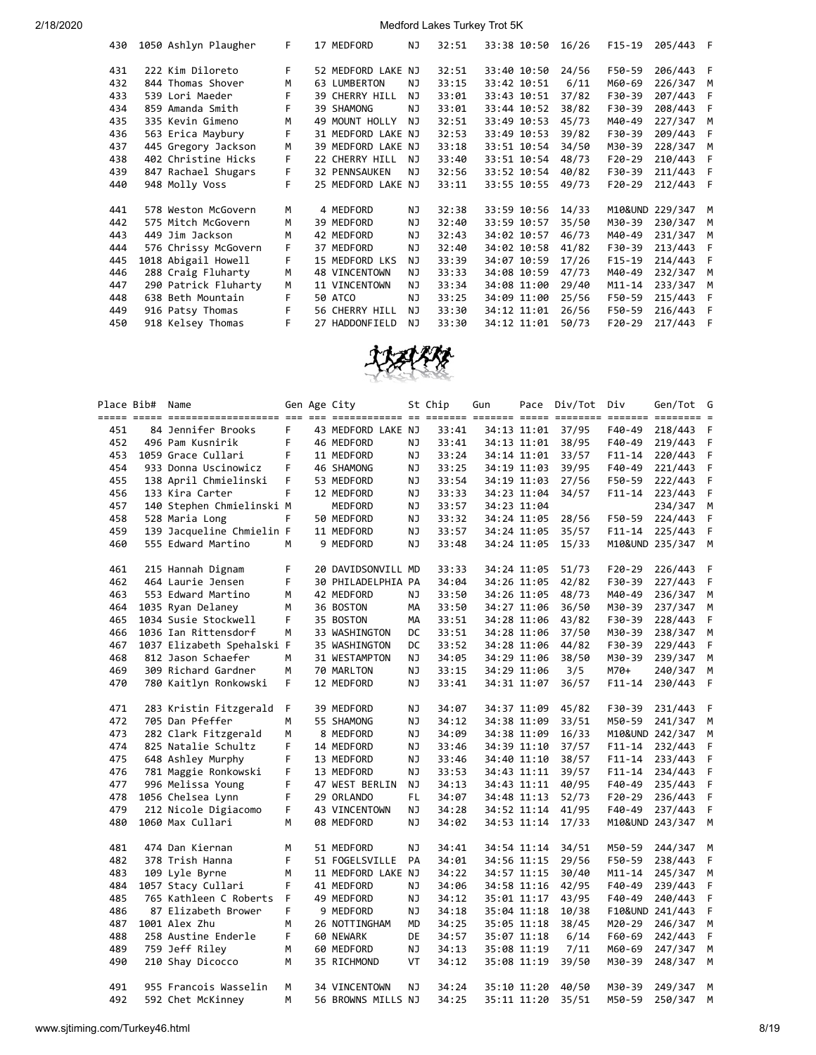| Place | Bib# | Name | Gen | Age | City | St | Chip | Gun | Pace | Div/Tot | Div | Gen/Tot | G |
|---|---|---|---|---|---|---|---|---|---|---|---|---|---|
| 430 | 1050 | Ashlyn Plaugher | F | 17 | MEDFORD | NJ | 32:51 | 33:38 | 10:50 | 16/26 | F15-19 | 205/443 | F |
| 431 | 222 | Kim Diloreto | F | 52 | MEDFORD LAKE | NJ | 32:51 | 33:40 | 10:50 | 24/56 | F50-59 | 206/443 | F |
| 432 | 844 | Thomas Shover | M | 63 | LUMBERTON | NJ | 33:15 | 33:42 | 10:51 | 6/11 | M60-69 | 226/347 | M |
| 433 | 539 | Lori Maeder | F | 39 | CHERRY HILL | NJ | 33:01 | 33:43 | 10:51 | 37/82 | F30-39 | 207/443 | F |
| 434 | 859 | Amanda Smith | F | 39 | SHAMONG | NJ | 33:01 | 33:44 | 10:52 | 38/82 | F30-39 | 208/443 | F |
| 435 | 335 | Kevin Gimeno | M | 49 | MOUNT HOLLY | NJ | 32:51 | 33:49 | 10:53 | 45/73 | M40-49 | 227/347 | M |
| 436 | 563 | Erica Maybury | F | 31 | MEDFORD LAKE | NJ | 32:53 | 33:49 | 10:53 | 39/82 | F30-39 | 209/443 | F |
| 437 | 445 | Gregory Jackson | M | 39 | MEDFORD LAKE | NJ | 33:18 | 33:51 | 10:54 | 34/50 | M30-39 | 228/347 | M |
| 438 | 402 | Christine Hicks | F | 22 | CHERRY HILL | NJ | 33:40 | 33:51 | 10:54 | 48/73 | F20-29 | 210/443 | F |
| 439 | 847 | Rachael Shugars | F | 32 | PENNSAUKEN | NJ | 32:56 | 33:52 | 10:54 | 40/82 | F30-39 | 211/443 | F |
| 440 | 948 | Molly Voss | F | 25 | MEDFORD LAKE | NJ | 33:11 | 33:55 | 10:55 | 49/73 | F20-29 | 212/443 | F |
| 441 | 578 | Weston McGovern | M | 4 | MEDFORD | NJ | 32:38 | 33:59 | 10:56 | 14/33 | M10&UND | 229/347 | M |
| 442 | 575 | Mitch McGovern | M | 39 | MEDFORD | NJ | 32:40 | 33:59 | 10:57 | 35/50 | M30-39 | 230/347 | M |
| 443 | 449 | Jim Jackson | M | 42 | MEDFORD | NJ | 32:43 | 34:02 | 10:57 | 46/73 | M40-49 | 231/347 | M |
| 444 | 576 | Chrissy McGovern | F | 37 | MEDFORD | NJ | 32:40 | 34:02 | 10:58 | 41/82 | F30-39 | 213/443 | F |
| 445 | 1018 | Abigail Howell | F | 15 | MEDFORD LKS | NJ | 33:39 | 34:07 | 10:59 | 17/26 | F15-19 | 214/443 | F |
| 446 | 288 | Craig Fluharty | M | 48 | VINCENTOWN | NJ | 33:33 | 34:08 | 10:59 | 47/73 | M40-49 | 232/347 | M |
| 447 | 290 | Patrick Fluharty | M | 11 | VINCENTOWN | NJ | 33:34 | 34:08 | 11:00 | 29/40 | M11-14 | 233/347 | M |
| 448 | 638 | Beth Mountain | F | 50 | ATCO | NJ | 33:25 | 34:09 | 11:00 | 25/56 | F50-59 | 215/443 | F |
| 449 | 916 | Patsy Thomas | F | 56 | CHERRY HILL | NJ | 33:30 | 34:12 | 11:01 | 26/56 | F50-59 | 216/443 | F |
| 450 | 918 | Kelsey Thomas | F | 27 | HADDONFIELD | NJ | 33:30 | 34:12 | 11:01 | 50/73 | F20-29 | 217/443 | F |

| Place | Bib# | Name | Gen | Age | City | St | Chip | Gun | Pace | Div/Tot | Div | Gen/Tot | G |
|---|---|---|---|---|---|---|---|---|---|---|---|---|---|
| 451 | 84 | Jennifer Brooks | F | 43 | MEDFORD LAKE | NJ | 33:41 | 34:13 | 11:01 | 37/95 | F40-49 | 218/443 | F |
| 452 | 496 | Pam Kusnirik | F | 46 | MEDFORD | NJ | 33:41 | 34:13 | 11:01 | 38/95 | F40-49 | 219/443 | F |
| 453 | 1059 | Grace Cullari | F | 11 | MEDFORD | NJ | 33:24 | 34:14 | 11:01 | 33/57 | F11-14 | 220/443 | F |
| 454 | 933 | Donna Uscinowicz | F | 46 | SHAMONG | NJ | 33:25 | 34:19 | 11:03 | 39/95 | F40-49 | 221/443 | F |
| 455 | 138 | April Chmielinski | F | 53 | MEDFORD | NJ | 33:54 | 34:19 | 11:03 | 27/56 | F50-59 | 222/443 | F |
| 456 | 133 | Kira Carter | F | 12 | MEDFORD | NJ | 33:33 | 34:23 | 11:04 | 34/57 | F11-14 | 223/443 | F |
| 457 | 140 | Stephen Chmielinski | M | | MEDFORD | NJ | 33:57 | 34:23 | 11:04 | | | 234/347 | M |
| 458 | 528 | Maria Long | F | 50 | MEDFORD | NJ | 33:32 | 34:24 | 11:05 | 28/56 | F50-59 | 224/443 | F |
| 459 | 139 | Jacqueline Chmielin | F | 11 | MEDFORD | NJ | 33:57 | 34:24 | 11:05 | 35/57 | F11-14 | 225/443 | F |
| 460 | 555 | Edward Martino | M | 9 | MEDFORD | NJ | 33:48 | 34:24 | 11:05 | 15/33 | M10&UND | 235/347 | M |
| 461 | 215 | Hannah Dignam | F | 20 | DAVIDSONVILL | MD | 33:33 | 34:24 | 11:05 | 51/73 | F20-29 | 226/443 | F |
| 462 | 464 | Laurie Jensen | F | 30 | PHILADELPHIA | PA | 34:04 | 34:26 | 11:05 | 42/82 | F30-39 | 227/443 | F |
| 463 | 553 | Edward Martino | M | 42 | MEDFORD | NJ | 33:50 | 34:26 | 11:05 | 48/73 | M40-49 | 236/347 | M |
| 464 | 1035 | Ryan Delaney | M | 36 | BOSTON | MA | 33:50 | 34:27 | 11:06 | 36/50 | M30-39 | 237/347 | M |
| 465 | 1034 | Susie Stockwell | F | 35 | BOSTON | MA | 33:51 | 34:28 | 11:06 | 43/82 | F30-39 | 228/443 | F |
| 466 | 1036 | Ian Rittensdorf | M | 33 | WASHINGTON | DC | 33:51 | 34:28 | 11:06 | 37/50 | M30-39 | 238/347 | M |
| 467 | 1037 | Elizabeth Spehalski | F | 35 | WASHINGTON | DC | 33:52 | 34:28 | 11:06 | 44/82 | F30-39 | 229/443 | F |
| 468 | 812 | Jason Schaefer | M | 31 | WESTAMPTON | NJ | 34:05 | 34:29 | 11:06 | 38/50 | M30-39 | 239/347 | M |
| 469 | 309 | Richard Gardner | M | 70 | MARLTON | NJ | 33:15 | 34:29 | 11:06 | 3/5 | M70+ | 240/347 | M |
| 470 | 780 | Kaitlyn Ronkowski | F | 12 | MEDFORD | NJ | 33:41 | 34:31 | 11:07 | 36/57 | F11-14 | 230/443 | F |
| 471 | 283 | Kristin Fitzgerald | F | 39 | MEDFORD | NJ | 34:07 | 34:37 | 11:09 | 45/82 | F30-39 | 231/443 | F |
| 472 | 705 | Dan Pfeffer | M | 55 | SHAMONG | NJ | 34:12 | 34:38 | 11:09 | 33/51 | M50-59 | 241/347 | M |
| 473 | 282 | Clark Fitzgerald | M | 8 | MEDFORD | NJ | 34:09 | 34:38 | 11:09 | 16/33 | M10&UND | 242/347 | M |
| 474 | 825 | Natalie Schultz | F | 14 | MEDFORD | NJ | 33:46 | 34:39 | 11:10 | 37/57 | F11-14 | 232/443 | F |
| 475 | 648 | Ashley Murphy | F | 13 | MEDFORD | NJ | 33:46 | 34:40 | 11:10 | 38/57 | F11-14 | 233/443 | F |
| 476 | 781 | Maggie Ronkowski | F | 13 | MEDFORD | NJ | 33:53 | 34:43 | 11:11 | 39/57 | F11-14 | 234/443 | F |
| 477 | 996 | Melissa Young | F | 47 | WEST BERLIN | NJ | 34:13 | 34:43 | 11:11 | 40/95 | F40-49 | 235/443 | F |
| 478 | 1056 | Chelsea Lynn | F | 29 | ORLANDO | FL | 34:07 | 34:48 | 11:13 | 52/73 | F20-29 | 236/443 | F |
| 479 | 212 | Nicole Digiacomo | F | 43 | VINCENTOWN | NJ | 34:28 | 34:52 | 11:14 | 41/95 | F40-49 | 237/443 | F |
| 480 | 1060 | Max Cullari | M | 08 | MEDFORD | NJ | 34:02 | 34:53 | 11:14 | 17/33 | M10&UND | 243/347 | M |
| 481 | 474 | Dan Kiernan | M | 51 | MEDFORD | NJ | 34:41 | 34:54 | 11:14 | 34/51 | M50-59 | 244/347 | M |
| 482 | 378 | Trish Hanna | F | 51 | FOGELSVILLE | PA | 34:01 | 34:56 | 11:15 | 29/56 | F50-59 | 238/443 | F |
| 483 | 109 | Lyle Byrne | M | 11 | MEDFORD LAKE | NJ | 34:22 | 34:57 | 11:15 | 30/40 | M11-14 | 245/347 | M |
| 484 | 1057 | Stacy Cullari | F | 41 | MEDFORD | NJ | 34:06 | 34:58 | 11:16 | 42/95 | F40-49 | 239/443 | F |
| 485 | 765 | Kathleen C Roberts | F | 49 | MEDFORD | NJ | 34:12 | 35:01 | 11:17 | 43/95 | F40-49 | 240/443 | F |
| 486 | 87 | Elizabeth Brower | F | 9 | MEDFORD | NJ | 34:18 | 35:04 | 11:18 | 10/38 | F10&UND | 241/443 | F |
| 487 | 1001 | Alex Zhu | M | 26 | NOTTINGHAM | MD | 34:25 | 35:05 | 11:18 | 38/45 | M20-29 | 246/347 | M |
| 488 | 258 | Austine Enderle | F | 60 | NEWARK | DE | 34:57 | 35:07 | 11:18 | 6/14 | F60-69 | 242/443 | F |
| 489 | 759 | Jeff Riley | M | 60 | MEDFORD | NJ | 34:13 | 35:08 | 11:19 | 7/11 | M60-69 | 247/347 | M |
| 490 | 210 | Shay Dicocco | M | 35 | RICHMOND | VT | 34:12 | 35:08 | 11:19 | 39/50 | M30-39 | 248/347 | M |
| 491 | 955 | Francois Wasselin | M | 34 | VINCENTOWN | NJ | 34:24 | 35:10 | 11:20 | 40/50 | M30-39 | 249/347 | M |
| 492 | 592 | Chet McKinney | M | 56 | BROWNS MILLS | NJ | 34:25 | 35:11 | 11:20 | 35/51 | M50-59 | 250/347 | M |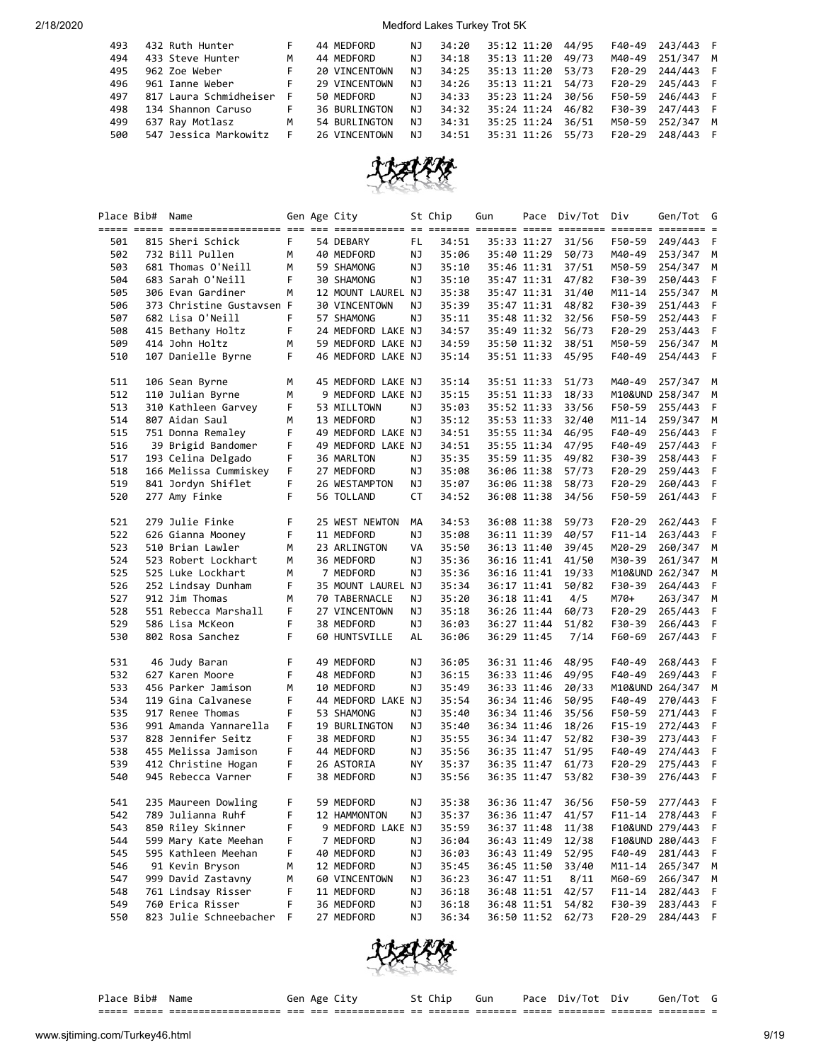| Place | Bib# | Name | Gen | Age | City | St | Chip | Gun | Pace | Div/Tot | Div | Gen/Tot | G |
|---|---|---|---|---|---|---|---|---|---|---|---|---|---|
| 493 | 432 | Ruth Hunter | F | 44 | MEDFORD | NJ | 34:20 | 35:12 | 11:20 | 44/95 | F40-49 | 243/443 | F |
| 494 | 433 | Steve Hunter | M | 44 | MEDFORD | NJ | 34:18 | 35:13 | 11:20 | 49/73 | M40-49 | 251/347 | M |
| 495 | 962 | Zoe Weber | F | 20 | VINCENTOWN | NJ | 34:25 | 35:13 | 11:20 | 53/73 | F20-29 | 244/443 | F |
| 496 | 961 | Ianne Weber | F | 29 | VINCENTOWN | NJ | 34:26 | 35:13 | 11:21 | 54/73 | F20-29 | 245/443 | F |
| 497 | 817 | Laura Schmidheiser | F | 50 | MEDFORD | NJ | 34:33 | 35:23 | 11:24 | 30/56 | F50-59 | 246/443 | F |
| 498 | 134 | Shannon Caruso | F | 36 | BURLINGTON | NJ | 34:32 | 35:24 | 11:24 | 46/82 | F30-39 | 247/443 | F |
| 499 | 637 | Ray Motlasz | M | 54 | BURLINGTON | NJ | 34:31 | 35:25 | 11:24 | 36/51 | M50-59 | 252/347 | M |
| 500 | 547 | Jessica Markowitz | F | 26 | VINCENTOWN | NJ | 34:51 | 35:31 | 11:26 | 55/73 | F20-29 | 248/443 | F |
| 501 | 815 | Sheri Schick | F | 54 | DEBARY | FL | 34:51 | 35:33 | 11:27 | 31/56 | F50-59 | 249/443 | F |
| 502 | 732 | Bill Pullen | M | 40 | MEDFORD | NJ | 35:06 | 35:40 | 11:29 | 50/73 | M40-49 | 253/347 | M |
| 503 | 681 | Thomas O'Neill | M | 59 | SHAMONG | NJ | 35:10 | 35:46 | 11:31 | 37/51 | M50-59 | 254/347 | M |
| 504 | 683 | Sarah O'Neill | F | 30 | SHAMONG | NJ | 35:10 | 35:47 | 11:31 | 47/82 | F30-39 | 250/443 | F |
| 505 | 306 | Evan Gardiner | M | 12 | MOUNT LAUREL | NJ | 35:38 | 35:47 | 11:31 | 31/40 | M11-14 | 255/347 | M |
| 506 | 373 | Christine Gustavsen | F | 30 | VINCENTOWN | NJ | 35:39 | 35:47 | 11:31 | 48/82 | F30-39 | 251/443 | F |
| 507 | 682 | Lisa O'Neill | F | 57 | SHAMONG | NJ | 35:11 | 35:48 | 11:32 | 32/56 | F50-59 | 252/443 | F |
| 508 | 415 | Bethany Holtz | F | 24 | MEDFORD LAKE | NJ | 34:57 | 35:49 | 11:32 | 56/73 | F20-29 | 253/443 | F |
| 509 | 414 | John Holtz | M | 59 | MEDFORD LAKE | NJ | 34:59 | 35:50 | 11:32 | 38/51 | M50-59 | 256/347 | M |
| 510 | 107 | Danielle Byrne | F | 46 | MEDFORD LAKE | NJ | 35:14 | 35:51 | 11:33 | 45/95 | F40-49 | 254/443 | F |
| 511 | 106 | Sean Byrne | M | 45 | MEDFORD LAKE | NJ | 35:14 | 35:51 | 11:33 | 51/73 | M40-49 | 257/347 | M |
| 512 | 110 | Julian Byrne | M | 9 | MEDFORD LAKE | NJ | 35:15 | 35:51 | 11:33 | 18/33 | M10&UND | 258/347 | M |
| 513 | 310 | Kathleen Garvey | F | 53 | MILLTOWN | NJ | 35:03 | 35:52 | 11:33 | 33/56 | F50-59 | 255/443 | F |
| 514 | 807 | Aidan Saul | M | 13 | MEDFORD | NJ | 35:12 | 35:53 | 11:33 | 32/40 | M11-14 | 259/347 | M |
| 515 | 751 | Donna Remaley | F | 49 | MEDFORD LAKE | NJ | 34:51 | 35:55 | 11:34 | 46/95 | F40-49 | 256/443 | F |
| 516 | 39 | Brigid Bandomer | F | 49 | MEDFORD LAKE | NJ | 34:51 | 35:55 | 11:34 | 47/95 | F40-49 | 257/443 | F |
| 517 | 193 | Celina Delgado | F | 36 | MARLTON | NJ | 35:35 | 35:59 | 11:35 | 49/82 | F30-39 | 258/443 | F |
| 518 | 166 | Melissa Cummiskey | F | 27 | MEDFORD | NJ | 35:08 | 36:06 | 11:38 | 57/73 | F20-29 | 259/443 | F |
| 519 | 841 | Jordyn Shiflet | F | 26 | WESTAMPTON | NJ | 35:07 | 36:06 | 11:38 | 58/73 | F20-29 | 260/443 | F |
| 520 | 277 | Amy Finke | F | 56 | TOLLAND | CT | 34:52 | 36:08 | 11:38 | 34/56 | F50-59 | 261/443 | F |
| 521 | 279 | Julie Finke | F | 25 | WEST NEWTON | MA | 34:53 | 36:08 | 11:38 | 59/73 | F20-29 | 262/443 | F |
| 522 | 626 | Gianna Mooney | F | 11 | MEDFORD | NJ | 35:08 | 36:11 | 11:39 | 40/57 | F11-14 | 263/443 | F |
| 523 | 510 | Brian Lawler | M | 23 | ARLINGTON | VA | 35:50 | 36:13 | 11:40 | 39/45 | M20-29 | 260/347 | M |
| 524 | 523 | Robert Lockhart | M | 36 | MEDFORD | NJ | 35:36 | 36:16 | 11:41 | 41/50 | M30-39 | 261/347 | M |
| 525 | 525 | Luke Lockhart | M | 7 | MEDFORD | NJ | 35:36 | 36:16 | 11:41 | 19/33 | M10&UND | 262/347 | M |
| 526 | 252 | Lindsay Dunham | F | 35 | MOUNT LAUREL | NJ | 35:34 | 36:17 | 11:41 | 50/82 | F30-39 | 264/443 | F |
| 527 | 912 | Jim Thomas | M | 70 | TABERNACLE | NJ | 35:20 | 36:18 | 11:41 | 4/5 | M70+ | 263/347 | M |
| 528 | 551 | Rebecca Marshall | F | 27 | VINCENTOWN | NJ | 35:18 | 36:26 | 11:44 | 60/73 | F20-29 | 265/443 | F |
| 529 | 586 | Lisa McKeon | F | 38 | MEDFORD | NJ | 36:03 | 36:27 | 11:44 | 51/82 | F30-39 | 266/443 | F |
| 530 | 802 | Rosa Sanchez | F | 60 | HUNTSVILLE | AL | 36:06 | 36:29 | 11:45 | 7/14 | F60-69 | 267/443 | F |
| 531 | 46 | Judy Baran | F | 49 | MEDFORD | NJ | 36:05 | 36:31 | 11:46 | 48/95 | F40-49 | 268/443 | F |
| 532 | 627 | Karen Moore | F | 48 | MEDFORD | NJ | 36:15 | 36:33 | 11:46 | 49/95 | F40-49 | 269/443 | F |
| 533 | 456 | Parker Jamison | M | 10 | MEDFORD | NJ | 35:49 | 36:33 | 11:46 | 20/33 | M10&UND | 264/347 | M |
| 534 | 119 | Gina Calvanese | F | 44 | MEDFORD LAKE | NJ | 35:54 | 36:34 | 11:46 | 50/95 | F40-49 | 270/443 | F |
| 535 | 917 | Renee Thomas | F | 53 | SHAMONG | NJ | 35:40 | 36:34 | 11:46 | 35/56 | F50-59 | 271/443 | F |
| 536 | 991 | Amanda Yannarella | F | 19 | BURLINGTON | NJ | 35:40 | 36:34 | 11:46 | 18/26 | F15-19 | 272/443 | F |
| 537 | 828 | Jennifer Seitz | F | 38 | MEDFORD | NJ | 35:55 | 36:34 | 11:47 | 52/82 | F30-39 | 273/443 | F |
| 538 | 455 | Melissa Jamison | F | 44 | MEDFORD | NJ | 35:56 | 36:35 | 11:47 | 51/95 | F40-49 | 274/443 | F |
| 539 | 412 | Christine Hogan | F | 26 | ASTORIA | NY | 35:37 | 36:35 | 11:47 | 61/73 | F20-29 | 275/443 | F |
| 540 | 945 | Rebecca Varner | F | 38 | MEDFORD | NJ | 35:56 | 36:35 | 11:47 | 53/82 | F30-39 | 276/443 | F |
| 541 | 235 | Maureen Dowling | F | 59 | MEDFORD | NJ | 35:38 | 36:36 | 11:47 | 36/56 | F50-59 | 277/443 | F |
| 542 | 789 | Julianna Ruhf | F | 12 | HAMMONTON | NJ | 35:37 | 36:36 | 11:47 | 41/57 | F11-14 | 278/443 | F |
| 543 | 850 | Riley Skinner | F | 9 | MEDFORD LAKE | NJ | 35:59 | 36:37 | 11:48 | 11/38 | F10&UND | 279/443 | F |
| 544 | 599 | Mary Kate Meehan | F | 7 | MEDFORD | NJ | 36:04 | 36:43 | 11:49 | 12/38 | F10&UND | 280/443 | F |
| 545 | 595 | Kathleen Meehan | F | 40 | MEDFORD | NJ | 36:03 | 36:43 | 11:49 | 52/95 | F40-49 | 281/443 | F |
| 546 | 91 | Kevin Bryson | M | 12 | MEDFORD | NJ | 35:45 | 36:45 | 11:50 | 33/40 | M11-14 | 265/347 | M |
| 547 | 999 | David Zastavny | M | 60 | VINCENTOWN | NJ | 36:23 | 36:47 | 11:51 | 8/11 | M60-69 | 266/347 | M |
| 548 | 761 | Lindsay Risser | F | 11 | MEDFORD | NJ | 36:18 | 36:48 | 11:51 | 42/57 | F11-14 | 282/443 | F |
| 549 | 760 | Erica Risser | F | 36 | MEDFORD | NJ | 36:18 | 36:48 | 11:51 | 54/82 | F30-39 | 283/443 | F |
| 550 | 823 | Julie Schneebacher | F | 27 | MEDFORD | NJ | 36:34 | 36:50 | 11:52 | 62/73 | F20-29 | 284/443 | F |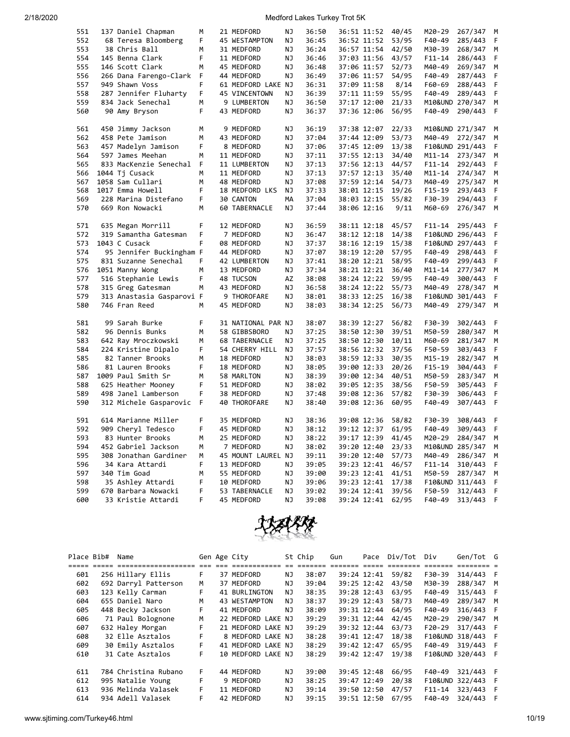| Place | Bib# | Name | Gen | Age | City | St | Chip | Gun | Pace | Div/Tot | Div | Gen/Tot | G |
|---|---|---|---|---|---|---|---|---|---|---|---|---|---|
| 551 | 137 | Daniel Chapman | M | 21 | MEDFORD | NJ | 36:50 | 36:51 | 11:52 | 40/45 | M20-29 | 267/347 | M |
| 552 | 68 | Teresa Bloomberg | F | 45 | WESTAMPTON | NJ | 36:45 | 36:52 | 11:52 | 53/95 | F40-49 | 285/443 | F |
| 553 | 38 | Chris Ball | M | 31 | MEDFORD | NJ | 36:24 | 36:57 | 11:54 | 42/50 | M30-39 | 268/347 | M |
| 554 | 145 | Benna Clark | F | 11 | MEDFORD | NJ | 36:46 | 37:03 | 11:56 | 43/57 | F11-14 | 286/443 | F |
| 555 | 146 | Scott Clark | M | 45 | MEDFORD | NJ | 36:48 | 37:06 | 11:57 | 52/73 | M40-49 | 269/347 | M |
| 556 | 266 | Dana Farengo-Clark | F | 44 | MEDFORD | NJ | 36:49 | 37:06 | 11:57 | 54/95 | F40-49 | 287/443 | F |
| 557 | 949 | Shawn Voss | F | 61 | MEDFORD LAKE | NJ | 36:31 | 37:09 | 11:58 | 8/14 | F60-69 | 288/443 | F |
| 558 | 287 | Jennifer Fluharty | F | 45 | VINCENTOWN | NJ | 36:39 | 37:11 | 11:59 | 55/95 | F40-49 | 289/443 | F |
| 559 | 834 | Jack Senechal | M | 9 | LUMBERTON | NJ | 36:50 | 37:17 | 12:00 | 21/33 | M10&UND | 270/347 | M |
| 560 | 90 | Amy Bryson | F | 43 | MEDFORD | NJ | 36:37 | 37:36 | 12:06 | 56/95 | F40-49 | 290/443 | F |
| 561 | 450 | Jimmy Jackson | M | 9 | MEDFORD | NJ | 36:19 | 37:38 | 12:07 | 22/33 | M10&UND | 271/347 | M |
| 562 | 458 | Pete Jamison | M | 43 | MEDFORD | NJ | 37:04 | 37:44 | 12:09 | 53/73 | M40-49 | 272/347 | M |
| 563 | 457 | Madelyn Jamison | F | 8 | MEDFORD | NJ | 37:06 | 37:45 | 12:09 | 13/38 | F10&UND | 291/443 | F |
| 564 | 597 | James Meehan | M | 11 | MEDFORD | NJ | 37:11 | 37:55 | 12:13 | 34/40 | M11-14 | 273/347 | M |
| 565 | 833 | MacKenzie Senechal | F | 11 | LUMBERTON | NJ | 37:13 | 37:56 | 12:13 | 44/57 | F11-14 | 292/443 | F |
| 566 | 1044 | Tj Cusack | M | 11 | MEDFORD | NJ | 37:13 | 37:57 | 12:13 | 35/40 | M11-14 | 274/347 | M |
| 567 | 1058 | Sam Cullari | M | 48 | MEDFORD | NJ | 37:08 | 37:59 | 12:14 | 54/73 | M40-49 | 275/347 | M |
| 568 | 1017 | Emma Howell | F | 18 | MEDFORD LKS | NJ | 37:33 | 38:01 | 12:15 | 19/26 | F15-19 | 293/443 | F |
| 569 | 228 | Marina Distefano | F | 30 | CANTON | MA | 37:04 | 38:03 | 12:15 | 55/82 | F30-39 | 294/443 | F |
| 570 | 669 | Ron Nowacki | M | 60 | TABERNACLE | NJ | 37:44 | 38:06 | 12:16 | 9/11 | M60-69 | 276/347 | M |
| 571 | 635 | Megan Morrill | F | 12 | MEDFORD | NJ | 36:59 | 38:11 | 12:18 | 45/57 | F11-14 | 295/443 | F |
| 572 | 319 | Samantha Gatesman | F | 7 | MEDFORD | NJ | 36:47 | 38:12 | 12:18 | 14/38 | F10&UND | 296/443 | F |
| 573 | 1043 | C Cusack | F | 08 | MEDFORD | NJ | 37:37 | 38:16 | 12:19 | 15/38 | F10&UND | 297/443 | F |
| 574 | 95 | Jennifer Buckingham | F | 44 | MEDFORD | NJ | 37:07 | 38:19 | 12:20 | 57/95 | F40-49 | 298/443 | F |
| 575 | 831 | Suzanne Senechal | F | 42 | LUMBERTON | NJ | 37:41 | 38:20 | 12:21 | 58/95 | F40-49 | 299/443 | F |
| 576 | 1051 | Manny Wong | M | 13 | MEDFORD | NJ | 37:34 | 38:21 | 12:21 | 36/40 | M11-14 | 277/347 | M |
| 577 | 516 | Stephanie Lewis | F | 48 | TUCSON | AZ | 38:08 | 38:24 | 12:22 | 59/95 | F40-49 | 300/443 | F |
| 578 | 315 | Greg Gatesman | M | 43 | MEDFORD | NJ | 36:58 | 38:24 | 12:22 | 55/73 | M40-49 | 278/347 | M |
| 579 | 313 | Anastasia Gasparovi | F | 9 | THOROFARE | NJ | 38:01 | 38:33 | 12:25 | 16/38 | F10&UND | 301/443 | F |
| 580 | 746 | Fran Reed | M | 45 | MEDFORD | NJ | 38:03 | 38:34 | 12:25 | 56/73 | M40-49 | 279/347 | M |
| 581 | 99 | Sarah Burke | F | 31 | NATIONAL PAR | NJ | 38:07 | 38:39 | 12:27 | 56/82 | F30-39 | 302/443 | F |
| 582 | 96 | Dennis Bunks | M | 58 | GIBBSBORO | NJ | 37:25 | 38:50 | 12:30 | 39/51 | M50-59 | 280/347 | M |
| 583 | 642 | Ray Mroczkowski | M | 68 | TABERNACLE | NJ | 37:25 | 38:50 | 12:30 | 10/11 | M60-69 | 281/347 | M |
| 584 | 224 | Kristine Dipalo | F | 54 | CHERRY HILL | NJ | 37:57 | 38:56 | 12:32 | 37/56 | F50-59 | 303/443 | F |
| 585 | 82 | Tanner Brooks | M | 18 | MEDFORD | NJ | 38:03 | 38:59 | 12:33 | 30/35 | M15-19 | 282/347 | M |
| 586 | 81 | Lauren Brooks | F | 18 | MEDFORD | NJ | 38:05 | 39:00 | 12:33 | 20/26 | F15-19 | 304/443 | F |
| 587 | 1009 | Paul Smith Sr | M | 58 | MARLTON | NJ | 38:39 | 39:00 | 12:34 | 40/51 | M50-59 | 283/347 | M |
| 588 | 625 | Heather Mooney | F | 51 | MEDFORD | NJ | 38:02 | 39:05 | 12:35 | 38/56 | F50-59 | 305/443 | F |
| 589 | 498 | Janel Lamberson | F | 38 | MEDFORD | NJ | 37:48 | 39:08 | 12:36 | 57/82 | F30-39 | 306/443 | F |
| 590 | 312 | Michele Gasparovic | F | 40 | THOROFARE | NJ | 38:40 | 39:08 | 12:36 | 60/95 | F40-49 | 307/443 | F |
| 591 | 614 | Marianne Miller | F | 35 | MEDFORD | NJ | 38:36 | 39:08 | 12:36 | 58/82 | F30-39 | 308/443 | F |
| 592 | 909 | Cheryl Tedesco | F | 45 | MEDFORD | NJ | 38:12 | 39:12 | 12:37 | 61/95 | F40-49 | 309/443 | F |
| 593 | 83 | Hunter Brooks | M | 25 | MEDFORD | NJ | 38:22 | 39:17 | 12:39 | 41/45 | M20-29 | 284/347 | M |
| 594 | 452 | Gabriel Jackson | M | 7 | MEDFORD | NJ | 38:02 | 39:20 | 12:40 | 23/33 | M10&UND | 285/347 | M |
| 595 | 308 | Jonathan Gardiner | M | 45 | MOUNT LAUREL | NJ | 39:11 | 39:20 | 12:40 | 57/73 | M40-49 | 286/347 | M |
| 596 | 34 | Kara Attardi | F | 13 | MEDFORD | NJ | 39:05 | 39:23 | 12:41 | 46/57 | F11-14 | 310/443 | F |
| 597 | 340 | Tim Goad | M | 55 | MEDFORD | NJ | 39:00 | 39:23 | 12:41 | 41/51 | M50-59 | 287/347 | M |
| 598 | 35 | Ashley Attardi | F | 10 | MEDFORD | NJ | 39:06 | 39:23 | 12:41 | 17/38 | F10&UND | 311/443 | F |
| 599 | 670 | Barbara Nowacki | F | 53 | TABERNACLE | NJ | 39:02 | 39:24 | 12:41 | 39/56 | F50-59 | 312/443 | F |
| 600 | 33 | Kristie Attardi | F | 45 | MEDFORD | NJ | 39:08 | 39:24 | 12:41 | 62/95 | F40-49 | 313/443 | F |

| Place | Bib# | Name | Gen | Age | City | St | Chip | Gun | Pace | Div/Tot | Div | Gen/Tot | G |
|---|---|---|---|---|---|---|---|---|---|---|---|---|---|
| 601 | 256 | Hillary Ellis | F | 37 | MEDFORD | NJ | 38:07 | 39:24 | 12:41 | 59/82 | F30-39 | 314/443 | F |
| 602 | 692 | Darryl Patterson | M | 37 | MEDFORD | NJ | 39:04 | 39:25 | 12:42 | 43/50 | M30-39 | 288/347 | M |
| 603 | 123 | Kelly Carman | F | 41 | BURLINGTON | NJ | 38:35 | 39:28 | 12:43 | 63/95 | F40-49 | 315/443 | F |
| 604 | 655 | Daniel Naro | M | 43 | WESTAMPTON | NJ | 38:37 | 39:29 | 12:43 | 58/73 | M40-49 | 289/347 | M |
| 605 | 448 | Becky Jackson | F | 41 | MEDFORD | NJ | 38:09 | 39:31 | 12:44 | 64/95 | F40-49 | 316/443 | F |
| 606 | 71 | Paul Bolognone | M | 22 | MEDFORD LAKE | NJ | 39:29 | 39:31 | 12:44 | 42/45 | M20-29 | 290/347 | M |
| 607 | 632 | Haley Morgan | F | 21 | MEDFORD LAKE | NJ | 39:29 | 39:32 | 12:44 | 63/73 | F20-29 | 317/443 | F |
| 608 | 32 | Elle Asztalos | F | 8 | MEDFORD LAKE | NJ | 38:28 | 39:41 | 12:47 | 18/38 | F10&UND | 318/443 | F |
| 609 | 30 | Emily Asztalos | F | 41 | MEDFORD LAKE | NJ | 38:29 | 39:42 | 12:47 | 65/95 | F40-49 | 319/443 | F |
| 610 | 31 | Cate Asztalos | F | 10 | MEDFORD LAKE | NJ | 38:29 | 39:42 | 12:47 | 19/38 | F10&UND | 320/443 | F |
| 611 | 784 | Christina Rubano | F | 44 | MEDFORD | NJ | 39:00 | 39:45 | 12:48 | 66/95 | F40-49 | 321/443 | F |
| 612 | 995 | Natalie Young | F | 9 | MEDFORD | NJ | 38:25 | 39:47 | 12:49 | 20/38 | F10&UND | 322/443 | F |
| 613 | 936 | Melinda Valasek | F | 11 | MEDFORD | NJ | 39:14 | 39:50 | 12:50 | 47/57 | F11-14 | 323/443 | F |
| 614 | 934 | Adell Valasek | F | 42 | MEDFORD | NJ | 39:15 | 39:51 | 12:50 | 67/95 | F40-49 | 324/443 | F |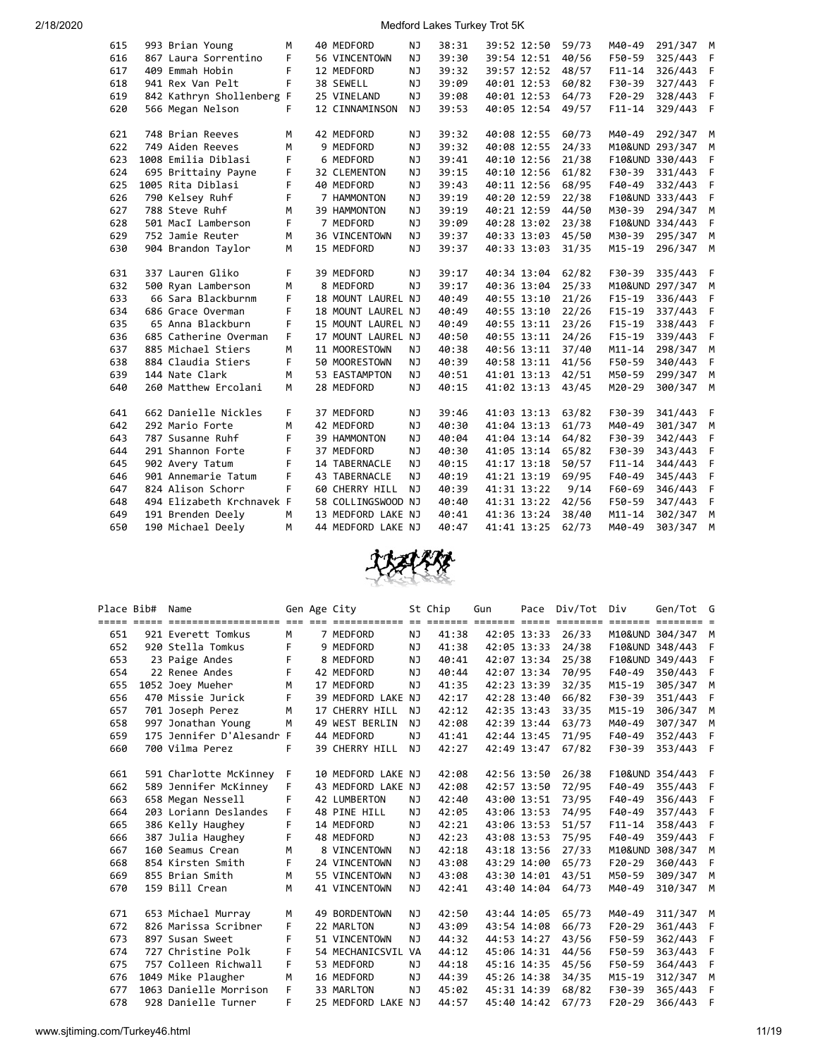| Place | Bib# | Name | Gen | Age | City | St | Chip | Gun | Pace | Div/Tot | Div | Gen/Tot | G |
|---|---|---|---|---|---|---|---|---|---|---|---|---|---|
| 615 | 993 | Brian Young | M | 40 | MEDFORD | NJ | 38:31 | 39:52 | 12:50 | 59/73 | M40-49 | 291/347 | M |
| 616 | 867 | Laura Sorrentino | F | 56 | VINCENTOWN | NJ | 39:30 | 39:54 | 12:51 | 40/56 | F50-59 | 325/443 | F |
| 617 | 409 | Emmah Hobin | F | 12 | MEDFORD | NJ | 39:32 | 39:57 | 12:52 | 48/57 | F11-14 | 326/443 | F |
| 618 | 941 | Rex Van Pelt | F | 38 | SEWELL | NJ | 39:09 | 40:01 | 12:53 | 60/82 | F30-39 | 327/443 | F |
| 619 | 842 | Kathryn Shollenberg | F | 25 | VINELAND | NJ | 39:08 | 40:01 | 12:53 | 64/73 | F20-29 | 328/443 | F |
| 620 | 566 | Megan Nelson | F | 12 | CINNAMINSON | NJ | 39:53 | 40:05 | 12:54 | 49/57 | F11-14 | 329/443 | F |
| 621 | 748 | Brian Reeves | M | 42 | MEDFORD | NJ | 39:32 | 40:08 | 12:55 | 60/73 | M40-49 | 292/347 | M |
| 622 | 749 | Aiden Reeves | M | 9 | MEDFORD | NJ | 39:32 | 40:08 | 12:55 | 24/33 | M10&UND | 293/347 | M |
| 623 | 1008 | Emilia Diblasi | F | 6 | MEDFORD | NJ | 39:41 | 40:10 | 12:56 | 21/38 | F10&UND | 330/443 | F |
| 624 | 695 | Brittainy Payne | F | 32 | CLEMENTON | NJ | 39:15 | 40:10 | 12:56 | 61/82 | F30-39 | 331/443 | F |
| 625 | 1005 | Rita Diblasi | F | 40 | MEDFORD | NJ | 39:43 | 40:11 | 12:56 | 68/95 | F40-49 | 332/443 | F |
| 626 | 790 | Kelsey Ruhf | F | 7 | HAMMONTON | NJ | 39:19 | 40:20 | 12:59 | 22/38 | F10&UND | 333/443 | F |
| 627 | 788 | Steve Ruhf | M | 39 | HAMMONTON | NJ | 39:19 | 40:21 | 12:59 | 44/50 | M30-39 | 294/347 | M |
| 628 | 501 | MacI Lamberson | F | 7 | MEDFORD | NJ | 39:09 | 40:28 | 13:02 | 23/38 | F10&UND | 334/443 | F |
| 629 | 752 | Jamie Reuter | M | 36 | VINCENTOWN | NJ | 39:37 | 40:33 | 13:03 | 45/50 | M30-39 | 295/347 | M |
| 630 | 904 | Brandon Taylor | M | 15 | MEDFORD | NJ | 39:37 | 40:33 | 13:03 | 31/35 | M15-19 | 296/347 | M |
| 631 | 337 | Lauren Gliko | F | 39 | MEDFORD | NJ | 39:17 | 40:34 | 13:04 | 62/82 | F30-39 | 335/443 | F |
| 632 | 500 | Ryan Lamberson | M | 8 | MEDFORD | NJ | 39:17 | 40:36 | 13:04 | 25/33 | M10&UND | 297/347 | M |
| 633 | 66 | Sara Blackburnm | F | 18 | MOUNT LAUREL | NJ | 40:49 | 40:55 | 13:10 | 21/26 | F15-19 | 336/443 | F |
| 634 | 686 | Grace Overman | F | 18 | MOUNT LAUREL | NJ | 40:49 | 40:55 | 13:10 | 22/26 | F15-19 | 337/443 | F |
| 635 | 65 | Anna Blackburn | F | 15 | MOUNT LAUREL | NJ | 40:49 | 40:55 | 13:11 | 23/26 | F15-19 | 338/443 | F |
| 636 | 685 | Catherine Overman | F | 17 | MOUNT LAUREL | NJ | 40:50 | 40:55 | 13:11 | 24/26 | F15-19 | 339/443 | F |
| 637 | 885 | Michael Stiers | M | 11 | MOORESTOWN | NJ | 40:38 | 40:56 | 13:11 | 37/40 | M11-14 | 298/347 | M |
| 638 | 884 | Claudia Stiers | F | 50 | MOORESTOWN | NJ | 40:39 | 40:58 | 13:11 | 41/56 | F50-59 | 340/443 | F |
| 639 | 144 | Nate Clark | M | 53 | EASTAMPTON | NJ | 40:51 | 41:01 | 13:13 | 42/51 | M50-59 | 299/347 | M |
| 640 | 260 | Matthew Ercolani | M | 28 | MEDFORD | NJ | 40:15 | 41:02 | 13:13 | 43/45 | M20-29 | 300/347 | M |
| 641 | 662 | Danielle Nickles | F | 37 | MEDFORD | NJ | 39:46 | 41:03 | 13:13 | 63/82 | F30-39 | 341/443 | F |
| 642 | 292 | Mario Forte | M | 42 | MEDFORD | NJ | 40:30 | 41:04 | 13:13 | 61/73 | M40-49 | 301/347 | M |
| 643 | 787 | Susanne Ruhf | F | 39 | HAMMONTON | NJ | 40:04 | 41:04 | 13:14 | 64/82 | F30-39 | 342/443 | F |
| 644 | 291 | Shannon Forte | F | 37 | MEDFORD | NJ | 40:30 | 41:05 | 13:14 | 65/82 | F30-39 | 343/443 | F |
| 645 | 902 | Avery Tatum | F | 14 | TABERNACLE | NJ | 40:15 | 41:17 | 13:18 | 50/57 | F11-14 | 344/443 | F |
| 646 | 901 | Annemarie Tatum | F | 43 | TABERNACLE | NJ | 40:19 | 41:21 | 13:19 | 69/95 | F40-49 | 345/443 | F |
| 647 | 824 | Alison Schorr | F | 60 | CHERRY HILL | NJ | 40:39 | 41:31 | 13:22 | 9/14 | F60-69 | 346/443 | F |
| 648 | 494 | Elizabeth Krchnavek | F | 58 | COLLINGSWOOD | NJ | 40:40 | 41:31 | 13:22 | 42/56 | F50-59 | 347/443 | F |
| 649 | 191 | Brenden Deely | M | 13 | MEDFORD LAKE | NJ | 40:41 | 41:36 | 13:24 | 38/40 | M11-14 | 302/347 | M |
| 650 | 190 | Michael Deely | M | 44 | MEDFORD LAKE | NJ | 40:47 | 41:41 | 13:25 | 62/73 | M40-49 | 303/347 | M |

| Place | Bib# | Name | Gen | Age | City | St | Chip | Gun | Pace | Div/Tot | Div | Gen/Tot | G |
|---|---|---|---|---|---|---|---|---|---|---|---|---|---|
| 651 | 921 | Everett Tomkus | M | 7 | MEDFORD | NJ | 41:38 | 42:05 | 13:33 | 26/33 | M10&UND | 304/347 | M |
| 652 | 920 | Stella Tomkus | F | 9 | MEDFORD | NJ | 41:38 | 42:05 | 13:33 | 24/38 | F10&UND | 348/443 | F |
| 653 | 23 | Paige Andes | F | 8 | MEDFORD | NJ | 40:41 | 42:07 | 13:34 | 25/38 | F10&UND | 349/443 | F |
| 654 | 22 | Renee Andes | F | 42 | MEDFORD | NJ | 40:44 | 42:07 | 13:34 | 70/95 | F40-49 | 350/443 | F |
| 655 | 1052 | Joey Mueher | M | 17 | MEDFORD | NJ | 41:35 | 42:23 | 13:39 | 32/35 | M15-19 | 305/347 | M |
| 656 | 470 | Missie Jurick | F | 39 | MEDFORD LAKE | NJ | 42:17 | 42:28 | 13:40 | 66/82 | F30-39 | 351/443 | F |
| 657 | 701 | Joseph Perez | M | 17 | CHERRY HILL | NJ | 42:12 | 42:35 | 13:43 | 33/35 | M15-19 | 306/347 | M |
| 658 | 997 | Jonathan Young | M | 49 | WEST BERLIN | NJ | 42:08 | 42:39 | 13:44 | 63/73 | M40-49 | 307/347 | M |
| 659 | 175 | Jennifer D'Alesandr | F | 44 | MEDFORD | NJ | 41:41 | 42:44 | 13:45 | 71/95 | F40-49 | 352/443 | F |
| 660 | 700 | Vilma Perez | F | 39 | CHERRY HILL | NJ | 42:27 | 42:49 | 13:47 | 67/82 | F30-39 | 353/443 | F |
| 661 | 591 | Charlotte McKinney | F | 10 | MEDFORD LAKE | NJ | 42:08 | 42:56 | 13:50 | 26/38 | F10&UND | 354/443 | F |
| 662 | 589 | Jennifer McKinney | F | 43 | MEDFORD LAKE | NJ | 42:08 | 42:57 | 13:50 | 72/95 | F40-49 | 355/443 | F |
| 663 | 658 | Megan Nessell | F | 42 | LUMBERTON | NJ | 42:40 | 43:00 | 13:51 | 73/95 | F40-49 | 356/443 | F |
| 664 | 203 | Loriann Deslandes | F | 48 | PINE HILL | NJ | 42:05 | 43:06 | 13:53 | 74/95 | F40-49 | 357/443 | F |
| 665 | 386 | Kelly Haughey | F | 14 | MEDFORD | NJ | 42:21 | 43:06 | 13:53 | 51/57 | F11-14 | 358/443 | F |
| 666 | 387 | Julia Haughey | F | 48 | MEDFORD | NJ | 42:23 | 43:08 | 13:53 | 75/95 | F40-49 | 359/443 | F |
| 667 | 160 | Seamus Crean | M | 8 | VINCENTOWN | NJ | 42:18 | 43:18 | 13:56 | 27/33 | M10&UND | 308/347 | M |
| 668 | 854 | Kirsten Smith | F | 24 | VINCENTOWN | NJ | 43:08 | 43:29 | 14:00 | 65/73 | F20-29 | 360/443 | F |
| 669 | 855 | Brian Smith | M | 55 | VINCENTOWN | NJ | 43:08 | 43:30 | 14:01 | 43/51 | M50-59 | 309/347 | M |
| 670 | 159 | Bill Crean | M | 41 | VINCENTOWN | NJ | 42:41 | 43:40 | 14:04 | 64/73 | M40-49 | 310/347 | M |
| 671 | 653 | Michael Murray | M | 49 | BORDENTOWN | NJ | 42:50 | 43:44 | 14:05 | 65/73 | M40-49 | 311/347 | M |
| 672 | 826 | Marissa Scribner | F | 22 | MARLTON | NJ | 43:09 | 43:54 | 14:08 | 66/73 | F20-29 | 361/443 | F |
| 673 | 897 | Susan Sweet | F | 51 | VINCENTOWN | NJ | 44:32 | 44:53 | 14:27 | 43/56 | F50-59 | 362/443 | F |
| 674 | 727 | Christine Polk | F | 54 | MECHANICSVIL | VA | 44:12 | 45:06 | 14:31 | 44/56 | F50-59 | 363/443 | F |
| 675 | 757 | Colleen Richwall | F | 53 | MEDFORD | NJ | 44:18 | 45:16 | 14:35 | 45/56 | F50-59 | 364/443 | F |
| 676 | 1049 | Mike Plaugher | M | 16 | MEDFORD | NJ | 44:39 | 45:26 | 14:38 | 34/35 | M15-19 | 312/347 | M |
| 677 | 1063 | Danielle Morrison | F | 33 | MARLTON | NJ | 45:02 | 45:31 | 14:39 | 68/82 | F30-39 | 365/443 | F |
| 678 | 928 | Danielle Turner | F | 25 | MEDFORD LAKE | NJ | 44:57 | 45:40 | 14:42 | 67/73 | F20-29 | 366/443 | F |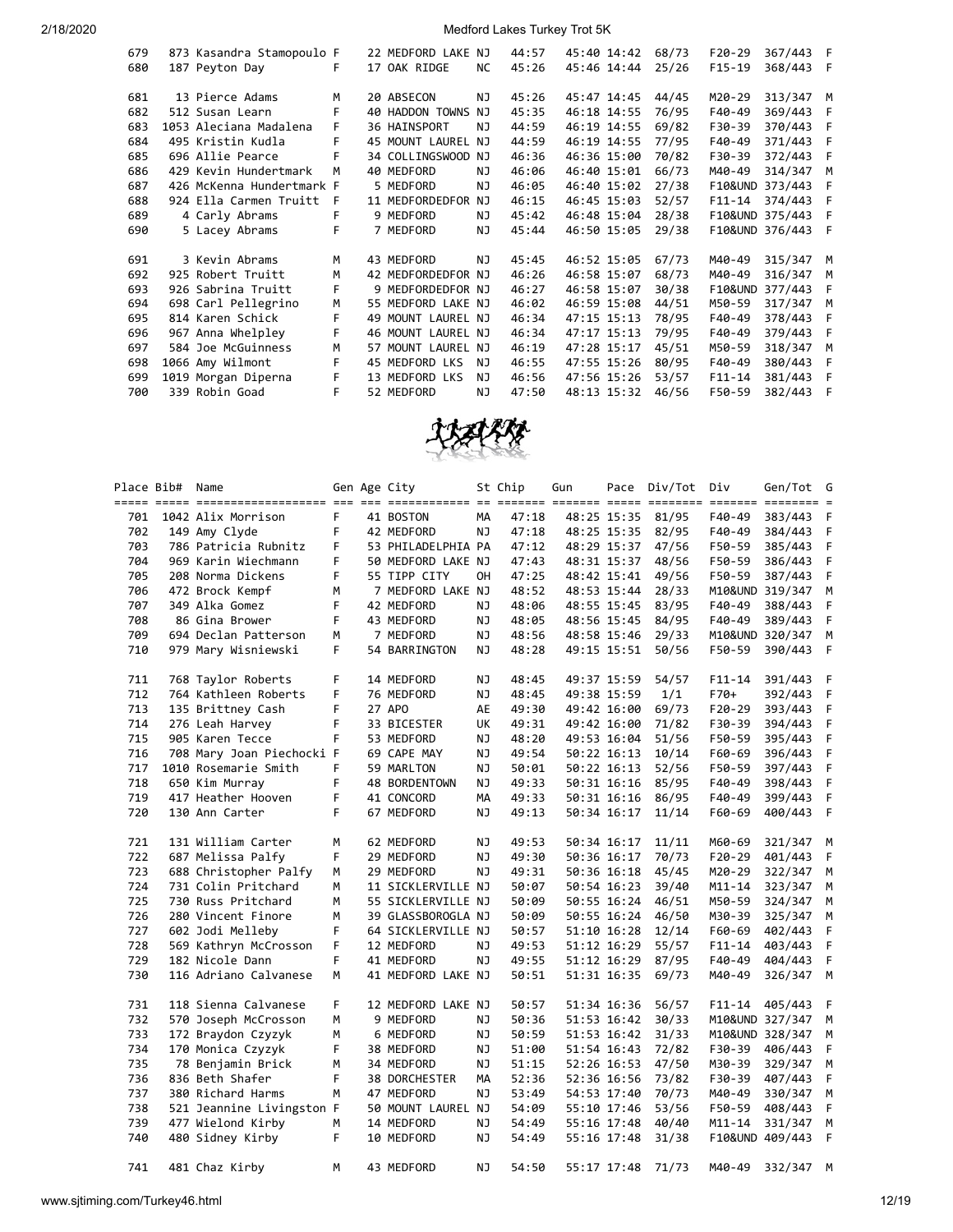| Place | Bib# | Name | Gen | Age | City | St | Chip | Gun | Pace | Div/Tot | Div | Gen/Tot | G |
|---|---|---|---|---|---|---|---|---|---|---|---|---|---|
| 679 | 873 | Kasandra Stamopoulo | F | 22 | MEDFORD LAKE | NJ | 44:57 | 45:40 | 14:42 | 68/73 | F20-29 | 367/443 | F |
| 680 | 187 | Peyton Day | F | 17 | OAK RIDGE | NC | 45:26 | 45:46 | 14:44 | 25/26 | F15-19 | 368/443 | F |
| 681 | 13 | Pierce Adams | M | 20 | ABSECON | NJ | 45:26 | 45:47 | 14:45 | 44/45 | M20-29 | 313/347 | M |
| 682 | 512 | Susan Learn | F | 40 | HADDON TOWNS | NJ | 45:35 | 46:18 | 14:55 | 76/95 | F40-49 | 369/443 | F |
| 683 | 1053 | Aleciana Madalena | F | 36 | HAINSPORT | NJ | 44:59 | 46:19 | 14:55 | 69/82 | F30-39 | 370/443 | F |
| 684 | 495 | Kristin Kudla | F | 45 | MOUNT LAUREL | NJ | 44:59 | 46:19 | 14:55 | 77/95 | F40-49 | 371/443 | F |
| 685 | 696 | Allie Pearce | F | 34 | COLLINGSWOOD | NJ | 46:36 | 46:36 | 15:00 | 70/82 | F30-39 | 372/443 | F |
| 686 | 429 | Kevin Hundertmark | M | 40 | MEDFORD | NJ | 46:06 | 46:40 | 15:01 | 66/73 | M40-49 | 314/347 | M |
| 687 | 426 | McKenna Hundertmark | F | 5 | MEDFORD | NJ | 46:05 | 46:40 | 15:02 | 27/38 | F10&UND | 373/443 | F |
| 688 | 924 | Ella Carmen Truitt | F | 11 | MEDFORDEDFOR | NJ | 46:15 | 46:45 | 15:03 | 52/57 | F11-14 | 374/443 | F |
| 689 | 4 | Carly Abrams | F | 9 | MEDFORD | NJ | 45:42 | 46:48 | 15:04 | 28/38 | F10&UND | 375/443 | F |
| 690 | 5 | Lacey Abrams | F | 7 | MEDFORD | NJ | 45:44 | 46:50 | 15:05 | 29/38 | F10&UND | 376/443 | F |
| 691 | 3 | Kevin Abrams | M | 43 | MEDFORD | NJ | 45:45 | 46:52 | 15:05 | 67/73 | M40-49 | 315/347 | M |
| 692 | 925 | Robert Truitt | M | 42 | MEDFORDEDFOR | NJ | 46:26 | 46:58 | 15:07 | 68/73 | M40-49 | 316/347 | M |
| 693 | 926 | Sabrina Truitt | F | 9 | MEDFORDEDFOR | NJ | 46:27 | 46:58 | 15:07 | 30/38 | F10&UND | 377/443 | F |
| 694 | 698 | Carl Pellegrino | M | 55 | MEDFORD LAKE | NJ | 46:02 | 46:59 | 15:08 | 44/51 | M50-59 | 317/347 | M |
| 695 | 814 | Karen Schick | F | 49 | MOUNT LAUREL | NJ | 46:34 | 47:15 | 15:13 | 78/95 | F40-49 | 378/443 | F |
| 696 | 967 | Anna Whelpley | F | 46 | MOUNT LAUREL | NJ | 46:34 | 47:17 | 15:13 | 79/95 | F40-49 | 379/443 | F |
| 697 | 584 | Joe McGuinness | M | 57 | MOUNT LAUREL | NJ | 46:19 | 47:28 | 15:17 | 45/51 | M50-59 | 318/347 | M |
| 698 | 1066 | Amy Wilmont | F | 45 | MEDFORD LKS | NJ | 46:55 | 47:55 | 15:26 | 80/95 | F40-49 | 380/443 | F |
| 699 | 1019 | Morgan Diperna | F | 13 | MEDFORD LKS | NJ | 46:56 | 47:56 | 15:26 | 53/57 | F11-14 | 381/443 | F |
| 700 | 339 | Robin Goad | F | 52 | MEDFORD | NJ | 47:50 | 48:13 | 15:32 | 46/56 | F50-59 | 382/443 | F |

| Place | Bib# | Name | Gen | Age | City | St | Chip | Gun | Pace | Div/Tot | Div | Gen/Tot | G |
|---|---|---|---|---|---|---|---|---|---|---|---|---|---|
| 701 | 1042 | Alix Morrison | F | 41 | BOSTON | MA | 47:18 | 48:25 | 15:35 | 81/95 | F40-49 | 383/443 | F |
| 702 | 149 | Amy Clyde | F | 42 | MEDFORD | NJ | 47:18 | 48:25 | 15:35 | 82/95 | F40-49 | 384/443 | F |
| 703 | 786 | Patricia Rubnitz | F | 53 | PHILADELPHIA | PA | 47:12 | 48:29 | 15:37 | 47/56 | F50-59 | 385/443 | F |
| 704 | 969 | Karin Wiechmann | F | 50 | MEDFORD LAKE | NJ | 47:43 | 48:31 | 15:37 | 48/56 | F50-59 | 386/443 | F |
| 705 | 208 | Norma Dickens | F | 55 | TIPP CITY | OH | 47:25 | 48:42 | 15:41 | 49/56 | F50-59 | 387/443 | F |
| 706 | 472 | Brock Kempf | M | 7 | MEDFORD LAKE | NJ | 48:52 | 48:53 | 15:44 | 28/33 | M10&UND | 319/347 | M |
| 707 | 349 | Alka Gomez | F | 42 | MEDFORD | NJ | 48:06 | 48:55 | 15:45 | 83/95 | F40-49 | 388/443 | F |
| 708 | 86 | Gina Brower | F | 43 | MEDFORD | NJ | 48:05 | 48:56 | 15:45 | 84/95 | F40-49 | 389/443 | F |
| 709 | 694 | Declan Patterson | M | 7 | MEDFORD | NJ | 48:56 | 48:58 | 15:46 | 29/33 | M10&UND | 320/347 | M |
| 710 | 979 | Mary Wisniewski | F | 54 | BARRINGTON | NJ | 48:28 | 49:15 | 15:51 | 50/56 | F50-59 | 390/443 | F |
| 711 | 768 | Taylor Roberts | F | 14 | MEDFORD | NJ | 48:45 | 49:37 | 15:59 | 54/57 | F11-14 | 391/443 | F |
| 712 | 764 | Kathleen Roberts | F | 76 | MEDFORD | NJ | 48:45 | 49:38 | 15:59 | 1/1 | F70+ | 392/443 | F |
| 713 | 135 | Brittney Cash | F | 27 | APO | AE | 49:30 | 49:42 | 16:00 | 69/73 | F20-29 | 393/443 | F |
| 714 | 276 | Leah Harvey | F | 33 | BICESTER | UK | 49:31 | 49:42 | 16:00 | 71/82 | F30-39 | 394/443 | F |
| 715 | 905 | Karen Tecce | F | 53 | MEDFORD | NJ | 48:20 | 49:53 | 16:04 | 51/56 | F50-59 | 395/443 | F |
| 716 | 708 | Mary Joan Piechocki | F | 69 | CAPE MAY | NJ | 49:54 | 50:22 | 16:13 | 10/14 | F60-69 | 396/443 | F |
| 717 | 1010 | Rosemarie Smith | F | 59 | MARLTON | NJ | 50:01 | 50:22 | 16:13 | 52/56 | F50-59 | 397/443 | F |
| 718 | 650 | Kim Murray | F | 48 | BORDENTOWN | NJ | 49:33 | 50:31 | 16:16 | 85/95 | F40-49 | 398/443 | F |
| 719 | 417 | Heather Hooven | F | 41 | CONCORD | MA | 49:33 | 50:31 | 16:16 | 86/95 | F40-49 | 399/443 | F |
| 720 | 130 | Ann Carter | F | 67 | MEDFORD | NJ | 49:13 | 50:34 | 16:17 | 11/14 | F60-69 | 400/443 | F |
| 721 | 131 | William Carter | M | 62 | MEDFORD | NJ | 49:53 | 50:34 | 16:17 | 11/11 | M60-69 | 321/347 | M |
| 722 | 687 | Melissa Palfy | F | 29 | MEDFORD | NJ | 49:30 | 50:36 | 16:17 | 70/73 | F20-29 | 401/443 | F |
| 723 | 688 | Christopher Palfy | M | 29 | MEDFORD | NJ | 49:31 | 50:36 | 16:18 | 45/45 | M20-29 | 322/347 | M |
| 724 | 731 | Colin Pritchard | M | 11 | SICKLERVILLE | NJ | 50:07 | 50:54 | 16:23 | 39/40 | M11-14 | 323/347 | M |
| 725 | 730 | Russ Pritchard | M | 55 | SICKLERVILLE | NJ | 50:09 | 50:55 | 16:24 | 46/51 | M50-59 | 324/347 | M |
| 726 | 280 | Vincent Finore | M | 39 | GLASSBOROGLA | NJ | 50:09 | 50:55 | 16:24 | 46/50 | M30-39 | 325/347 | M |
| 727 | 602 | Jodi Melleby | F | 64 | SICKLERVILLE | NJ | 50:57 | 51:10 | 16:28 | 12/14 | F60-69 | 402/443 | F |
| 728 | 569 | Kathryn McCrosson | F | 12 | MEDFORD | NJ | 49:53 | 51:12 | 16:29 | 55/57 | F11-14 | 403/443 | F |
| 729 | 182 | Nicole Dann | F | 41 | MEDFORD | NJ | 49:55 | 51:12 | 16:29 | 87/95 | F40-49 | 404/443 | F |
| 730 | 116 | Adriano Calvanese | M | 41 | MEDFORD LAKE | NJ | 50:51 | 51:31 | 16:35 | 69/73 | M40-49 | 326/347 | M |
| 731 | 118 | Sienna Calvanese | F | 12 | MEDFORD LAKE | NJ | 50:57 | 51:34 | 16:36 | 56/57 | F11-14 | 405/443 | F |
| 732 | 570 | Joseph McCrosson | M | 9 | MEDFORD | NJ | 50:36 | 51:53 | 16:42 | 30/33 | M10&UND | 327/347 | M |
| 733 | 172 | Braydon Czyzyk | M | 6 | MEDFORD | NJ | 50:59 | 51:53 | 16:42 | 31/33 | M10&UND | 328/347 | M |
| 734 | 170 | Monica Czyzyk | F | 38 | MEDFORD | NJ | 51:00 | 51:54 | 16:43 | 72/82 | F30-39 | 406/443 | F |
| 735 | 78 | Benjamin Brick | M | 34 | MEDFORD | NJ | 51:15 | 52:26 | 16:53 | 47/50 | M30-39 | 329/347 | M |
| 736 | 836 | Beth Shafer | F | 38 | DORCHESTER | MA | 52:36 | 52:36 | 16:56 | 73/82 | F30-39 | 407/443 | F |
| 737 | 380 | Richard Harms | M | 47 | MEDFORD | NJ | 53:49 | 54:53 | 17:40 | 70/73 | M40-49 | 330/347 | M |
| 738 | 521 | Jeannine Livingston | F | 50 | MOUNT LAUREL | NJ | 54:09 | 55:10 | 17:46 | 53/56 | F50-59 | 408/443 | F |
| 739 | 477 | Wielond Kirby | M | 14 | MEDFORD | NJ | 54:49 | 55:16 | 17:48 | 40/40 | M11-14 | 331/347 | M |
| 740 | 480 | Sidney Kirby | F | 10 | MEDFORD | NJ | 54:49 | 55:16 | 17:48 | 31/38 | F10&UND | 409/443 | F |
| 741 | 481 | Chaz Kirby | M | 43 | MEDFORD | NJ | 54:50 | 55:17 | 17:48 | 71/73 | M40-49 | 332/347 | M |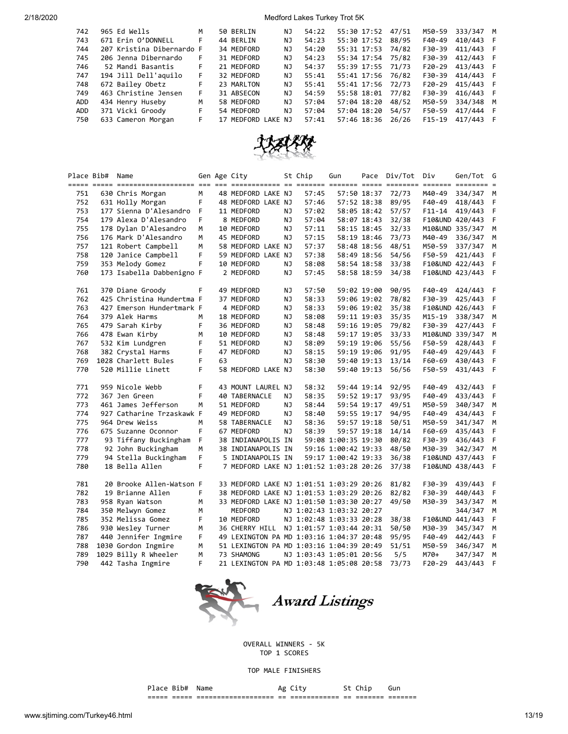| Place | Bib# | Name | Gen | Age | City | St | Chip | Gun | Pace | Div/Tot | Div | Gen/Tot | G |
|---|---|---|---|---|---|---|---|---|---|---|---|---|---|
| 742 | 965 | Ed Wells | M | 50 | BERLIN | NJ | 54:22 | 55:30 | 17:52 | 47/51 | M50-59 | 333/347 | M |
| 743 | 671 | Erin O'DONNELL | F | 44 | BERLIN | NJ | 54:23 | 55:30 | 17:52 | 88/95 | F40-49 | 410/443 | F |
| 744 | 207 | Kristina Dibernardo | F | 34 | MEDFORD | NJ | 54:20 | 55:31 | 17:53 | 74/82 | F30-39 | 411/443 | F |
| 745 | 206 | Jenna Dibernardo | F | 31 | MEDFORD | NJ | 54:23 | 55:34 | 17:54 | 75/82 | F30-39 | 412/443 | F |
| 746 | 52 | Mandi Basantis | F | 21 | MEDFORD | NJ | 54:37 | 55:39 | 17:55 | 71/73 | F20-29 | 413/443 | F |
| 747 | 194 | Jill Dell'aquilo | F | 32 | MEDFORD | NJ | 55:41 | 55:41 | 17:56 | 76/82 | F30-39 | 414/443 | F |
| 748 | 672 | Bailey Obetz | F | 23 | MARLTON | NJ | 55:41 | 55:41 | 17:56 | 72/73 | F20-29 | 415/443 | F |
| 749 | 463 | Christine Jensen | F | 31 | ABSECON | NJ | 54:59 | 55:58 | 18:01 | 77/82 | F30-39 | 416/443 | F |
| ADD | 434 | Henry Huseby | M | 58 | MEDFORD | NJ | 57:04 | 57:04 | 18:20 | 48/52 | M50-59 | 334/348 | M |
| ADD | 371 | Vicki Groody | F | 54 | MEDFORD | NJ | 57:04 | 57:04 | 18:20 | 54/57 | F50-59 | 417/444 | F |
| 750 | 633 | Cameron Morgan | F | 17 | MEDFORD LAKE | NJ | 57:41 | 57:46 | 18:36 | 26/26 | F15-19 | 417/443 | F |

| Place | Bib# | Name | Gen | Age | City | St | Chip | Gun | Pace | Div/Tot | Div | Gen/Tot | G |
|---|---|---|---|---|---|---|---|---|---|---|---|---|---|
| 751 | 630 | Chris Morgan | M | 48 | MEDFORD LAKE | NJ | 57:45 | 57:50 | 18:37 | 72/73 | M40-49 | 334/347 | M |
| 752 | 631 | Holly Morgan | F | 48 | MEDFORD LAKE | NJ | 57:46 | 57:52 | 18:38 | 89/95 | F40-49 | 418/443 | F |
| 753 | 177 | Sienna D'Alesandro | F | 11 | MEDFORD | NJ | 57:02 | 58:05 | 18:42 | 57/57 | F11-14 | 419/443 | F |
| 754 | 179 | Alexa D'Alesandro | F | 8 | MEDFORD | NJ | 57:04 | 58:07 | 18:43 | 32/38 | F10&UND | 420/443 | F |
| 755 | 178 | Dylan D'Alesandro | M | 10 | MEDFORD | NJ | 57:11 | 58:15 | 18:45 | 32/33 | M10&UND | 335/347 | M |
| 756 | 176 | Mark D'Alesandro | M | 45 | MEDFORD | NJ | 57:15 | 58:19 | 18:46 | 73/73 | M40-49 | 336/347 | M |
| 757 | 121 | Robert Campbell | M | 58 | MEDFORD LAKE | NJ | 57:37 | 58:48 | 18:56 | 48/51 | M50-59 | 337/347 | M |
| 758 | 120 | Janice Campbell | F | 59 | MEDFORD LAKE | NJ | 57:38 | 58:49 | 18:56 | 54/56 | F50-59 | 421/443 | F |
| 759 | 353 | Melody Gomez | F | 10 | MEDFORD | NJ | 58:08 | 58:54 | 18:58 | 33/38 | F10&UND | 422/443 | F |
| 760 | 173 | Isabella Dabbenigno | F | 2 | MEDFORD | NJ | 57:45 | 58:58 | 18:59 | 34/38 | F10&UND | 423/443 | F |
| 761 | 370 | Diane Groody | F | 49 | MEDFORD | NJ | 57:50 | 59:02 | 19:00 | 90/95 | F40-49 | 424/443 | F |
| 762 | 425 | Christina Hundertma | F | 37 | MEDFORD | NJ | 58:33 | 59:06 | 19:02 | 78/82 | F30-39 | 425/443 | F |
| 763 | 427 | Emerson Hundertmark | F | 4 | MEDFORD | NJ | 58:33 | 59:06 | 19:02 | 35/38 | F10&UND | 426/443 | F |
| 764 | 379 | Alek Harms | M | 18 | MEDFORD | NJ | 58:08 | 59:11 | 19:03 | 35/35 | M15-19 | 338/347 | M |
| 765 | 479 | Sarah Kirby | F | 36 | MEDFORD | NJ | 58:48 | 59:16 | 19:05 | 79/82 | F30-39 | 427/443 | F |
| 766 | 478 | Ewan Kirby | M | 10 | MEDFORD | NJ | 58:48 | 59:17 | 19:05 | 33/33 | M10&UND | 339/347 | M |
| 767 | 532 | Kim Lundgren | F | 51 | MEDFORD | NJ | 58:09 | 59:19 | 19:06 | 55/56 | F50-59 | 428/443 | F |
| 768 | 382 | Crystal Harms | F | 47 | MEDFORD | NJ | 58:15 | 59:19 | 19:06 | 91/95 | F40-49 | 429/443 | F |
| 769 | 1028 | Charlett Bules | F | 63 | | NJ | 58:30 | 59:40 | 19:13 | 13/14 | F60-69 | 430/443 | F |
| 770 | 520 | Millie Linett | F | 58 | MEDFORD LAKE | NJ | 58:30 | 59:40 | 19:13 | 56/56 | F50-59 | 431/443 | F |
| 771 | 959 | Nicole Webb | F | 43 | MOUNT LAUREL | NJ | 58:32 | 59:44 | 19:14 | 92/95 | F40-49 | 432/443 | F |
| 772 | 367 | Jen Green | F | 40 | TABERNACLE | NJ | 58:35 | 59:52 | 19:17 | 93/95 | F40-49 | 433/443 | F |
| 773 | 461 | James Jefferson | M | 51 | MEDFORD | NJ | 58:44 | 59:54 | 19:17 | 49/51 | M50-59 | 340/347 | M |
| 774 | 927 | Catharine Trzaskawk | F | 49 | MEDFORD | NJ | 58:40 | 59:55 | 19:17 | 94/95 | F40-49 | 434/443 | F |
| 775 | 964 | Drew Weiss | M | 58 | TABERNACLE | NJ | 58:36 | 59:57 | 19:18 | 50/51 | M50-59 | 341/347 | M |
| 776 | 675 | Suzanne Oconnor | F | 67 | MEDFORD | NJ | 58:39 | 59:57 | 19:18 | 14/14 | F60-69 | 435/443 | F |
| 777 | 93 | Tiffany Buckingham | F | 38 | INDIANAPOLIS | IN | 59:08 | 1:00:35 | 19:30 | 80/82 | F30-39 | 436/443 | F |
| 778 | 92 | John Buckingham | M | 38 | INDIANAPOLIS | IN | 59:16 | 1:00:42 | 19:33 | 48/50 | M30-39 | 342/347 | M |
| 779 | 94 | Stella Buckingham | F | 5 | INDIANAPOLIS | IN | 59:17 | 1:00:42 | 19:33 | 36/38 | F10&UND | 437/443 | F |
| 780 | 18 | Bella Allen | F | 7 | MEDFORD LAKE | NJ | 1:01:52 | 1:03:28 | 20:26 | 37/38 | F10&UND | 438/443 | F |
| 781 | 20 | Brooke Allen-Watson | F | 33 | MEDFORD LAKE | NJ | 1:01:51 | 1:03:29 | 20:26 | 81/82 | F30-39 | 439/443 | F |
| 782 | 19 | Brianne Allen | F | 38 | MEDFORD LAKE | NJ | 1:01:53 | 1:03:29 | 20:26 | 82/82 | F30-39 | 440/443 | F |
| 783 | 958 | Ryan Watson | M | 33 | MEDFORD LAKE | NJ | 1:01:50 | 1:03:30 | 20:27 | 49/50 | M30-39 | 343/347 | M |
| 784 | 350 | Melwyn Gomez | M | | MEDFORD | NJ | 1:02:43 | 1:03:32 | 20:27 | | | 344/347 | M |
| 785 | 352 | Melissa Gomez | F | 10 | MEDFORD | NJ | 1:02:48 | 1:03:33 | 20:28 | 38/38 | F10&UND | 441/443 | F |
| 786 | 930 | Wesley Turner | M | 36 | CHERRY HILL | NJ | 1:01:57 | 1:03:44 | 20:31 | 50/50 | M30-39 | 345/347 | M |
| 787 | 440 | Jennifer Ingmire | F | 49 | LEXINGTON PA | MD | 1:03:16 | 1:04:37 | 20:48 | 95/95 | F40-49 | 442/443 | F |
| 788 | 1030 | Gordon Ingmire | M | 51 | LEXINGTON PA | MD | 1:03:16 | 1:04:39 | 20:49 | 51/51 | M50-59 | 346/347 | M |
| 789 | 1029 | Billy R Wheeler | M | 73 | SHAMONG | NJ | 1:03:43 | 1:05:01 | 20:56 | 5/5 | M70+ | 347/347 | M |
| 790 | 442 | Tasha Ingmire | F | 21 | LEXINGTON PA | MD | 1:03:48 | 1:05:08 | 20:58 | 73/73 | F20-29 | 443/443 | F |

## Award Listings

OVERALL WINNERS - 5K
TOP 1 SCORES

TOP MALE FINISHERS

| Place | Bib# | Name | Ag | City | St | Chip | Gun |
|---|---|---|---|---|---|---|---|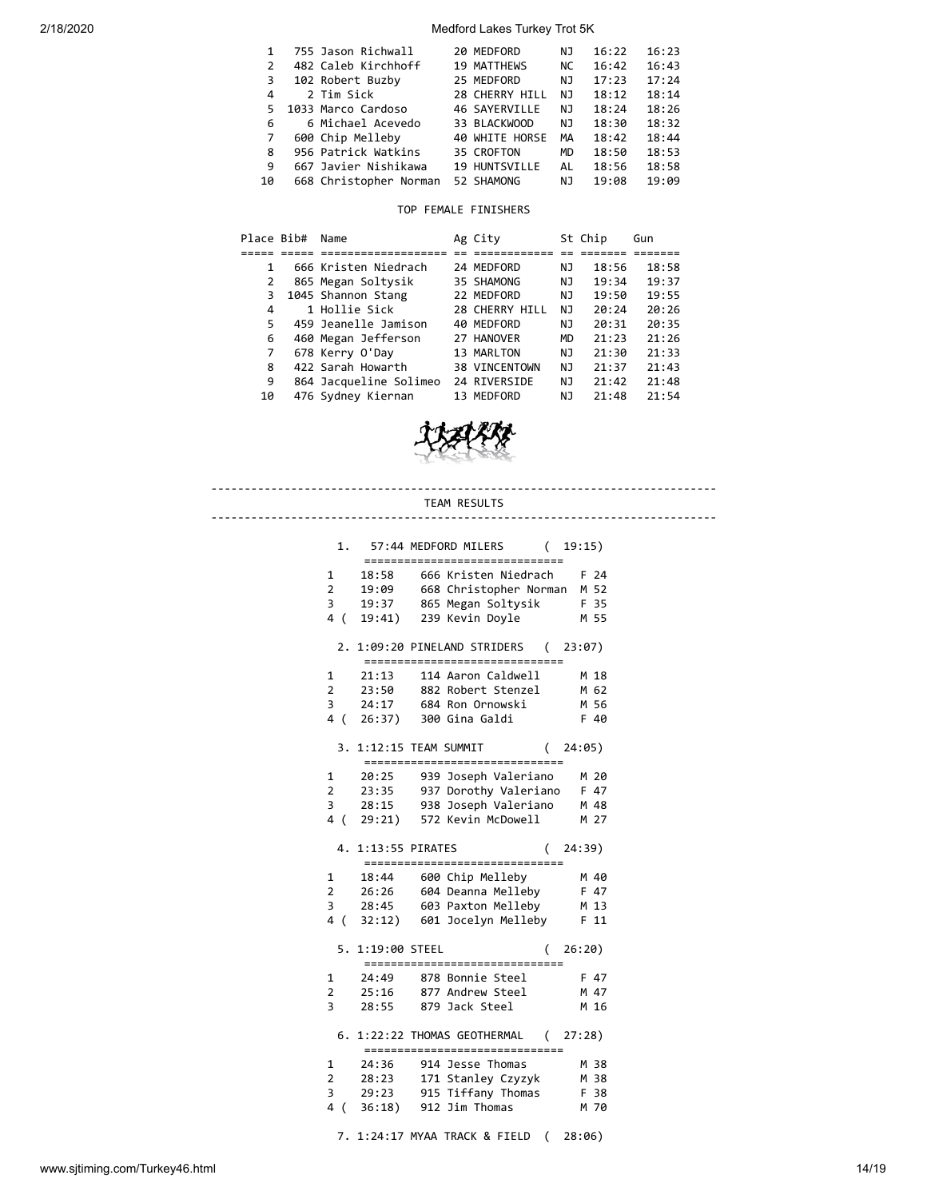| Place | Bib# | Name | Ag | City | St | Chip | Gun |
|---|---|---|---|---|---|---|---|
| 1 | 755 | Jason Richwall | 20 | MEDFORD | NJ | 16:22 | 16:23 |
| 2 | 482 | Caleb Kirchhoff | 19 | MATTHEWS | NC | 16:42 | 16:43 |
| 3 | 102 | Robert Buzby | 25 | MEDFORD | NJ | 17:23 | 17:24 |
| 4 | 2 | Tim Sick | 28 | CHERRY HILL | NJ | 18:12 | 18:14 |
| 5 | 1033 | Marco Cardoso | 46 | SAYERVILLE | NJ | 18:24 | 18:26 |
| 6 | 6 | Michael Acevedo | 33 | BLACKWOOD | NJ | 18:30 | 18:32 |
| 7 | 600 | Chip Melleby | 40 | WHITE HORSE | MA | 18:42 | 18:44 |
| 8 | 956 | Patrick Watkins | 35 | CROFTON | MD | 18:50 | 18:53 |
| 9 | 667 | Javier Nishikawa | 19 | HUNTSVILLE | AL | 18:56 | 18:58 |
| 10 | 668 | Christopher Norman | 52 | SHAMONG | NJ | 19:08 | 19:09 |

TOP FEMALE FINISHERS

| Place | Bib# | Name | Ag | City | St | Chip | Gun |
|---|---|---|---|---|---|---|---|
| 1 | 666 | Kristen Niedrach | 24 | MEDFORD | NJ | 18:56 | 18:58 |
| 2 | 865 | Megan Soltysik | 35 | SHAMONG | NJ | 19:34 | 19:37 |
| 3 | 1045 | Shannon Stang | 22 | MEDFORD | NJ | 19:50 | 19:55 |
| 4 | 1 | Hollie Sick | 28 | CHERRY HILL | NJ | 20:24 | 20:26 |
| 5 | 459 | Jeanelle Jamison | 40 | MEDFORD | NJ | 20:31 | 20:35 |
| 6 | 460 | Megan Jefferson | 27 | HANOVER | MD | 21:23 | 21:26 |
| 7 | 678 | Kerry O'Day | 13 | MARLTON | NJ | 21:30 | 21:33 |
| 8 | 422 | Sarah Howarth | 38 | VINCENTOWN | NJ | 21:37 | 21:43 |
| 9 | 864 | Jacqueline Solimeo | 24 | RIVERSIDE | NJ | 21:42 | 21:48 |
| 10 | 476 | Sydney Kiernan | 13 | MEDFORD | NJ | 21:48 | 21:54 |

TEAM RESULTS

```
 1.   57:44 MEDFORD MILERS      ( 19:15)
      ==============================
1     18:58    666 Kristen Niedrach     F 24
2     19:09    668 Christopher Norman   M 52
3     19:37    865 Megan Soltysik       F 35
4 (   19:41)   239 Kevin Doyle          M 55

 2. 1:09:20 PINELAND STRIDERS   ( 23:07)
      ==============================
1     21:13    114 Aaron Caldwell       M 18
2     23:50    882 Robert Stenzel       M 62
3     24:17    684 Ron Ornowski         M 56
4 (   26:37)   300 Gina Galdi           F 40

 3. 1:12:15 TEAM SUMMIT         ( 24:05)
      ==============================
1     20:25    939 Joseph Valeriano     M 20
2     23:35    937 Dorothy Valeriano    F 47
3     28:15    938 Joseph Valeriano     M 48
4 (   29:21)   572 Kevin McDowell       M 27

 4. 1:13:55 PIRATES             ( 24:39)
      ==============================
1     18:44    600 Chip Melleby         M 40
2     26:26    604 Deanna Melleby       F 47
3     28:45    603 Paxton Melleby       M 13
4 (   32:12)   601 Jocelyn Melleby      F 11

 5. 1:19:00 STEEL               ( 26:20)
      ==============================
1     24:49    878 Bonnie Steel         F 47
2     25:16    877 Andrew Steel         M 47
3     28:55    879 Jack Steel           M 16

 6. 1:22:22 THOMAS GEOTHERMAL   ( 27:28)
      ==============================
1     24:36    914 Jesse Thomas         M 38
2     28:23    171 Stanley Czyzyk       M 38
3     29:23    915 Tiffany Thomas       F 38
4 (   36:18)   912 Jim Thomas           M 70

 7. 1:24:17 MYAA TRACK & FIELD  ( 28:06)
```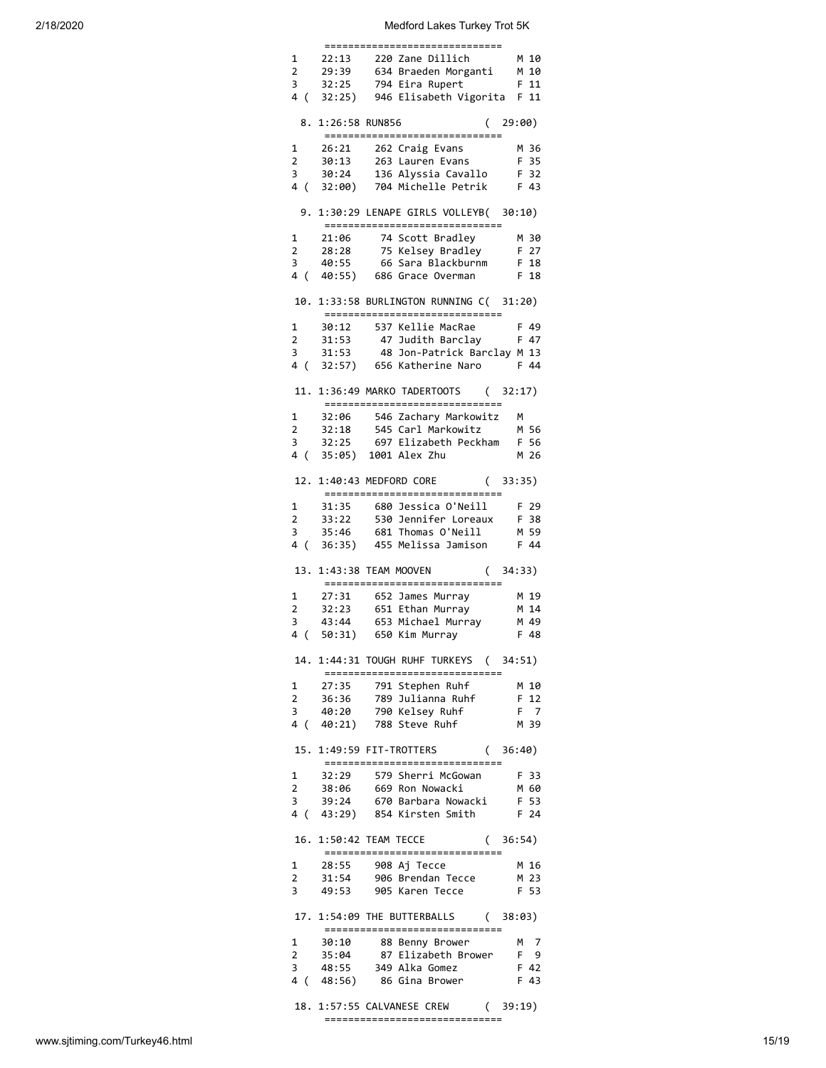```
     ==============================
1    22:13    220 Zane Dillich        M 10
2    29:39    634 Braeden Morganti    M 10
3    32:25    794 Eira Rupert         F 11
4 (  32:25)   946 Elisabeth Vigorita  F 11

  8. 1:26:58 RUN856               (  29:00)
     ==============================
1    26:21    262 Craig Evans         M 36
2    30:13    263 Lauren Evans        F 35
3    30:24    136 Alyssia Cavallo     F 32
4 (  32:00)   704 Michelle Petrik     F 43

  9. 1:30:29 LENAPE GIRLS VOLLEYB(  30:10)
     ==============================
1    21:06     74 Scott Bradley       M 30
2    28:28     75 Kelsey Bradley      F 27
3    40:55     66 Sara Blackburnm     F 18
4 (  40:55)   686 Grace Overman       F 18

 10. 1:33:58 BURLINGTON RUNNING C(  31:20)
     ==============================
1    30:12    537 Kellie MacRae       F 49
2    31:53     47 Judith Barclay      F 47
3    31:53     48 Jon-Patrick Barclay M 13
4 (  32:57)   656 Katherine Naro      F 44

 11. 1:36:49 MARKO TADERTOOTS    (  32:17)
     ==============================
1    32:06    546 Zachary Markowitz   M
2    32:18    545 Carl Markowitz      M 56
3    32:25    697 Elizabeth Peckham   F 56
4 (  35:05)  1001 Alex Zhu            M 26

 12. 1:40:43 MEDFORD CORE         (  33:35)
     ==============================
1    31:35    680 Jessica O'Neill     F 29
2    33:22    530 Jennifer Loreaux    F 38
3    35:46    681 Thomas O'Neill      M 59
4 (  36:35)   455 Melissa Jamison     F 44

 13. 1:43:38 TEAM MOOVEN          (  34:33)
     ==============================
1    27:31    652 James Murray        M 19
2    32:23    651 Ethan Murray        M 14
3    43:44    653 Michael Murray      M 49
4 (  50:31)   650 Kim Murray          F 48

 14. 1:44:31 TOUGH RUHF TURKEYS  (  34:51)
     ==============================
1    27:35    791 Stephen Ruhf        M 10
2    36:36    789 Julianna Ruhf       F 12
3    40:20    790 Kelsey Ruhf         F  7
4 (  40:21)   788 Steve Ruhf          M 39

 15. 1:49:59 FIT-TROTTERS         (  36:40)
     ==============================
1    32:29    579 Sherri McGowan      F 33
2    38:06    669 Ron Nowacki         M 60
3    39:24    670 Barbara Nowacki     F 53
4 (  43:29)   854 Kirsten Smith       F 24

 16. 1:50:42 TEAM TECCE           (  36:54)
     ==============================
1    28:55    908 Aj Tecce            M 16
2    31:54    906 Brendan Tecce       M 23
3    49:53    905 Karen Tecce         F 53

 17. 1:54:09 THE BUTTERBALLS     (  38:03)
     ==============================
1    30:10     88 Benny Brower        M  7
2    35:04     87 Elizabeth Brower    F  9
3    48:55    349 Alka Gomez          F 42
4 (  48:56)    86 Gina Brower         F 43

 18. 1:57:55 CALVANESE CREW      (  39:19)
     ==============================
```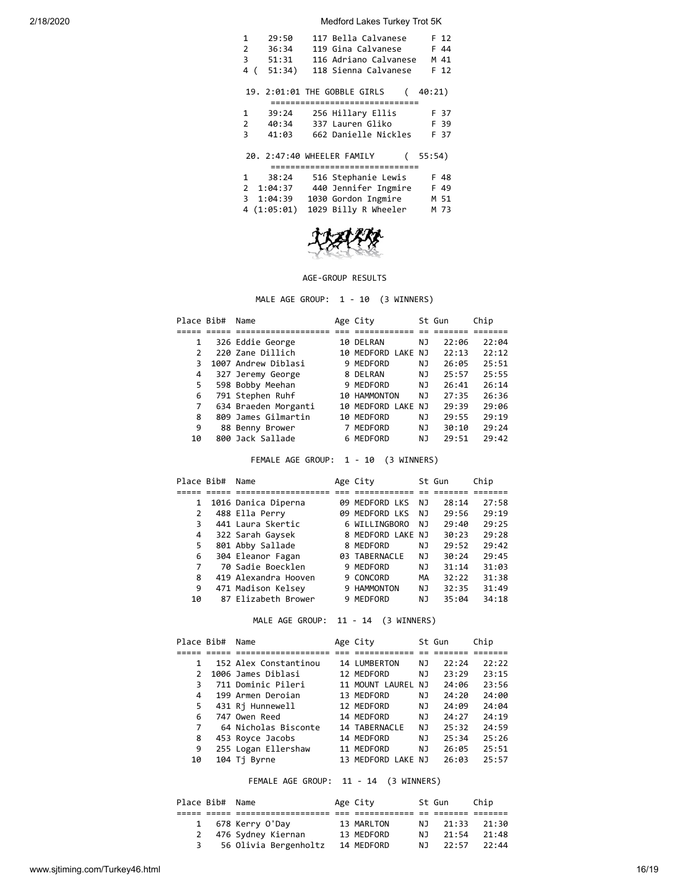| | | | |
|---|---|---|---|
| 1 | 29:50 | 117 Bella Calvanese | F 12 |
| 2 | 36:34 | 119 Gina Calvanese | F 44 |
| 3 | 51:31 | 116 Adriano Calvanese | M 41 |
| 4 | (51:34) | 118 Sienna Calvanese | F 12 |

19. 2:01:01 THE GOBBLE GIRLS ( 40:21)

| | | | |
|---|---|---|---|
| 1 | 39:24 | 256 Hillary Ellis | F 37 |
| 2 | 40:34 | 337 Lauren Gliko | F 39 |
| 3 | 41:03 | 662 Danielle Nickles | F 37 |

20. 2:47:40 WHEELER FAMILY ( 55:54)

| | | | |
|---|---|---|---|
| 1 | 38:24 | 516 Stephanie Lewis | F 48 |
| 2 | 1:04:37 | 440 Jennifer Ingmire | F 49 |
| 3 | 1:04:39 | 1030 Gordon Ingmire | M 51 |
| 4 | (1:05:01) | 1029 Billy R Wheeler | M 73 |

## AGE-GROUP RESULTS

### MALE AGE GROUP: 1 - 10 (3 WINNERS)

| Place | Bib# | Name | Age | City | St | Gun | Chip |
|---|---|---|---|---|---|---|---|
| 1 | 326 | Eddie George | 10 | DELRAN | NJ | 22:06 | 22:04 |
| 2 | 220 | Zane Dillich | 10 | MEDFORD LAKE | NJ | 22:13 | 22:12 |
| 3 | 1007 | Andrew Diblasi | 9 | MEDFORD | NJ | 26:05 | 25:51 |
| 4 | 327 | Jeremy George | 8 | DELRAN | NJ | 25:57 | 25:55 |
| 5 | 598 | Bobby Meehan | 9 | MEDFORD | NJ | 26:41 | 26:14 |
| 6 | 791 | Stephen Ruhf | 10 | HAMMONTON | NJ | 27:35 | 26:36 |
| 7 | 634 | Braeden Morganti | 10 | MEDFORD LAKE | NJ | 29:39 | 29:06 |
| 8 | 809 | James Gilmartin | 10 | MEDFORD | NJ | 29:55 | 29:19 |
| 9 | 88 | Benny Brower | 7 | MEDFORD | NJ | 30:10 | 29:24 |
| 10 | 800 | Jack Sallade | 6 | MEDFORD | NJ | 29:51 | 29:42 |

### FEMALE AGE GROUP: 1 - 10 (3 WINNERS)

| Place | Bib# | Name | Age | City | St | Gun | Chip |
|---|---|---|---|---|---|---|---|
| 1 | 1016 | Danica Diperna | 09 | MEDFORD LKS | NJ | 28:14 | 27:58 |
| 2 | 488 | Ella Perry | 09 | MEDFORD LKS | NJ | 29:56 | 29:19 |
| 3 | 441 | Laura Skertic | 6 | WILLINGBORO | NJ | 29:40 | 29:25 |
| 4 | 322 | Sarah Gaysek | 8 | MEDFORD LAKE | NJ | 30:23 | 29:28 |
| 5 | 801 | Abby Sallade | 8 | MEDFORD | NJ | 29:52 | 29:42 |
| 6 | 304 | Eleanor Fagan | 03 | TABERNACLE | NJ | 30:24 | 29:45 |
| 7 | 70 | Sadie Boecklen | 9 | MEDFORD | NJ | 31:14 | 31:03 |
| 8 | 419 | Alexandra Hooven | 9 | CONCORD | MA | 32:22 | 31:38 |
| 9 | 471 | Madison Kelsey | 9 | HAMMONTON | NJ | 32:35 | 31:49 |
| 10 | 87 | Elizabeth Brower | 9 | MEDFORD | NJ | 35:04 | 34:18 |

### MALE AGE GROUP: 11 - 14 (3 WINNERS)

| Place | Bib# | Name | Age | City | St | Gun | Chip |
|---|---|---|---|---|---|---|---|
| 1 | 152 | Alex Constantinou | 14 | LUMBERTON | NJ | 22:24 | 22:22 |
| 2 | 1006 | James Diblasi | 12 | MEDFORD | NJ | 23:29 | 23:15 |
| 3 | 711 | Dominic Pileri | 11 | MOUNT LAUREL | NJ | 24:06 | 23:56 |
| 4 | 199 | Armen Deroian | 13 | MEDFORD | NJ | 24:20 | 24:00 |
| 5 | 431 | Rj Hunnewell | 12 | MEDFORD | NJ | 24:09 | 24:04 |
| 6 | 747 | Owen Reed | 14 | MEDFORD | NJ | 24:27 | 24:19 |
| 7 | 64 | Nicholas Bisconte | 14 | TABERNACLE | NJ | 25:32 | 24:59 |
| 8 | 453 | Royce Jacobs | 14 | MEDFORD | NJ | 25:34 | 25:26 |
| 9 | 255 | Logan Ellershaw | 11 | MEDFORD | NJ | 26:05 | 25:51 |
| 10 | 104 | Tj Byrne | 13 | MEDFORD LAKE | NJ | 26:03 | 25:57 |

### FEMALE AGE GROUP: 11 - 14 (3 WINNERS)

| Place | Bib# | Name | Age | City | St | Gun | Chip |
|---|---|---|---|---|---|---|---|
| 1 | 678 | Kerry O'Day | 13 | MARLTON | NJ | 21:33 | 21:30 |
| 2 | 476 | Sydney Kiernan | 13 | MEDFORD | NJ | 21:54 | 21:48 |
| 3 | 56 | Olivia Bergenholtz | 14 | MEDFORD | NJ | 22:57 | 22:44 |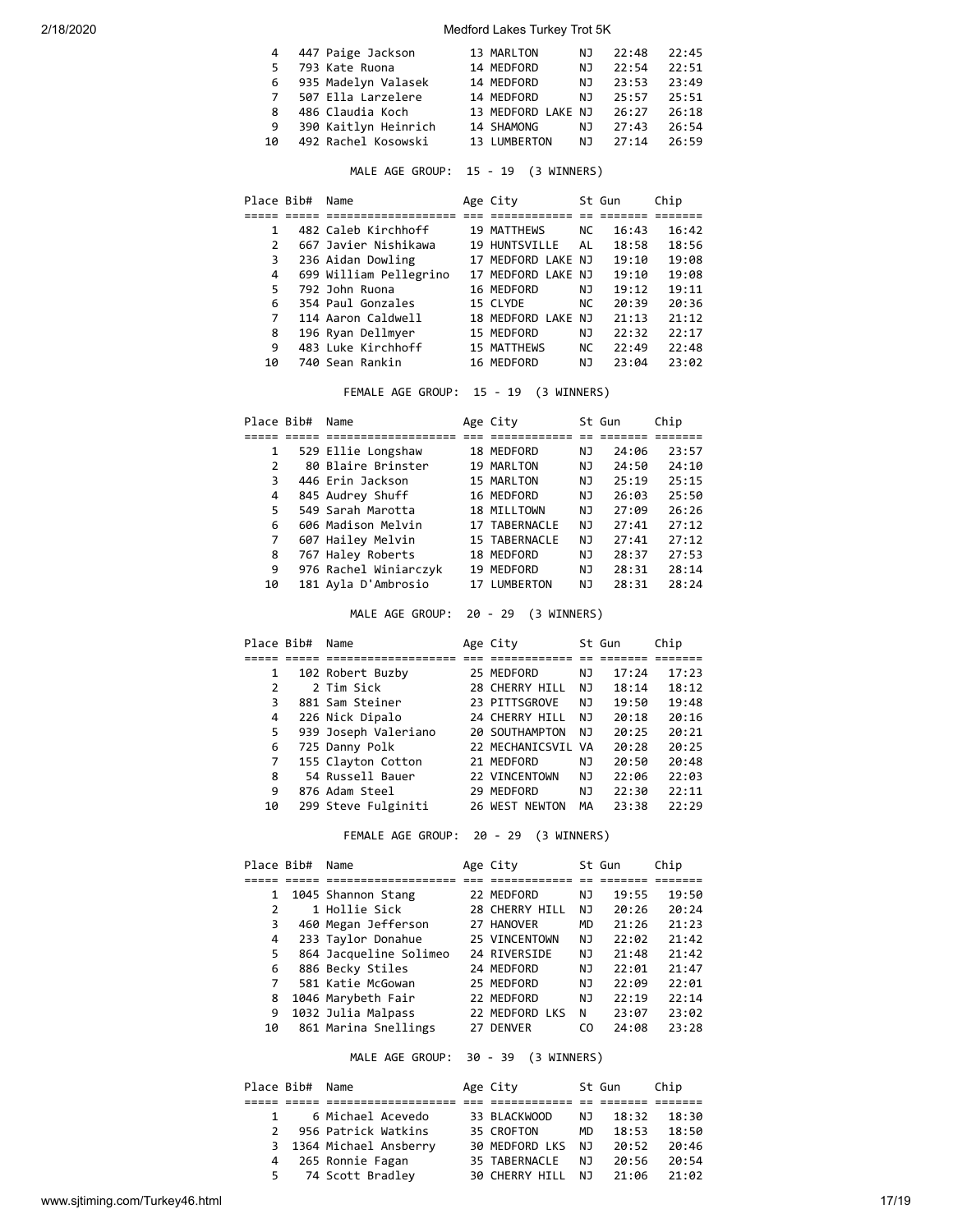| Place | Bib# | Name | Age | City | St | Gun | Chip |
|---|---|---|---|---|---|---|---|
| 4 | 447 | Paige Jackson | 13 | MARLTON | NJ | 22:48 | 22:45 |
| 5 | 793 | Kate Ruona | 14 | MEDFORD | NJ | 22:54 | 22:51 |
| 6 | 935 | Madelyn Valasek | 14 | MEDFORD | NJ | 23:53 | 23:49 |
| 7 | 507 | Ella Larzelere | 14 | MEDFORD | NJ | 25:57 | 25:51 |
| 8 | 486 | Claudia Koch | 13 | MEDFORD LAKE | NJ | 26:27 | 26:18 |
| 9 | 390 | Kaitlyn Heinrich | 14 | SHAMONG | NJ | 27:43 | 26:54 |
| 10 | 492 | Rachel Kosowski | 13 | LUMBERTON | NJ | 27:14 | 26:59 |

MALE AGE GROUP: 15 - 19 (3 WINNERS)

| Place | Bib# | Name | Age | City | St | Gun | Chip |
|---|---|---|---|---|---|---|---|
| 1 | 482 | Caleb Kirchhoff | 19 | MATTHEWS | NC | 16:43 | 16:42 |
| 2 | 667 | Javier Nishikawa | 19 | HUNTSVILLE | AL | 18:58 | 18:56 |
| 3 | 236 | Aidan Dowling | 17 | MEDFORD LAKE | NJ | 19:10 | 19:08 |
| 4 | 699 | William Pellegrino | 17 | MEDFORD LAKE | NJ | 19:10 | 19:08 |
| 5 | 792 | John Ruona | 16 | MEDFORD | NJ | 19:12 | 19:11 |
| 6 | 354 | Paul Gonzales | 15 | CLYDE | NC | 20:39 | 20:36 |
| 7 | 114 | Aaron Caldwell | 18 | MEDFORD LAKE | NJ | 21:13 | 21:12 |
| 8 | 196 | Ryan Dellmyer | 15 | MEDFORD | NJ | 22:32 | 22:17 |
| 9 | 483 | Luke Kirchhoff | 15 | MATTHEWS | NC | 22:49 | 22:48 |
| 10 | 740 | Sean Rankin | 16 | MEDFORD | NJ | 23:04 | 23:02 |

FEMALE AGE GROUP: 15 - 19 (3 WINNERS)

| Place | Bib# | Name | Age | City | St | Gun | Chip |
|---|---|---|---|---|---|---|---|
| 1 | 529 | Ellie Longshaw | 18 | MEDFORD | NJ | 24:06 | 23:57 |
| 2 | 80 | Blaire Brinster | 19 | MARLTON | NJ | 24:50 | 24:10 |
| 3 | 446 | Erin Jackson | 15 | MARLTON | NJ | 25:19 | 25:15 |
| 4 | 845 | Audrey Shuff | 16 | MEDFORD | NJ | 26:03 | 25:50 |
| 5 | 549 | Sarah Marotta | 18 | MILLTOWN | NJ | 27:09 | 26:26 |
| 6 | 606 | Madison Melvin | 17 | TABERNACLE | NJ | 27:41 | 27:12 |
| 7 | 607 | Hailey Melvin | 15 | TABERNACLE | NJ | 27:41 | 27:12 |
| 8 | 767 | Haley Roberts | 18 | MEDFORD | NJ | 28:37 | 27:53 |
| 9 | 976 | Rachel Winiarczyk | 19 | MEDFORD | NJ | 28:31 | 28:14 |
| 10 | 181 | Ayla D'Ambrosio | 17 | LUMBERTON | NJ | 28:31 | 28:24 |

MALE AGE GROUP: 20 - 29 (3 WINNERS)

| Place | Bib# | Name | Age | City | St | Gun | Chip |
|---|---|---|---|---|---|---|---|
| 1 | 102 | Robert Buzby | 25 | MEDFORD | NJ | 17:24 | 17:23 |
| 2 | 2 | Tim Sick | 28 | CHERRY HILL | NJ | 18:14 | 18:12 |
| 3 | 881 | Sam Steiner | 23 | PITTSGROVE | NJ | 19:50 | 19:48 |
| 4 | 226 | Nick Dipalo | 24 | CHERRY HILL | NJ | 20:18 | 20:16 |
| 5 | 939 | Joseph Valeriano | 20 | SOUTHAMPTON | NJ | 20:25 | 20:21 |
| 6 | 725 | Danny Polk | 22 | MECHANICSVIL | VA | 20:28 | 20:25 |
| 7 | 155 | Clayton Cotton | 21 | MEDFORD | NJ | 20:50 | 20:48 |
| 8 | 54 | Russell Bauer | 22 | VINCENTOWN | NJ | 22:06 | 22:03 |
| 9 | 876 | Adam Steel | 29 | MEDFORD | NJ | 22:30 | 22:11 |
| 10 | 299 | Steve Fulginiti | 26 | WEST NEWTON | MA | 23:38 | 22:29 |

FEMALE AGE GROUP: 20 - 29 (3 WINNERS)

| Place | Bib# | Name | Age | City | St | Gun | Chip |
|---|---|---|---|---|---|---|---|
| 1 | 1045 | Shannon Stang | 22 | MEDFORD | NJ | 19:55 | 19:50 |
| 2 | 1 | Hollie Sick | 28 | CHERRY HILL | NJ | 20:26 | 20:24 |
| 3 | 460 | Megan Jefferson | 27 | HANOVER | MD | 21:26 | 21:23 |
| 4 | 233 | Taylor Donahue | 25 | VINCENTOWN | NJ | 22:02 | 21:42 |
| 5 | 864 | Jacqueline Solimeo | 24 | RIVERSIDE | NJ | 21:48 | 21:42 |
| 6 | 886 | Becky Stiles | 24 | MEDFORD | NJ | 22:01 | 21:47 |
| 7 | 581 | Katie McGowan | 25 | MEDFORD | NJ | 22:09 | 22:01 |
| 8 | 1046 | Marybeth Fair | 22 | MEDFORD | NJ | 22:19 | 22:14 |
| 9 | 1032 | Julia Malpass | 22 | MEDFORD LKS | N | 23:07 | 23:02 |
| 10 | 861 | Marina Snellings | 27 | DENVER | CO | 24:08 | 23:28 |

MALE AGE GROUP: 30 - 39 (3 WINNERS)

| Place | Bib# | Name | Age | City | St | Gun | Chip |
|---|---|---|---|---|---|---|---|
| 1 | 6 | Michael Acevedo | 33 | BLACKWOOD | NJ | 18:32 | 18:30 |
| 2 | 956 | Patrick Watkins | 35 | CROFTON | MD | 18:53 | 18:50 |
| 3 | 1364 | Michael Ansberry | 30 | MEDFORD LKS | NJ | 20:52 | 20:46 |
| 4 | 265 | Ronnie Fagan | 35 | TABERNACLE | NJ | 20:56 | 20:54 |
| 5 | 74 | Scott Bradley | 30 | CHERRY HILL | NJ | 21:06 | 21:02 |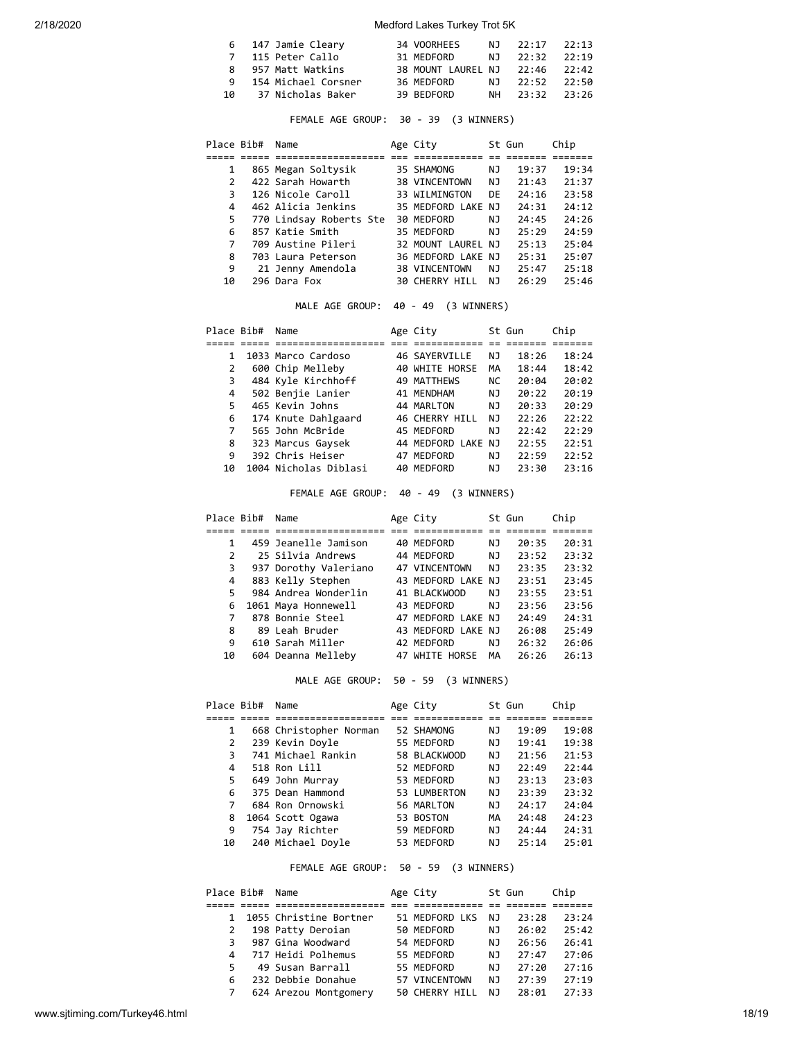| Place | Bib# | Name | Age | City | St | Gun | Chip |
|---|---|---|---|---|---|---|---|
| 6 | 147 | Jamie Cleary | 34 | VOORHEES | NJ | 22:17 | 22:13 |
| 7 | 115 | Peter Callo | 31 | MEDFORD | NJ | 22:32 | 22:19 |
| 8 | 957 | Matt Watkins | 38 | MOUNT LAUREL | NJ | 22:46 | 22:42 |
| 9 | 154 | Michael Corsner | 36 | MEDFORD | NJ | 22:52 | 22:50 |
| 10 | 37 | Nicholas Baker | 39 | BEDFORD | NH | 23:32 | 23:26 |

FEMALE AGE GROUP: 30 - 39 (3 WINNERS)

| Place | Bib# | Name | Age | City | St | Gun | Chip |
|---|---|---|---|---|---|---|---|
| 1 | 865 | Megan Soltysik | 35 | SHAMONG | NJ | 19:37 | 19:34 |
| 2 | 422 | Sarah Howarth | 38 | VINCENTOWN | NJ | 21:43 | 21:37 |
| 3 | 126 | Nicole Caroll | 33 | WILMINGTON | DE | 24:16 | 23:58 |
| 4 | 462 | Alicia Jenkins | 35 | MEDFORD LAKE | NJ | 24:31 | 24:12 |
| 5 | 770 | Lindsay Roberts Ste | 30 | MEDFORD | NJ | 24:45 | 24:26 |
| 6 | 857 | Katie Smith | 35 | MEDFORD | NJ | 25:29 | 24:59 |
| 7 | 709 | Austine Pileri | 32 | MOUNT LAUREL | NJ | 25:13 | 25:04 |
| 8 | 703 | Laura Peterson | 36 | MEDFORD LAKE | NJ | 25:31 | 25:07 |
| 9 | 21 | Jenny Amendola | 38 | VINCENTOWN | NJ | 25:47 | 25:18 |
| 10 | 296 | Dara Fox | 30 | CHERRY HILL | NJ | 26:29 | 25:46 |

MALE AGE GROUP: 40 - 49 (3 WINNERS)

| Place | Bib# | Name | Age | City | St | Gun | Chip |
|---|---|---|---|---|---|---|---|
| 1 | 1033 | Marco Cardoso | 46 | SAYERVILLE | NJ | 18:26 | 18:24 |
| 2 | 600 | Chip Melleby | 40 | WHITE HORSE | MA | 18:44 | 18:42 |
| 3 | 484 | Kyle Kirchhoff | 49 | MATTHEWS | NC | 20:04 | 20:02 |
| 4 | 502 | Benjie Lanier | 41 | MENDHAM | NJ | 20:22 | 20:19 |
| 5 | 465 | Kevin Johns | 44 | MARLTON | NJ | 20:33 | 20:29 |
| 6 | 174 | Knute Dahlgaard | 46 | CHERRY HILL | NJ | 22:26 | 22:22 |
| 7 | 565 | John McBride | 45 | MEDFORD | NJ | 22:42 | 22:29 |
| 8 | 323 | Marcus Gaysek | 44 | MEDFORD LAKE | NJ | 22:55 | 22:51 |
| 9 | 392 | Chris Heiser | 47 | MEDFORD | NJ | 22:59 | 22:52 |
| 10 | 1004 | Nicholas Diblasi | 40 | MEDFORD | NJ | 23:30 | 23:16 |

FEMALE AGE GROUP: 40 - 49 (3 WINNERS)

| Place | Bib# | Name | Age | City | St | Gun | Chip |
|---|---|---|---|---|---|---|---|
| 1 | 459 | Jeanelle Jamison | 40 | MEDFORD | NJ | 20:35 | 20:31 |
| 2 | 25 | Silvia Andrews | 44 | MEDFORD | NJ | 23:52 | 23:32 |
| 3 | 937 | Dorothy Valeriano | 47 | VINCENTOWN | NJ | 23:35 | 23:32 |
| 4 | 883 | Kelly Stephen | 43 | MEDFORD LAKE | NJ | 23:51 | 23:45 |
| 5 | 984 | Andrea Wonderlin | 41 | BLACKWOOD | NJ | 23:55 | 23:51 |
| 6 | 1061 | Maya Honnewell | 43 | MEDFORD | NJ | 23:56 | 23:56 |
| 7 | 878 | Bonnie Steel | 47 | MEDFORD LAKE | NJ | 24:49 | 24:31 |
| 8 | 89 | Leah Bruder | 43 | MEDFORD LAKE | NJ | 26:08 | 25:49 |
| 9 | 610 | Sarah Miller | 42 | MEDFORD | NJ | 26:32 | 26:06 |
| 10 | 604 | Deanna Melleby | 47 | WHITE HORSE | MA | 26:26 | 26:13 |

MALE AGE GROUP: 50 - 59 (3 WINNERS)

| Place | Bib# | Name | Age | City | St | Gun | Chip |
|---|---|---|---|---|---|---|---|
| 1 | 668 | Christopher Norman | 52 | SHAMONG | NJ | 19:09 | 19:08 |
| 2 | 239 | Kevin Doyle | 55 | MEDFORD | NJ | 19:41 | 19:38 |
| 3 | 741 | Michael Rankin | 58 | BLACKWOOD | NJ | 21:56 | 21:53 |
| 4 | 518 | Ron Lill | 52 | MEDFORD | NJ | 22:49 | 22:44 |
| 5 | 649 | John Murray | 53 | MEDFORD | NJ | 23:13 | 23:03 |
| 6 | 375 | Dean Hammond | 53 | LUMBERTON | NJ | 23:39 | 23:32 |
| 7 | 684 | Ron Ornowski | 56 | MARLTON | NJ | 24:17 | 24:04 |
| 8 | 1064 | Scott Ogawa | 53 | BOSTON | MA | 24:48 | 24:23 |
| 9 | 754 | Jay Richter | 59 | MEDFORD | NJ | 24:44 | 24:31 |
| 10 | 240 | Michael Doyle | 53 | MEDFORD | NJ | 25:14 | 25:01 |

FEMALE AGE GROUP: 50 - 59 (3 WINNERS)

| Place | Bib# | Name | Age | City | St | Gun | Chip |
|---|---|---|---|---|---|---|---|
| 1 | 1055 | Christine Bortner | 51 | MEDFORD LKS | NJ | 23:28 | 23:24 |
| 2 | 198 | Patty Deroian | 50 | MEDFORD | NJ | 26:02 | 25:42 |
| 3 | 987 | Gina Woodward | 54 | MEDFORD | NJ | 26:56 | 26:41 |
| 4 | 717 | Heidi Polhemus | 55 | MEDFORD | NJ | 27:47 | 27:06 |
| 5 | 49 | Susan Barrall | 55 | MEDFORD | NJ | 27:20 | 27:16 |
| 6 | 232 | Debbie Donahue | 57 | VINCENTOWN | NJ | 27:39 | 27:19 |
| 7 | 624 | Arezou Montgomery | 50 | CHERRY HILL | NJ | 28:01 | 27:33 |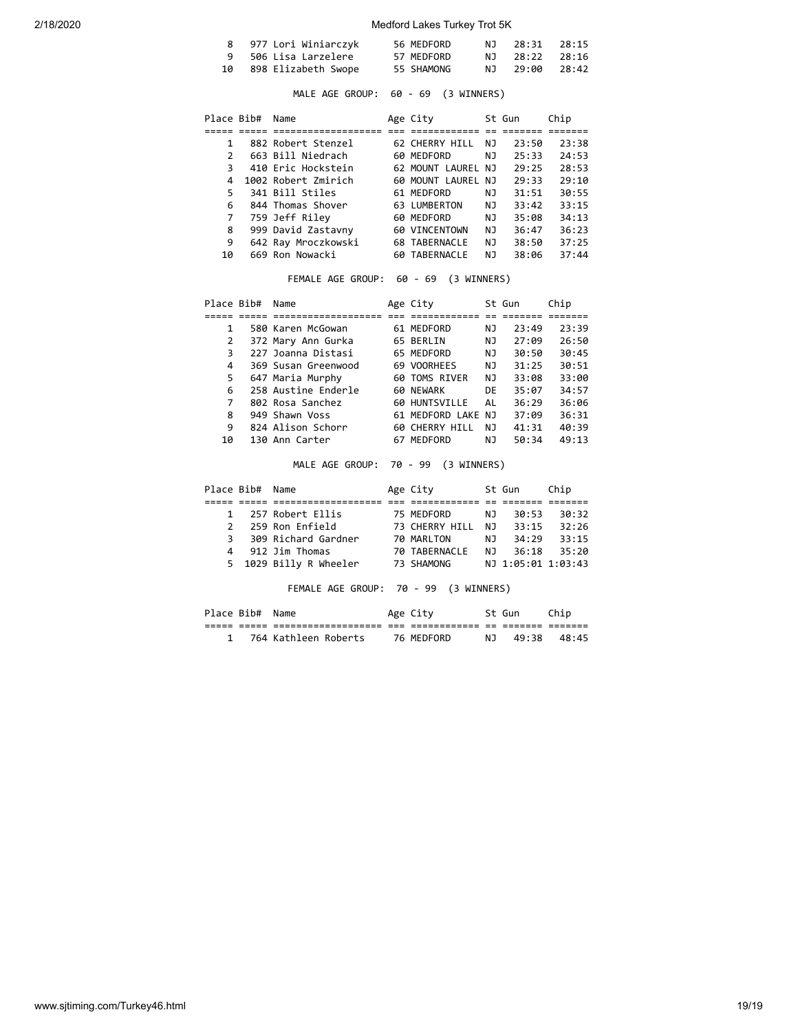| Place | Bib# | Name | Age | City | St | Gun | Chip |
|---|---|---|---|---|---|---|---|
| 8 | 977 | Lori Winiarczyk | 56 | MEDFORD | NJ | 28:31 | 28:15 |
| 9 | 506 | Lisa Larzelere | 57 | MEDFORD | NJ | 28:22 | 28:16 |
| 10 | 898 | Elizabeth Swope | 55 | SHAMONG | NJ | 29:00 | 28:42 |

MALE AGE GROUP: 60 - 69 (3 WINNERS)

| Place | Bib# | Name | Age | City | St | Gun | Chip |
|---|---|---|---|---|---|---|---|
| 1 | 882 | Robert Stenzel | 62 | CHERRY HILL | NJ | 23:50 | 23:38 |
| 2 | 663 | Bill Niedrach | 60 | MEDFORD | NJ | 25:33 | 24:53 |
| 3 | 410 | Eric Hockstein | 62 | MOUNT LAUREL | NJ | 29:25 | 28:53 |
| 4 | 1002 | Robert Zmirich | 60 | MOUNT LAUREL | NJ | 29:33 | 29:10 |
| 5 | 341 | Bill Stiles | 61 | MEDFORD | NJ | 31:51 | 30:55 |
| 6 | 844 | Thomas Shover | 63 | LUMBERTON | NJ | 33:42 | 33:15 |
| 7 | 759 | Jeff Riley | 60 | MEDFORD | NJ | 35:08 | 34:13 |
| 8 | 999 | David Zastavny | 60 | VINCENTOWN | NJ | 36:47 | 36:23 |
| 9 | 642 | Ray Mroczkowski | 68 | TABERNACLE | NJ | 38:50 | 37:25 |
| 10 | 669 | Ron Nowacki | 60 | TABERNACLE | NJ | 38:06 | 37:44 |

FEMALE AGE GROUP: 60 - 69 (3 WINNERS)

| Place | Bib# | Name | Age | City | St | Gun | Chip |
|---|---|---|---|---|---|---|---|
| 1 | 580 | Karen McGowan | 61 | MEDFORD | NJ | 23:49 | 23:39 |
| 2 | 372 | Mary Ann Gurka | 65 | BERLIN | NJ | 27:09 | 26:50 |
| 3 | 227 | Joanna Distasi | 65 | MEDFORD | NJ | 30:50 | 30:45 |
| 4 | 369 | Susan Greenwood | 69 | VOORHEES | NJ | 31:25 | 30:51 |
| 5 | 647 | Maria Murphy | 60 | TOMS RIVER | NJ | 33:08 | 33:00 |
| 6 | 258 | Austine Enderle | 60 | NEWARK | DE | 35:07 | 34:57 |
| 7 | 802 | Rosa Sanchez | 60 | HUNTSVILLE | AL | 36:29 | 36:06 |
| 8 | 949 | Shawn Voss | 61 | MEDFORD LAKE | NJ | 37:09 | 36:31 |
| 9 | 824 | Alison Schorr | 60 | CHERRY HILL | NJ | 41:31 | 40:39 |
| 10 | 130 | Ann Carter | 67 | MEDFORD | NJ | 50:34 | 49:13 |

MALE AGE GROUP: 70 - 99 (3 WINNERS)

| Place | Bib# | Name | Age | City | St | Gun | Chip |
|---|---|---|---|---|---|---|---|
| 1 | 257 | Robert Ellis | 75 | MEDFORD | NJ | 30:53 | 30:32 |
| 2 | 259 | Ron Enfield | 73 | CHERRY HILL | NJ | 33:15 | 32:26 |
| 3 | 309 | Richard Gardner | 70 | MARLTON | NJ | 34:29 | 33:15 |
| 4 | 912 | Jim Thomas | 70 | TABERNACLE | NJ | 36:18 | 35:20 |
| 5 | 1029 | Billy R Wheeler | 73 | SHAMONG | NJ | 1:05:01 | 1:03:43 |

FEMALE AGE GROUP: 70 - 99 (3 WINNERS)

| Place | Bib# | Name | Age | City | St | Gun | Chip |
|---|---|---|---|---|---|---|---|
| 1 | 764 | Kathleen Roberts | 76 | MEDFORD | NJ | 49:38 | 48:45 |